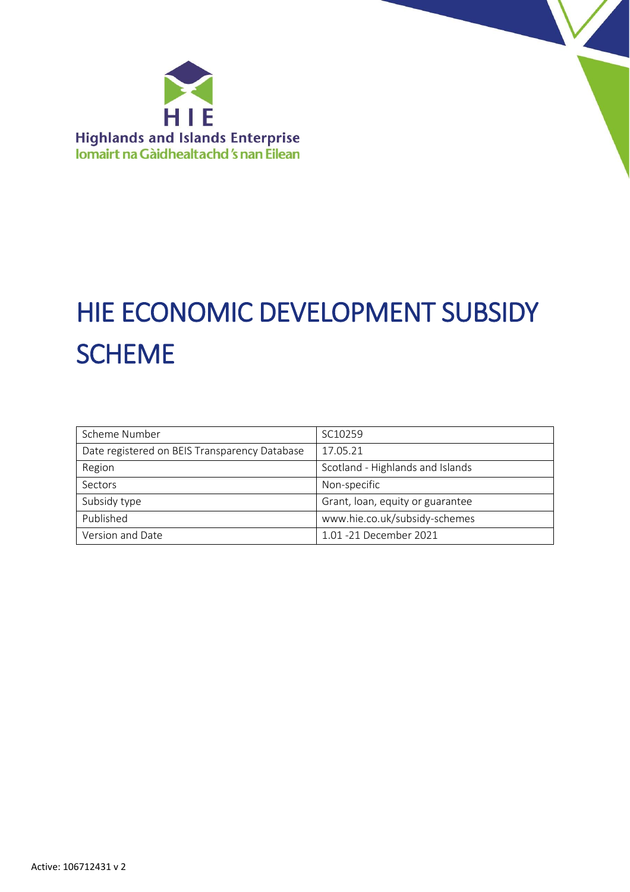HIE

Highlands and Islands Enterprise

Iomairt na Gàidhealtachd 's nan Eilean

# HIE ECONOMIC DEVELOPMENT SUBSIDY SCHEME

| | |
|---|---|
| Scheme Number | SC10259 |
| Date registered on BEIS Transparency Database | 17.05.21 |
| Region | Scotland - Highlands and Islands |
| Sectors | Non-specific |
| Subsidy type | Grant, loan, equity or guarantee |
| Published | www.hie.co.uk/subsidy-schemes |
| Version and Date | 1.01 -21 December 2021 |

Active: 106712431 v 2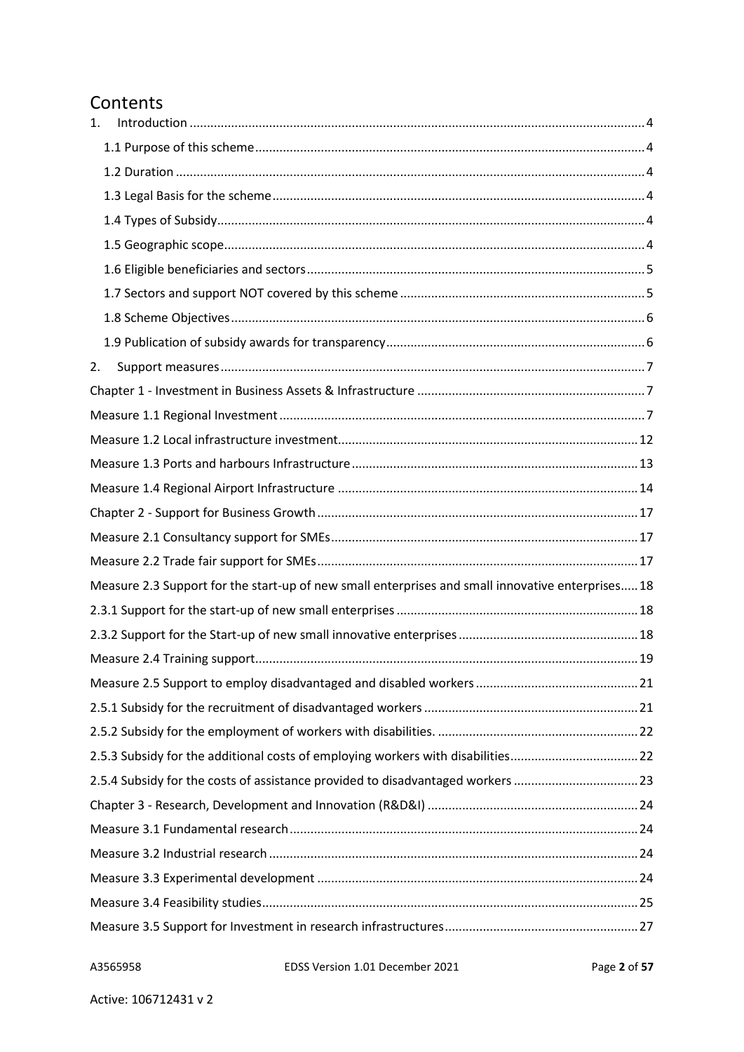# Contents

1. Introduction ........ 4
   - 1.1 Purpose of this scheme ........ 4
   - 1.2 Duration ........ 4
   - 1.3 Legal Basis for the scheme ........ 4
   - 1.4 Types of Subsidy ........ 4
   - 1.5 Geographic scope ........ 4
   - 1.6 Eligible beneficiaries and sectors ........ 5
   - 1.7 Sectors and support NOT covered by this scheme ........ 5
   - 1.8 Scheme Objectives ........ 6
   - 1.9 Publication of subsidy awards for transparency ........ 6
2. Support measures ........ 7

Chapter 1 - Investment in Business Assets & Infrastructure ........ 7

Measure 1.1 Regional Investment ........ 7

Measure 1.2 Local infrastructure investment ........ 12

Measure 1.3 Ports and harbours Infrastructure ........ 13

Measure 1.4 Regional Airport Infrastructure ........ 14

Chapter 2 - Support for Business Growth ........ 17

Measure 2.1 Consultancy support for SMEs ........ 17

Measure 2.2 Trade fair support for SMEs ........ 17

Measure 2.3 Support for the start-up of new small enterprises and small innovative enterprises ........ 18

2.3.1 Support for the start-up of new small enterprises ........ 18

2.3.2 Support for the Start-up of new small innovative enterprises ........ 18

Measure 2.4 Training support ........ 19

Measure 2.5 Support to employ disadvantaged and disabled workers ........ 21

2.5.1 Subsidy for the recruitment of disadvantaged workers ........ 21

2.5.2 Subsidy for the employment of workers with disabilities. ........ 22

2.5.3 Subsidy for the additional costs of employing workers with disabilities ........ 22

2.5.4 Subsidy for the costs of assistance provided to disadvantaged workers ........ 23

Chapter 3 - Research, Development and Innovation (R&D&I) ........ 24

Measure 3.1 Fundamental research ........ 24

Measure 3.2 Industrial research ........ 24

Measure 3.3 Experimental development ........ 24

Measure 3.4 Feasibility studies ........ 25

Measure 3.5 Support for Investment in research infrastructures ........ 27

A3565958 EDSS Version 1.01 December 2021

Active: 106712431 v 2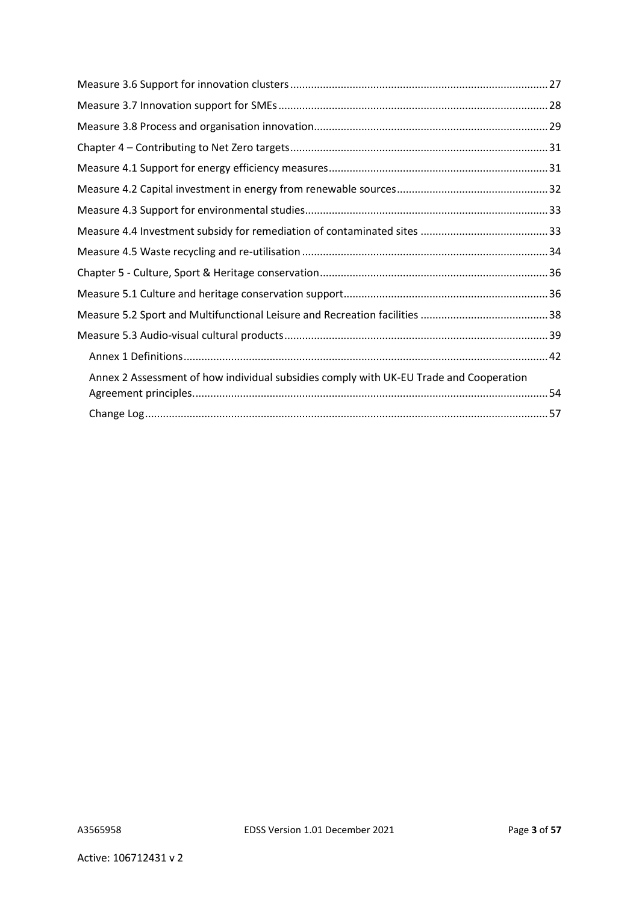Measure 3.6 Support for innovation clusters ..... 27

Measure 3.7 Innovation support for SMEs ..... 28

Measure 3.8 Process and organisation innovation ..... 29

Chapter 4 – Contributing to Net Zero targets ..... 31

Measure 4.1 Support for energy efficiency measures ..... 31

Measure 4.2 Capital investment in energy from renewable sources ..... 32

Measure 4.3 Support for environmental studies ..... 33

Measure 4.4 Investment subsidy for remediation of contaminated sites ..... 33

Measure 4.5 Waste recycling and re-utilisation ..... 34

Chapter 5 - Culture, Sport & Heritage conservation ..... 36

Measure 5.1 Culture and heritage conservation support ..... 36

Measure 5.2 Sport and Multifunctional Leisure and Recreation facilities ..... 38

Measure 5.3 Audio-visual cultural products ..... 39

- Annex 1 Definitions ..... 42
- Annex 2 Assessment of how individual subsidies comply with UK-EU Trade and Cooperation Agreement principles. ..... 54
- Change Log ..... 57

A3565958 EDSS Version 1.01 December 2021

Active: 106712431 v 2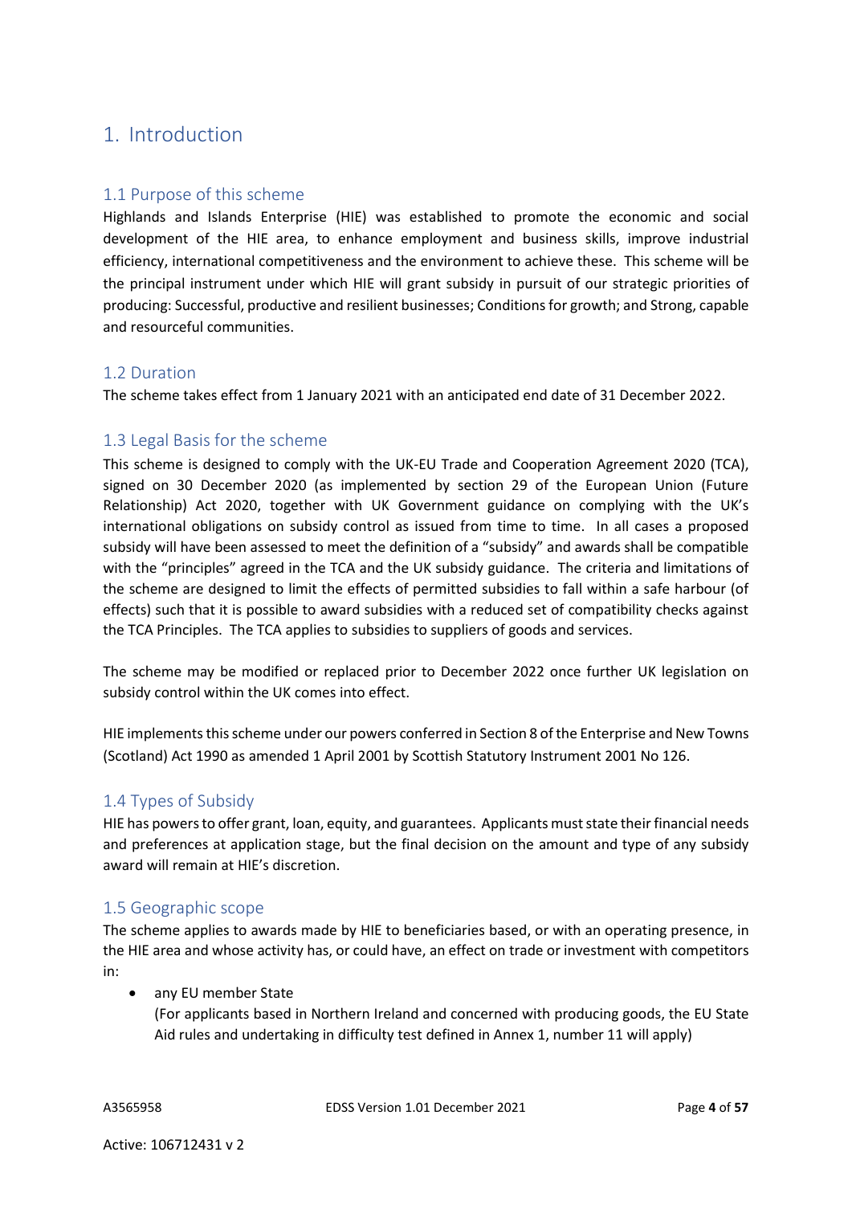# 1. Introduction

## 1.1 Purpose of this scheme

Highlands and Islands Enterprise (HIE) was established to promote the economic and social development of the HIE area, to enhance employment and business skills, improve industrial efficiency, international competitiveness and the environment to achieve these. This scheme will be the principal instrument under which HIE will grant subsidy in pursuit of our strategic priorities of producing: Successful, productive and resilient businesses; Conditions for growth; and Strong, capable and resourceful communities.

## 1.2 Duration

The scheme takes effect from 1 January 2021 with an anticipated end date of 31 December 2022.

## 1.3 Legal Basis for the scheme

This scheme is designed to comply with the UK-EU Trade and Cooperation Agreement 2020 (TCA), signed on 30 December 2020 (as implemented by section 29 of the European Union (Future Relationship) Act 2020, together with UK Government guidance on complying with the UK's international obligations on subsidy control as issued from time to time. In all cases a proposed subsidy will have been assessed to meet the definition of a "subsidy" and awards shall be compatible with the "principles" agreed in the TCA and the UK subsidy guidance. The criteria and limitations of the scheme are designed to limit the effects of permitted subsidies to fall within a safe harbour (of effects) such that it is possible to award subsidies with a reduced set of compatibility checks against the TCA Principles. The TCA applies to subsidies to suppliers of goods and services.

The scheme may be modified or replaced prior to December 2022 once further UK legislation on subsidy control within the UK comes into effect.

HIE implements this scheme under our powers conferred in Section 8 of the Enterprise and New Towns (Scotland) Act 1990 as amended 1 April 2001 by Scottish Statutory Instrument 2001 No 126.

## 1.4 Types of Subsidy

HIE has powers to offer grant, loan, equity, and guarantees. Applicants must state their financial needs and preferences at application stage, but the final decision on the amount and type of any subsidy award will remain at HIE's discretion.

## 1.5 Geographic scope

The scheme applies to awards made by HIE to beneficiaries based, or with an operating presence, in the HIE area and whose activity has, or could have, an effect on trade or investment with competitors in:

- any EU member State
  (For applicants based in Northern Ireland and concerned with producing goods, the EU State Aid rules and undertaking in difficulty test defined in Annex 1, number 11 will apply)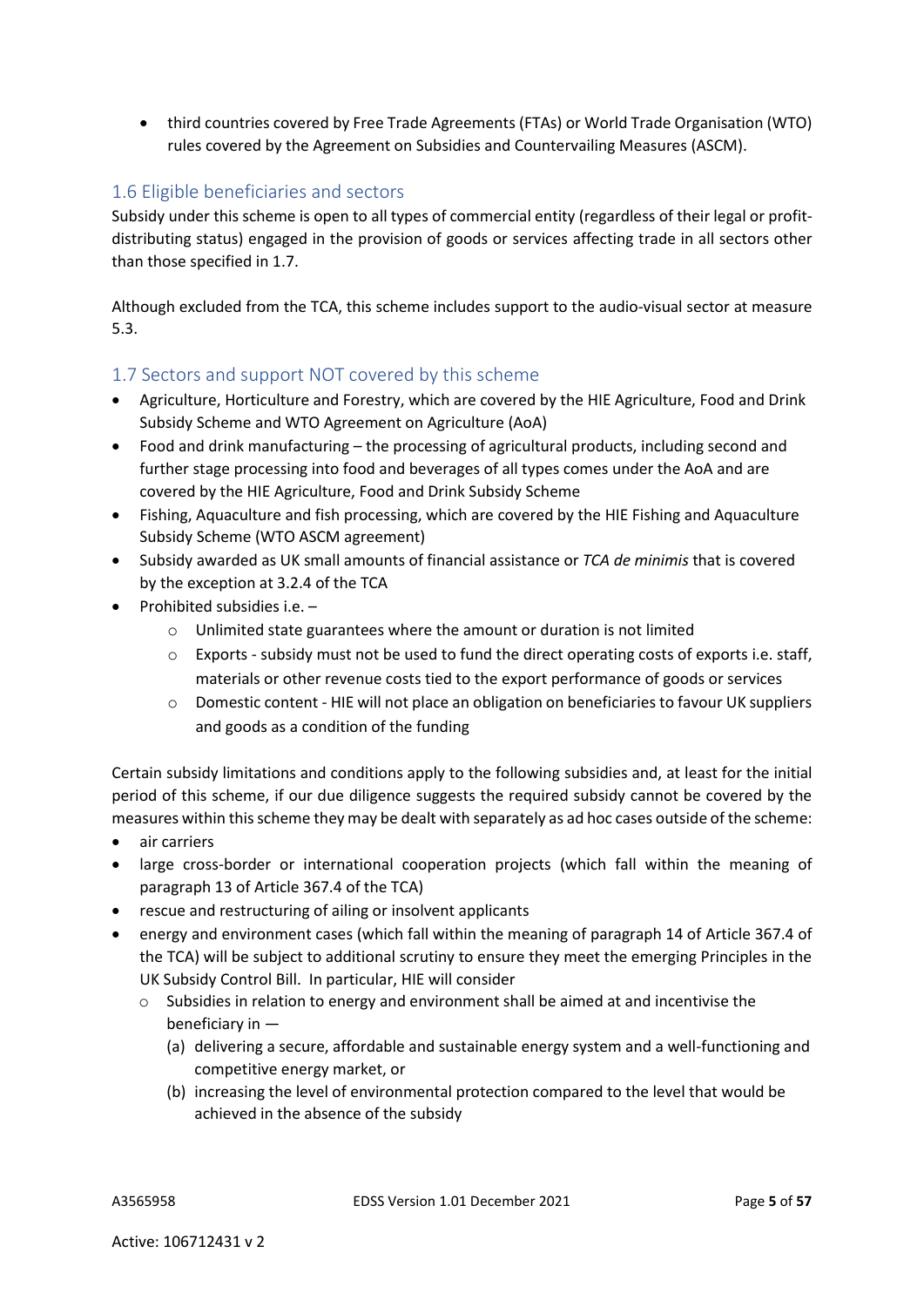- third countries covered by Free Trade Agreements (FTAs) or World Trade Organisation (WTO) rules covered by the Agreement on Subsidies and Countervailing Measures (ASCM).

## 1.6 Eligible beneficiaries and sectors

Subsidy under this scheme is open to all types of commercial entity (regardless of their legal or profit-distributing status) engaged in the provision of goods or services affecting trade in all sectors other than those specified in 1.7.

Although excluded from the TCA, this scheme includes support to the audio-visual sector at measure 5.3.

## 1.7 Sectors and support NOT covered by this scheme

- Agriculture, Horticulture and Forestry, which are covered by the HIE Agriculture, Food and Drink Subsidy Scheme and WTO Agreement on Agriculture (AoA)
- Food and drink manufacturing – the processing of agricultural products, including second and further stage processing into food and beverages of all types comes under the AoA and are covered by the HIE Agriculture, Food and Drink Subsidy Scheme
- Fishing, Aquaculture and fish processing, which are covered by the HIE Fishing and Aquaculture Subsidy Scheme (WTO ASCM agreement)
- Subsidy awarded as UK small amounts of financial assistance or *TCA de minimis* that is covered by the exception at 3.2.4 of the TCA
- Prohibited subsidies i.e. –
  - Unlimited state guarantees where the amount or duration is not limited
  - Exports - subsidy must not be used to fund the direct operating costs of exports i.e. staff, materials or other revenue costs tied to the export performance of goods or services
  - Domestic content - HIE will not place an obligation on beneficiaries to favour UK suppliers and goods as a condition of the funding

Certain subsidy limitations and conditions apply to the following subsidies and, at least for the initial period of this scheme, if our due diligence suggests the required subsidy cannot be covered by the measures within this scheme they may be dealt with separately as ad hoc cases outside of the scheme:

- air carriers
- large cross-border or international cooperation projects (which fall within the meaning of paragraph 13 of Article 367.4 of the TCA)
- rescue and restructuring of ailing or insolvent applicants
- energy and environment cases (which fall within the meaning of paragraph 14 of Article 367.4 of the TCA) will be subject to additional scrutiny to ensure they meet the emerging Principles in the UK Subsidy Control Bill. In particular, HIE will consider
  - Subsidies in relation to energy and environment shall be aimed at and incentivise the beneficiary in —
    - (a) delivering a secure, affordable and sustainable energy system and a well-functioning and competitive energy market, or
    - (b) increasing the level of environmental protection compared to the level that would be achieved in the absence of the subsidy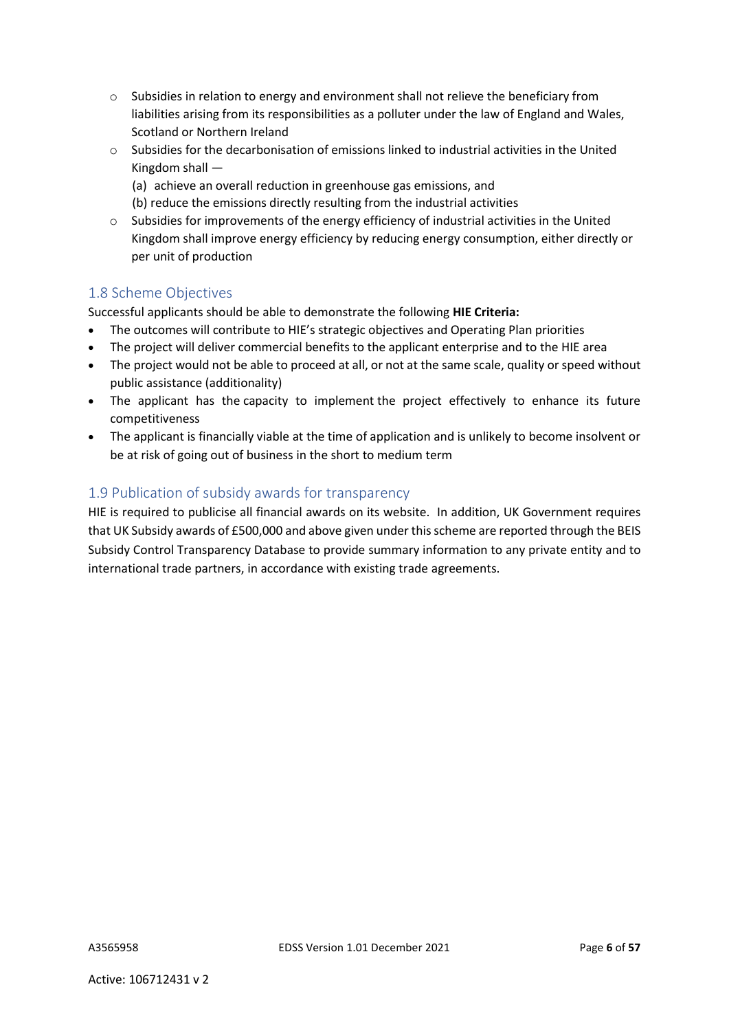- Subsidies in relation to energy and environment shall not relieve the beneficiary from liabilities arising from its responsibilities as a polluter under the law of England and Wales, Scotland or Northern Ireland
- Subsidies for the decarbonisation of emissions linked to industrial activities in the United Kingdom shall —
  (a) achieve an overall reduction in greenhouse gas emissions, and
  (b) reduce the emissions directly resulting from the industrial activities
- Subsidies for improvements of the energy efficiency of industrial activities in the United Kingdom shall improve energy efficiency by reducing energy consumption, either directly or per unit of production

## 1.8 Scheme Objectives

Successful applicants should be able to demonstrate the following **HIE Criteria:**

- The outcomes will contribute to HIE's strategic objectives and Operating Plan priorities
- The project will deliver commercial benefits to the applicant enterprise and to the HIE area
- The project would not be able to proceed at all, or not at the same scale, quality or speed without public assistance (additionality)
- The applicant has the capacity to implement the project effectively to enhance its future competitiveness
- The applicant is financially viable at the time of application and is unlikely to become insolvent or be at risk of going out of business in the short to medium term

## 1.9 Publication of subsidy awards for transparency

HIE is required to publicise all financial awards on its website. In addition, UK Government requires that UK Subsidy awards of £500,000 and above given under this scheme are reported through the BEIS Subsidy Control Transparency Database to provide summary information to any private entity and to international trade partners, in accordance with existing trade agreements.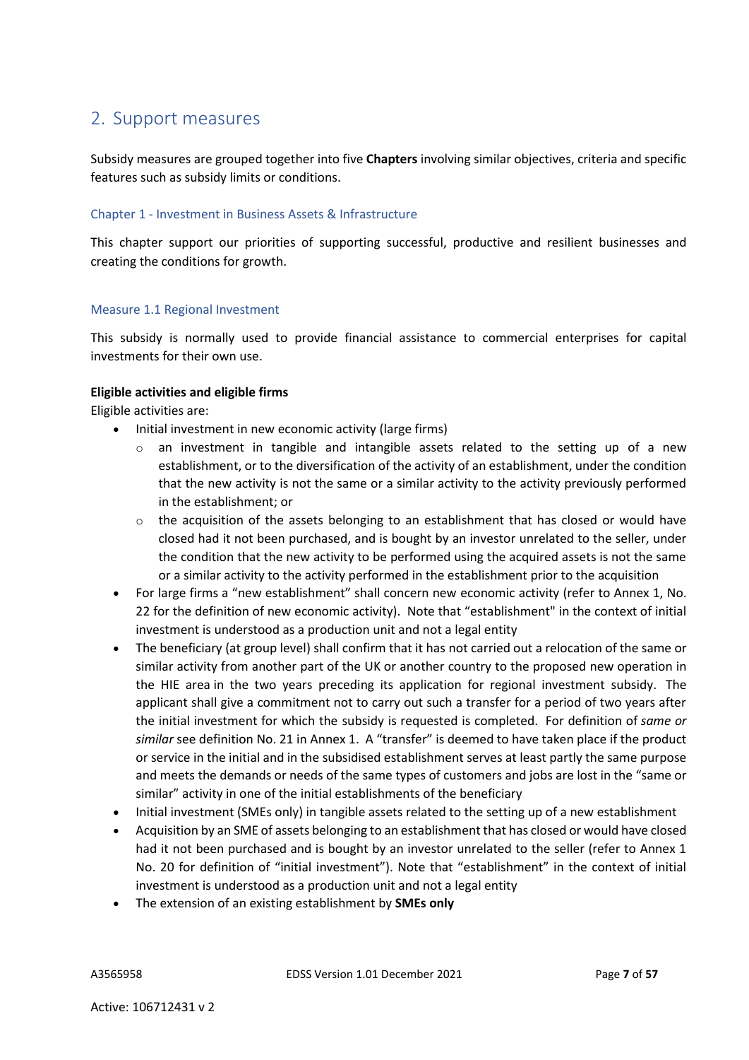## 2. Support measures

Subsidy measures are grouped together into five **Chapters** involving similar objectives, criteria and specific features such as subsidy limits or conditions.

### Chapter 1 - Investment in Business Assets & Infrastructure

This chapter support our priorities of supporting successful, productive and resilient businesses and creating the conditions for growth.

#### Measure 1.1 Regional Investment

This subsidy is normally used to provide financial assistance to commercial enterprises for capital investments for their own use.

**Eligible activities and eligible firms**

Eligible activities are:

- Initial investment in new economic activity (large firms)
    - an investment in tangible and intangible assets related to the setting up of a new establishment, or to the diversification of the activity of an establishment, under the condition that the new activity is not the same or a similar activity to the activity previously performed in the establishment; or
    - the acquisition of the assets belonging to an establishment that has closed or would have closed had it not been purchased, and is bought by an investor unrelated to the seller, under the condition that the new activity to be performed using the acquired assets is not the same or a similar activity to the activity performed in the establishment prior to the acquisition
- For large firms a "new establishment" shall concern new economic activity (refer to Annex 1, No. 22 for the definition of new economic activity). Note that "establishment" in the context of initial investment is understood as a production unit and not a legal entity
- The beneficiary (at group level) shall confirm that it has not carried out a relocation of the same or similar activity from another part of the UK or another country to the proposed new operation in the HIE area in the two years preceding its application for regional investment subsidy. The applicant shall give a commitment not to carry out such a transfer for a period of two years after the initial investment for which the subsidy is requested is completed. For definition of *same or similar* see definition No. 21 in Annex 1. A "transfer" is deemed to have taken place if the product or service in the initial and in the subsidised establishment serves at least partly the same purpose and meets the demands or needs of the same types of customers and jobs are lost in the "same or similar" activity in one of the initial establishments of the beneficiary
- Initial investment (SMEs only) in tangible assets related to the setting up of a new establishment
- Acquisition by an SME of assets belonging to an establishment that has closed or would have closed had it not been purchased and is bought by an investor unrelated to the seller (refer to Annex 1 No. 20 for definition of "initial investment"). Note that "establishment" in the context of initial investment is understood as a production unit and not a legal entity
- The extension of an existing establishment by **SMEs only**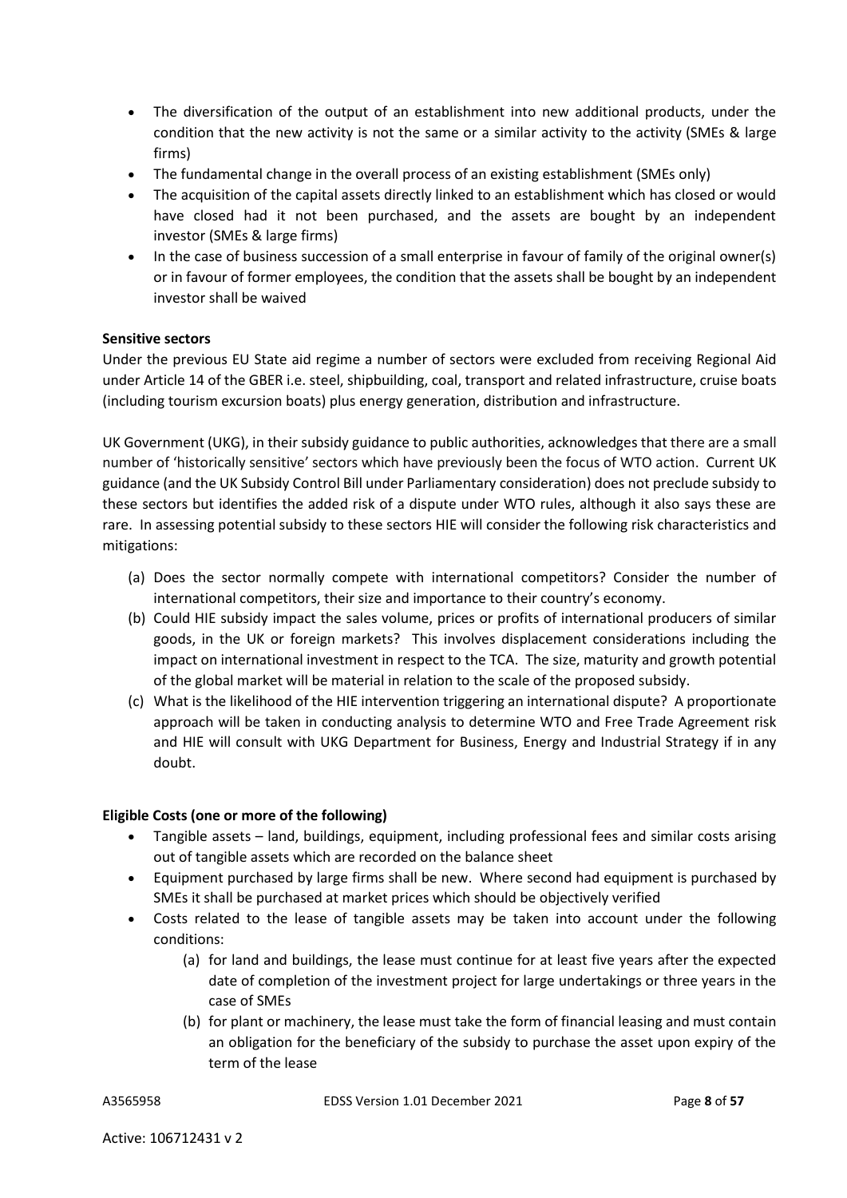- The diversification of the output of an establishment into new additional products, under the condition that the new activity is not the same or a similar activity to the activity (SMEs & large firms)
- The fundamental change in the overall process of an existing establishment (SMEs only)
- The acquisition of the capital assets directly linked to an establishment which has closed or would have closed had it not been purchased, and the assets are bought by an independent investor (SMEs & large firms)
- In the case of business succession of a small enterprise in favour of family of the original owner(s) or in favour of former employees, the condition that the assets shall be bought by an independent investor shall be waived

**Sensitive sectors**

Under the previous EU State aid regime a number of sectors were excluded from receiving Regional Aid under Article 14 of the GBER i.e. steel, shipbuilding, coal, transport and related infrastructure, cruise boats (including tourism excursion boats) plus energy generation, distribution and infrastructure.

UK Government (UKG), in their subsidy guidance to public authorities, acknowledges that there are a small number of 'historically sensitive' sectors which have previously been the focus of WTO action. Current UK guidance (and the UK Subsidy Control Bill under Parliamentary consideration) does not preclude subsidy to these sectors but identifies the added risk of a dispute under WTO rules, although it also says these are rare. In assessing potential subsidy to these sectors HIE will consider the following risk characteristics and mitigations:

(a) Does the sector normally compete with international competitors? Consider the number of international competitors, their size and importance to their country's economy.

(b) Could HIE subsidy impact the sales volume, prices or profits of international producers of similar goods, in the UK or foreign markets? This involves displacement considerations including the impact on international investment in respect to the TCA. The size, maturity and growth potential of the global market will be material in relation to the scale of the proposed subsidy.

(c) What is the likelihood of the HIE intervention triggering an international dispute? A proportionate approach will be taken in conducting analysis to determine WTO and Free Trade Agreement risk and HIE will consult with UKG Department for Business, Energy and Industrial Strategy if in any doubt.

**Eligible Costs (one or more of the following)**

- Tangible assets – land, buildings, equipment, including professional fees and similar costs arising out of tangible assets which are recorded on the balance sheet
- Equipment purchased by large firms shall be new. Where second had equipment is purchased by SMEs it shall be purchased at market prices which should be objectively verified
- Costs related to the lease of tangible assets may be taken into account under the following conditions:
  - (a) for land and buildings, the lease must continue for at least five years after the expected date of completion of the investment project for large undertakings or three years in the case of SMEs
  - (b) for plant or machinery, the lease must take the form of financial leasing and must contain an obligation for the beneficiary of the subsidy to purchase the asset upon expiry of the term of the lease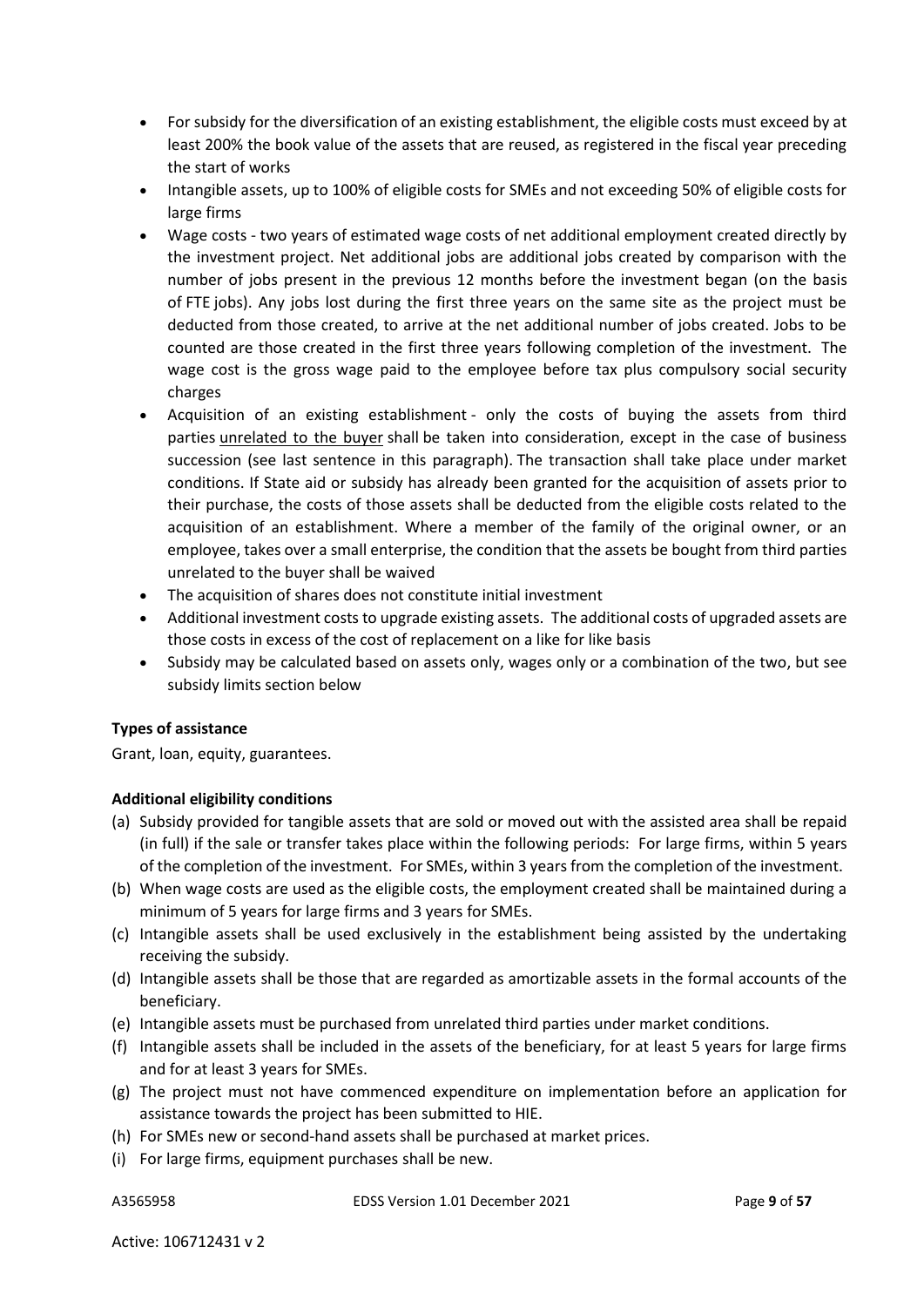- For subsidy for the diversification of an existing establishment, the eligible costs must exceed by at least 200% the book value of the assets that are reused, as registered in the fiscal year preceding the start of works
- Intangible assets, up to 100% of eligible costs for SMEs and not exceeding 50% of eligible costs for large firms
- Wage costs - two years of estimated wage costs of net additional employment created directly by the investment project. Net additional jobs are additional jobs created by comparison with the number of jobs present in the previous 12 months before the investment began (on the basis of FTE jobs). Any jobs lost during the first three years on the same site as the project must be deducted from those created, to arrive at the net additional number of jobs created. Jobs to be counted are those created in the first three years following completion of the investment. The wage cost is the gross wage paid to the employee before tax plus compulsory social security charges
- Acquisition of an existing establishment - only the costs of buying the assets from third parties unrelated to the buyer shall be taken into consideration, except in the case of business succession (see last sentence in this paragraph). The transaction shall take place under market conditions. If State aid or subsidy has already been granted for the acquisition of assets prior to their purchase, the costs of those assets shall be deducted from the eligible costs related to the acquisition of an establishment. Where a member of the family of the original owner, or an employee, takes over a small enterprise, the condition that the assets be bought from third parties unrelated to the buyer shall be waived
- The acquisition of shares does not constitute initial investment
- Additional investment costs to upgrade existing assets. The additional costs of upgraded assets are those costs in excess of the cost of replacement on a like for like basis
- Subsidy may be calculated based on assets only, wages only or a combination of the two, but see subsidy limits section below

**Types of assistance**

Grant, loan, equity, guarantees.

**Additional eligibility conditions**

(a) Subsidy provided for tangible assets that are sold or moved out with the assisted area shall be repaid (in full) if the sale or transfer takes place within the following periods: For large firms, within 5 years of the completion of the investment. For SMEs, within 3 years from the completion of the investment.

(b) When wage costs are used as the eligible costs, the employment created shall be maintained during a minimum of 5 years for large firms and 3 years for SMEs.

(c) Intangible assets shall be used exclusively in the establishment being assisted by the undertaking receiving the subsidy.

(d) Intangible assets shall be those that are regarded as amortizable assets in the formal accounts of the beneficiary.

(e) Intangible assets must be purchased from unrelated third parties under market conditions.

(f) Intangible assets shall be included in the assets of the beneficiary, for at least 5 years for large firms and for at least 3 years for SMEs.

(g) The project must not have commenced expenditure on implementation before an application for assistance towards the project has been submitted to HIE.

(h) For SMEs new or second-hand assets shall be purchased at market prices.

(i) For large firms, equipment purchases shall be new.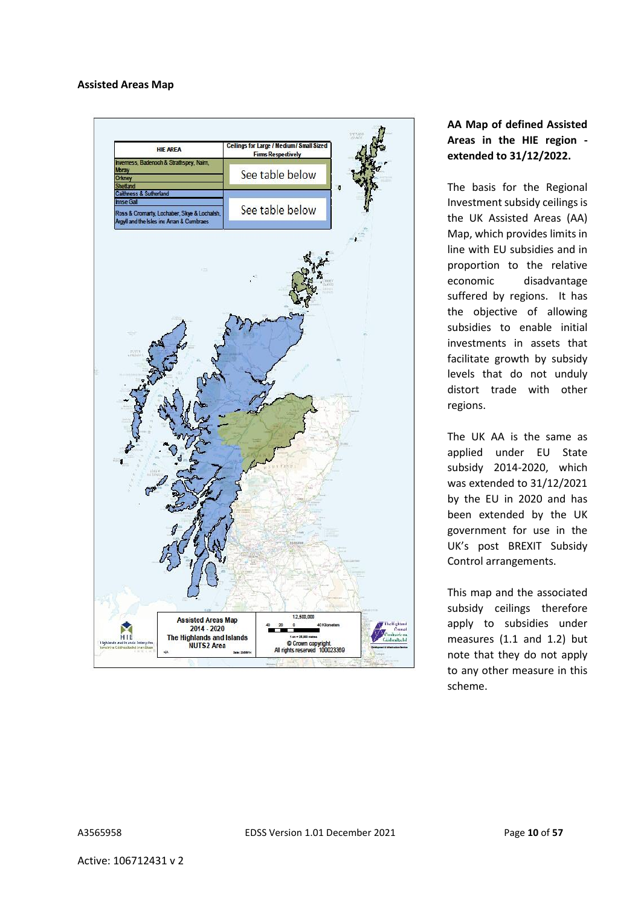**Assisted Areas Map**

| HIE AREA | Ceilings for Large / Medium / Small Sized Firms Respectively |
|---|---|
| Inverness, Badenoch & Strathspey, Nairn, Moray<br>Orkney<br>Shetland | See table below |
| Caithness & Sutherland<br>Innse Gall<br>Ross & Cromarty, Lochaber, Skye & Lochalsh, Argyll and the Isles inc Arran & Cumbraes | See table below |

Assisted Areas Map 2014 - 2020
The Highlands and Islands NUTS2 Area

1:2,500,000

© Crown copyright. All rights reserved 100023369

**AA Map of defined Assisted Areas in the HIE region - extended to 31/12/2022.**

The basis for the Regional Investment subsidy ceilings is the UK Assisted Areas (AA) Map, which provides limits in line with EU subsidies and in proportion to the relative economic disadvantage suffered by regions. It has the objective of allowing subsidies to enable initial investments in assets that facilitate growth by subsidy levels that do not unduly distort trade with other regions.

The UK AA is the same as applied under EU State subsidy 2014-2020, which was extended to 31/12/2021 by the EU in 2020 and has been extended by the UK government for use in the UK's post BREXIT Subsidy Control arrangements.

This map and the associated subsidy ceilings therefore apply to subsidies under measures (1.1 and 1.2) but note that they do not apply to any other measure in this scheme.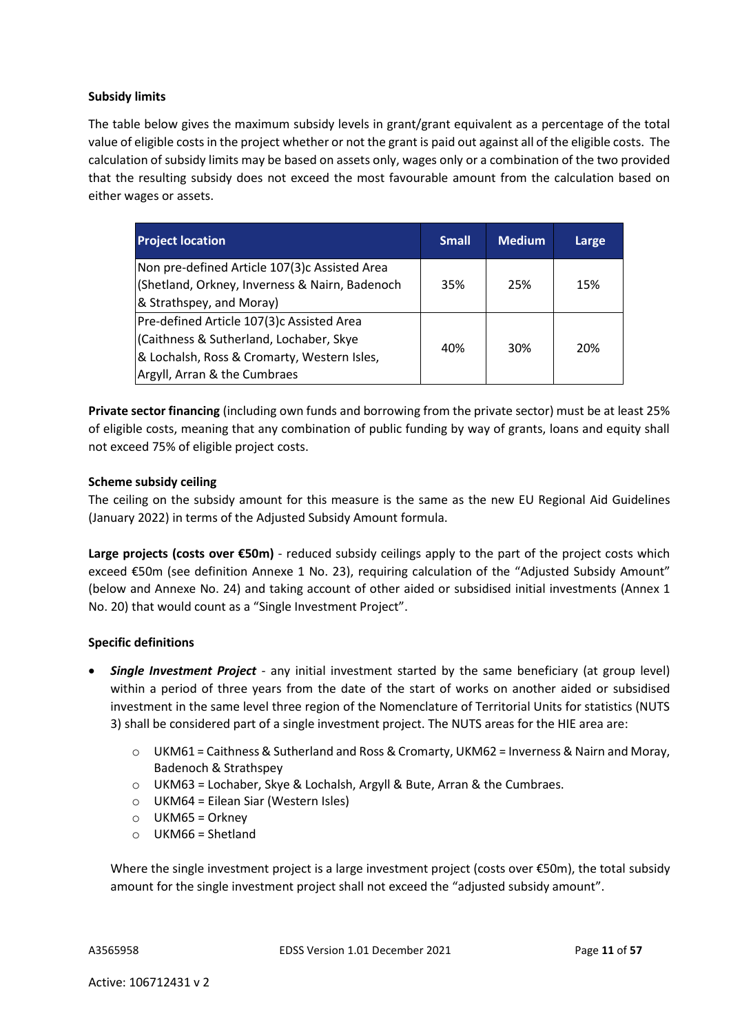**Subsidy limits**

The table below gives the maximum subsidy levels in grant/grant equivalent as a percentage of the total value of eligible costs in the project whether or not the grant is paid out against all of the eligible costs. The calculation of subsidy limits may be based on assets only, wages only or a combination of the two provided that the resulting subsidy does not exceed the most favourable amount from the calculation based on either wages or assets.

| Project location | Small | Medium | Large |
|---|---|---|---|
| Non pre-defined Article 107(3)c Assisted Area (Shetland, Orkney, Inverness & Nairn, Badenoch & Strathspey, and Moray) | 35% | 25% | 15% |
| Pre-defined Article 107(3)c Assisted Area (Caithness & Sutherland, Lochaber, Skye & Lochalsh, Ross & Cromarty, Western Isles, Argyll, Arran & the Cumbraes | 40% | 30% | 20% |

**Private sector financing** (including own funds and borrowing from the private sector) must be at least 25% of eligible costs, meaning that any combination of public funding by way of grants, loans and equity shall not exceed 75% of eligible project costs.

**Scheme subsidy ceiling**
The ceiling on the subsidy amount for this measure is the same as the new EU Regional Aid Guidelines (January 2022) in terms of the Adjusted Subsidy Amount formula.

**Large projects (costs over €50m)** - reduced subsidy ceilings apply to the part of the project costs which exceed €50m (see definition Annexe 1 No. 23), requiring calculation of the "Adjusted Subsidy Amount" (below and Annexe No. 24) and taking account of other aided or subsidised initial investments (Annex 1 No. 20) that would count as a "Single Investment Project".

**Specific definitions**

- ***Single Investment Project*** - any initial investment started by the same beneficiary (at group level) within a period of three years from the date of the start of works on another aided or subsidised investment in the same level three region of the Nomenclature of Territorial Units for statistics (NUTS 3) shall be considered part of a single investment project. The NUTS areas for the HIE area are:
  - UKM61 = Caithness & Sutherland and Ross & Cromarty, UKM62 = Inverness & Nairn and Moray, Badenoch & Strathspey
  - UKM63 = Lochaber, Skye & Lochalsh, Argyll & Bute, Arran & the Cumbraes.
  - UKM64 = Eilean Siar (Western Isles)
  - UKM65 = Orkney
  - UKM66 = Shetland

  Where the single investment project is a large investment project (costs over €50m), the total subsidy amount for the single investment project shall not exceed the "adjusted subsidy amount".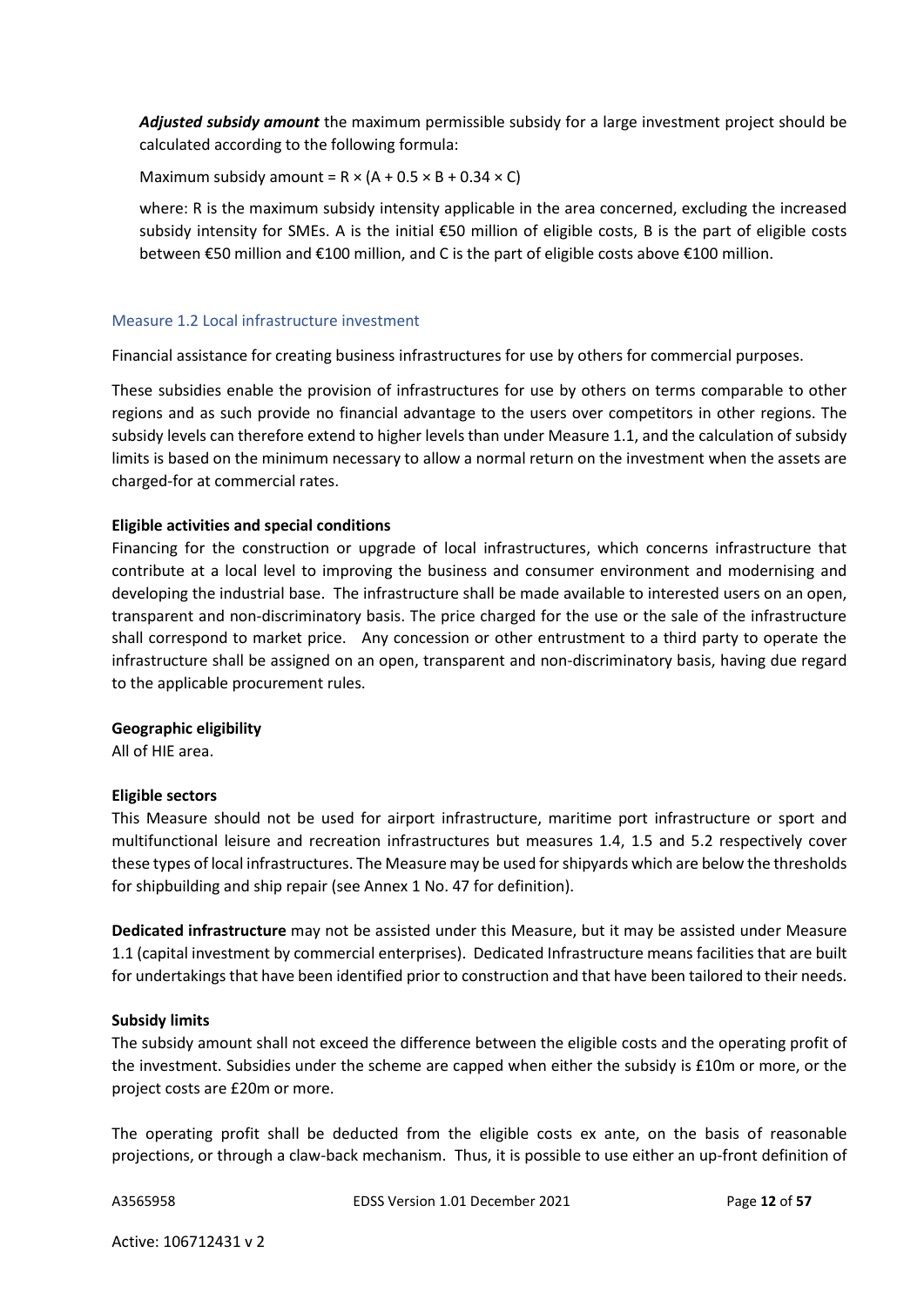***Adjusted subsidy amount*** the maximum permissible subsidy for a large investment project should be calculated according to the following formula:

Maximum subsidy amount = $R \times (A + 0.5 \times B + 0.34 \times C)$

where: R is the maximum subsidy intensity applicable in the area concerned, excluding the increased subsidy intensity for SMEs. A is the initial €50 million of eligible costs, B is the part of eligible costs between €50 million and €100 million, and C is the part of eligible costs above €100 million.

### Measure 1.2 Local infrastructure investment

Financial assistance for creating business infrastructures for use by others for commercial purposes.

These subsidies enable the provision of infrastructures for use by others on terms comparable to other regions and as such provide no financial advantage to the users over competitors in other regions. The subsidy levels can therefore extend to higher levels than under Measure 1.1, and the calculation of subsidy limits is based on the minimum necessary to allow a normal return on the investment when the assets are charged-for at commercial rates.

**Eligible activities and special conditions**

Financing for the construction or upgrade of local infrastructures, which concerns infrastructure that contribute at a local level to improving the business and consumer environment and modernising and developing the industrial base. The infrastructure shall be made available to interested users on an open, transparent and non-discriminatory basis. The price charged for the use or the sale of the infrastructure shall correspond to market price. Any concession or other entrustment to a third party to operate the infrastructure shall be assigned on an open, transparent and non-discriminatory basis, having due regard to the applicable procurement rules.

**Geographic eligibility**

All of HIE area.

**Eligible sectors**

This Measure should not be used for airport infrastructure, maritime port infrastructure or sport and multifunctional leisure and recreation infrastructures but measures 1.4, 1.5 and 5.2 respectively cover these types of local infrastructures. The Measure may be used for shipyards which are below the thresholds for shipbuilding and ship repair (see Annex 1 No. 47 for definition).

**Dedicated infrastructure** may not be assisted under this Measure, but it may be assisted under Measure 1.1 (capital investment by commercial enterprises). Dedicated Infrastructure means facilities that are built for undertakings that have been identified prior to construction and that have been tailored to their needs.

**Subsidy limits**

The subsidy amount shall not exceed the difference between the eligible costs and the operating profit of the investment. Subsidies under the scheme are capped when either the subsidy is £10m or more, or the project costs are £20m or more.

The operating profit shall be deducted from the eligible costs ex ante, on the basis of reasonable projections, or through a claw-back mechanism. Thus, it is possible to use either an up-front definition of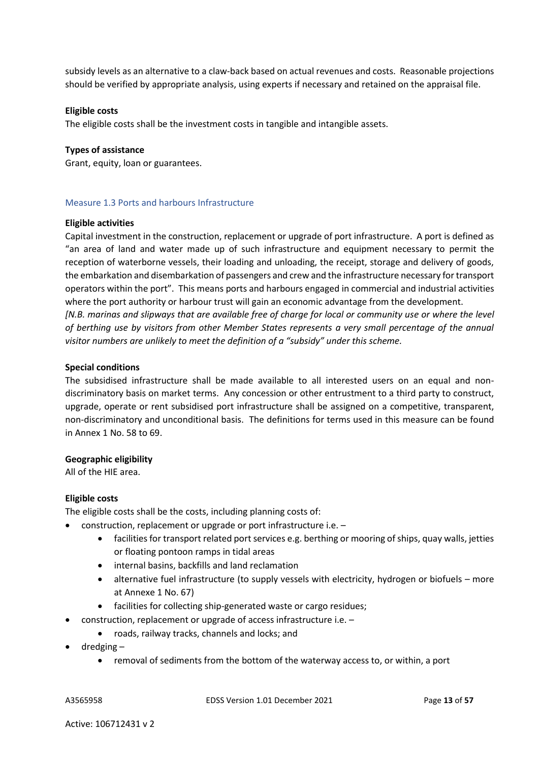subsidy levels as an alternative to a claw-back based on actual revenues and costs. Reasonable projections should be verified by appropriate analysis, using experts if necessary and retained on the appraisal file.

**Eligible costs**

The eligible costs shall be the investment costs in tangible and intangible assets.

**Types of assistance**

Grant, equity, loan or guarantees.

### Measure 1.3 Ports and harbours Infrastructure

**Eligible activities**

Capital investment in the construction, replacement or upgrade of port infrastructure. A port is defined as "an area of land and water made up of such infrastructure and equipment necessary to permit the reception of waterborne vessels, their loading and unloading, the receipt, storage and delivery of goods, the embarkation and disembarkation of passengers and crew and the infrastructure necessary for transport operators within the port". This means ports and harbours engaged in commercial and industrial activities where the port authority or harbour trust will gain an economic advantage from the development.

*[N.B. marinas and slipways that are available free of charge for local or community use or where the level of berthing use by visitors from other Member States represents a very small percentage of the annual visitor numbers are unlikely to meet the definition of a "subsidy" under this scheme.*

**Special conditions**

The subsidised infrastructure shall be made available to all interested users on an equal and non-discriminatory basis on market terms. Any concession or other entrustment to a third party to construct, upgrade, operate or rent subsidised port infrastructure shall be assigned on a competitive, transparent, non-discriminatory and unconditional basis. The definitions for terms used in this measure can be found in Annex 1 No. 58 to 69.

**Geographic eligibility**

All of the HIE area.

**Eligible costs**

The eligible costs shall be the costs, including planning costs of:

- construction, replacement or upgrade or port infrastructure i.e. –
  - facilities for transport related port services e.g. berthing or mooring of ships, quay walls, jetties or floating pontoon ramps in tidal areas
  - internal basins, backfills and land reclamation
  - alternative fuel infrastructure (to supply vessels with electricity, hydrogen or biofuels – more at Annexe 1 No. 67)
  - facilities for collecting ship-generated waste or cargo residues;
- construction, replacement or upgrade of access infrastructure i.e. –
  - roads, railway tracks, channels and locks; and
- dredging –
  - removal of sediments from the bottom of the waterway access to, or within, a port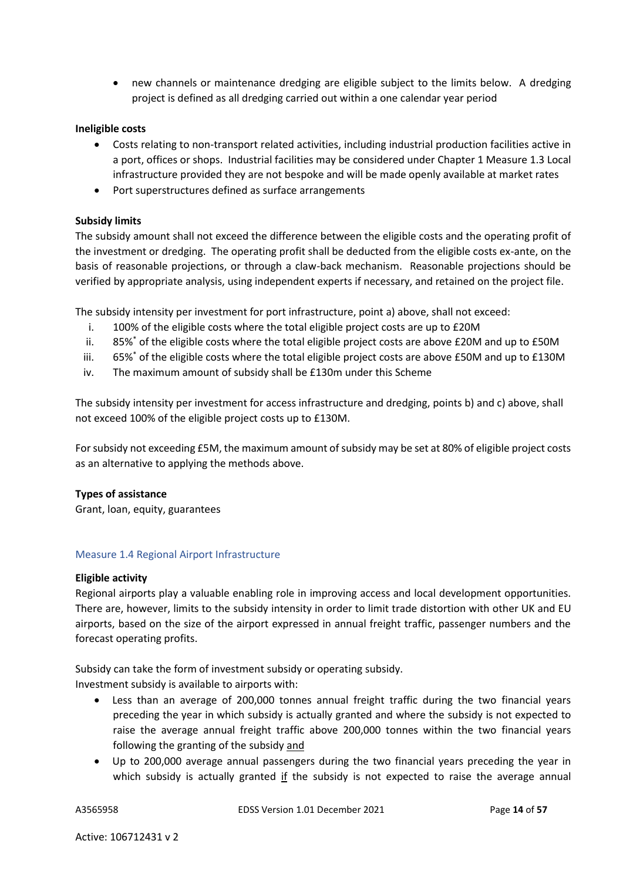- new channels or maintenance dredging are eligible subject to the limits below. A dredging project is defined as all dredging carried out within a one calendar year period

**Ineligible costs**

- Costs relating to non-transport related activities, including industrial production facilities active in a port, offices or shops. Industrial facilities may be considered under Chapter 1 Measure 1.3 Local infrastructure provided they are not bespoke and will be made openly available at market rates
- Port superstructures defined as surface arrangements

**Subsidy limits**

The subsidy amount shall not exceed the difference between the eligible costs and the operating profit of the investment or dredging. The operating profit shall be deducted from the eligible costs ex-ante, on the basis of reasonable projections, or through a claw-back mechanism. Reasonable projections should be verified by appropriate analysis, using independent experts if necessary, and retained on the project file.

The subsidy intensity per investment for port infrastructure, point a) above, shall not exceed:

i. 100% of the eligible costs where the total eligible project costs are up to £20M
ii. 85%* of the eligible costs where the total eligible project costs are above £20M and up to £50M
iii. 65%* of the eligible costs where the total eligible project costs are above £50M and up to £130M
iv. The maximum amount of subsidy shall be £130m under this Scheme

The subsidy intensity per investment for access infrastructure and dredging, points b) and c) above, shall not exceed 100% of the eligible project costs up to £130M.

For subsidy not exceeding £5M, the maximum amount of subsidy may be set at 80% of eligible project costs as an alternative to applying the methods above.

**Types of assistance**

Grant, loan, equity, guarantees

### Measure 1.4 Regional Airport Infrastructure

**Eligible activity**

Regional airports play a valuable enabling role in improving access and local development opportunities. There are, however, limits to the subsidy intensity in order to limit trade distortion with other UK and EU airports, based on the size of the airport expressed in annual freight traffic, passenger numbers and the forecast operating profits.

Subsidy can take the form of investment subsidy or operating subsidy.
Investment subsidy is available to airports with:

- Less than an average of 200,000 tonnes annual freight traffic during the two financial years preceding the year in which subsidy is actually granted and where the subsidy is not expected to raise the average annual freight traffic above 200,000 tonnes within the two financial years following the granting of the subsidy and
- Up to 200,000 average annual passengers during the two financial years preceding the year in which subsidy is actually granted if the subsidy is not expected to raise the average annual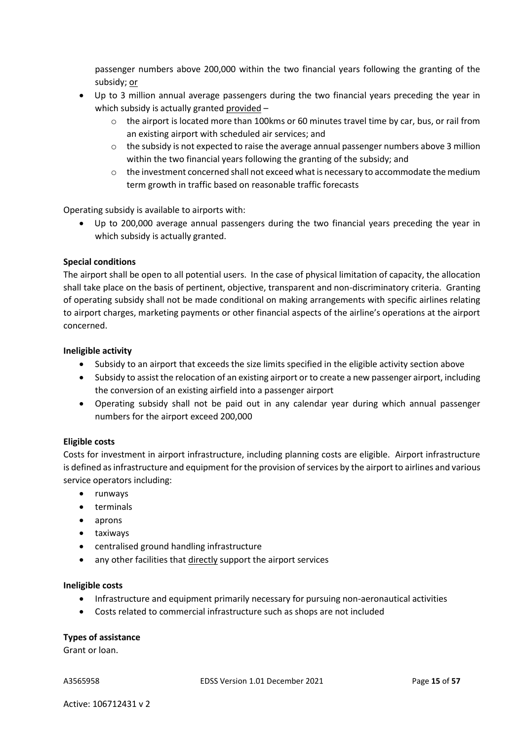passenger numbers above 200,000 within the two financial years following the granting of the subsidy; <u>or</u>

- Up to 3 million annual average passengers during the two financial years preceding the year in which subsidy is actually granted <u>provided</u> –
  - the airport is located more than 100kms or 60 minutes travel time by car, bus, or rail from an existing airport with scheduled air services; and
  - the subsidy is not expected to raise the average annual passenger numbers above 3 million within the two financial years following the granting of the subsidy; and
  - the investment concerned shall not exceed what is necessary to accommodate the medium term growth in traffic based on reasonable traffic forecasts

Operating subsidy is available to airports with:

- Up to 200,000 average annual passengers during the two financial years preceding the year in which subsidy is actually granted.

**Special conditions**

The airport shall be open to all potential users. In the case of physical limitation of capacity, the allocation shall take place on the basis of pertinent, objective, transparent and non-discriminatory criteria. Granting of operating subsidy shall not be made conditional on making arrangements with specific airlines relating to airport charges, marketing payments or other financial aspects of the airline's operations at the airport concerned.

**Ineligible activity**

- Subsidy to an airport that exceeds the size limits specified in the eligible activity section above
- Subsidy to assist the relocation of an existing airport or to create a new passenger airport, including the conversion of an existing airfield into a passenger airport
- Operating subsidy shall not be paid out in any calendar year during which annual passenger numbers for the airport exceed 200,000

**Eligible costs**

Costs for investment in airport infrastructure, including planning costs are eligible. Airport infrastructure is defined as infrastructure and equipment for the provision of services by the airport to airlines and various service operators including:

- runways
- terminals
- aprons
- taxiways
- centralised ground handling infrastructure
- any other facilities that <u>directly</u> support the airport services

**Ineligible costs**

- Infrastructure and equipment primarily necessary for pursuing non-aeronautical activities
- Costs related to commercial infrastructure such as shops are not included

**Types of assistance**

Grant or loan.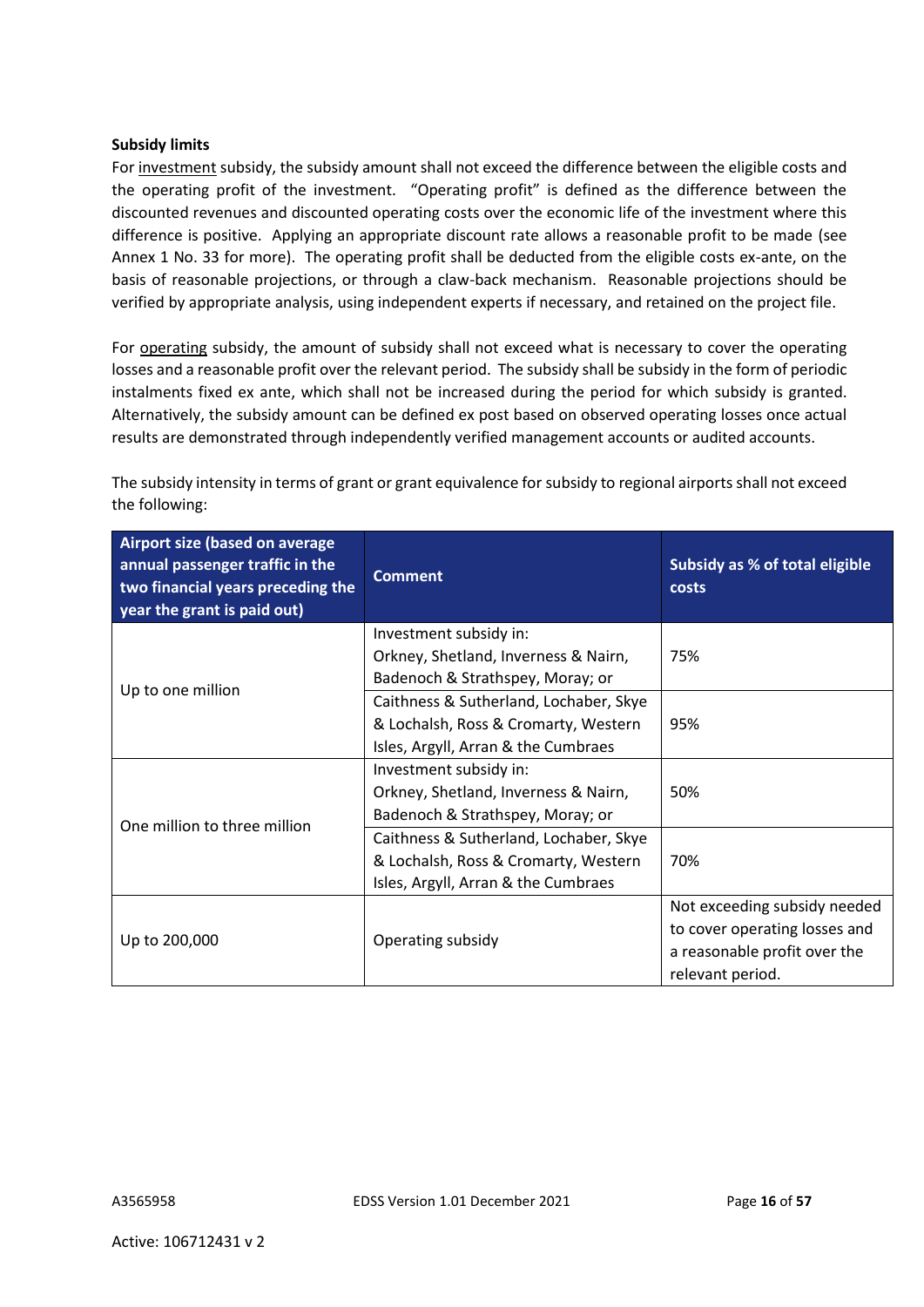**Subsidy limits**

For <u>investment</u> subsidy, the subsidy amount shall not exceed the difference between the eligible costs and the operating profit of the investment. "Operating profit" is defined as the difference between the discounted revenues and discounted operating costs over the economic life of the investment where this difference is positive. Applying an appropriate discount rate allows a reasonable profit to be made (see Annex 1 No. 33 for more). The operating profit shall be deducted from the eligible costs ex-ante, on the basis of reasonable projections, or through a claw-back mechanism. Reasonable projections should be verified by appropriate analysis, using independent experts if necessary, and retained on the project file.

For <u>operating</u> subsidy, the amount of subsidy shall not exceed what is necessary to cover the operating losses and a reasonable profit over the relevant period. The subsidy shall be subsidy in the form of periodic instalments fixed ex ante, which shall not be increased during the period for which subsidy is granted. Alternatively, the subsidy amount can be defined ex post based on observed operating losses once actual results are demonstrated through independently verified management accounts or audited accounts.

The subsidy intensity in terms of grant or grant equivalence for subsidy to regional airports shall not exceed the following:

| Airport size (based on average annual passenger traffic in the two financial years preceding the year the grant is paid out) | Comment | Subsidy as % of total eligible costs |
|---|---|---|
| Up to one million | Investment subsidy in: Orkney, Shetland, Inverness & Nairn, Badenoch & Strathspey, Moray; or | 75% |
| | Caithness & Sutherland, Lochaber, Skye & Lochalsh, Ross & Cromarty, Western Isles, Argyll, Arran & the Cumbraes | 95% |
| One million to three million | Investment subsidy in: Orkney, Shetland, Inverness & Nairn, Badenoch & Strathspey, Moray; or | 50% |
| | Caithness & Sutherland, Lochaber, Skye & Lochalsh, Ross & Cromarty, Western Isles, Argyll, Arran & the Cumbraes | 70% |
| Up to 200,000 | Operating subsidy | Not exceeding subsidy needed to cover operating losses and a reasonable profit over the relevant period. |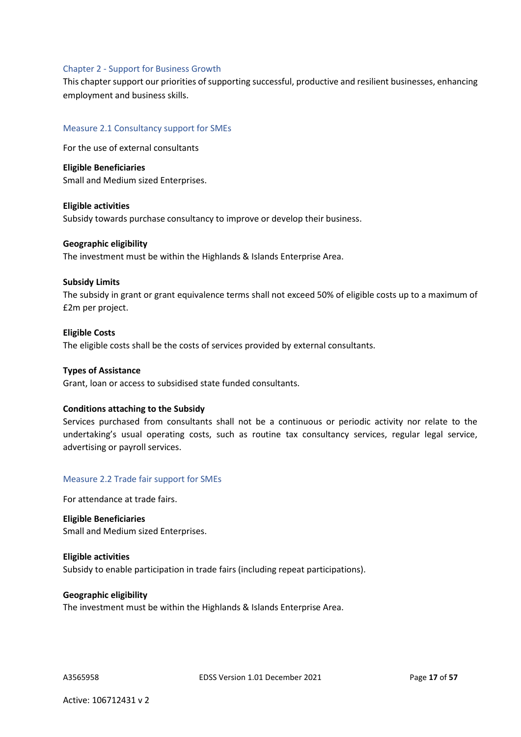## Chapter 2 - Support for Business Growth

This chapter support our priorities of supporting successful, productive and resilient businesses, enhancing employment and business skills.

### Measure 2.1 Consultancy support for SMEs

For the use of external consultants

**Eligible Beneficiaries**
Small and Medium sized Enterprises.

**Eligible activities**
Subsidy towards purchase consultancy to improve or develop their business.

**Geographic eligibility**
The investment must be within the Highlands & Islands Enterprise Area.

**Subsidy Limits**
The subsidy in grant or grant equivalence terms shall not exceed 50% of eligible costs up to a maximum of £2m per project.

**Eligible Costs**
The eligible costs shall be the costs of services provided by external consultants.

**Types of Assistance**
Grant, loan or access to subsidised state funded consultants.

**Conditions attaching to the Subsidy**
Services purchased from consultants shall not be a continuous or periodic activity nor relate to the undertaking's usual operating costs, such as routine tax consultancy services, regular legal service, advertising or payroll services.

### Measure 2.2 Trade fair support for SMEs

For attendance at trade fairs.

**Eligible Beneficiaries**
Small and Medium sized Enterprises.

**Eligible activities**
Subsidy to enable participation in trade fairs (including repeat participations).

**Geographic eligibility**
The investment must be within the Highlands & Islands Enterprise Area.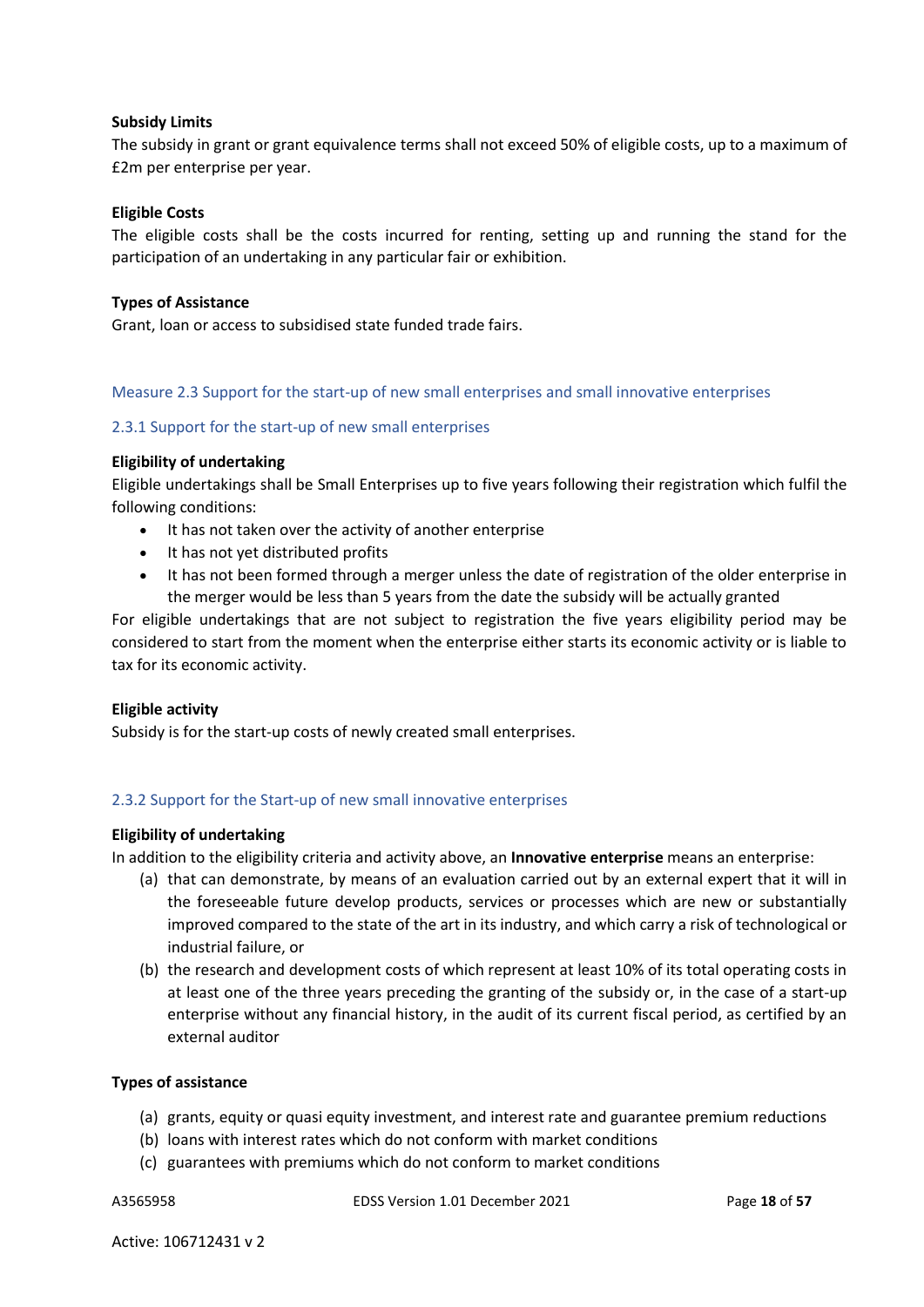**Subsidy Limits**

The subsidy in grant or grant equivalence terms shall not exceed 50% of eligible costs, up to a maximum of £2m per enterprise per year.

**Eligible Costs**

The eligible costs shall be the costs incurred for renting, setting up and running the stand for the participation of an undertaking in any particular fair or exhibition.

**Types of Assistance**

Grant, loan or access to subsidised state funded trade fairs.

## Measure 2.3 Support for the start-up of new small enterprises and small innovative enterprises

### 2.3.1 Support for the start-up of new small enterprises

**Eligibility of undertaking**

Eligible undertakings shall be Small Enterprises up to five years following their registration which fulfil the following conditions:

- It has not taken over the activity of another enterprise
- It has not yet distributed profits
- It has not been formed through a merger unless the date of registration of the older enterprise in the merger would be less than 5 years from the date the subsidy will be actually granted

For eligible undertakings that are not subject to registration the five years eligibility period may be considered to start from the moment when the enterprise either starts its economic activity or is liable to tax for its economic activity.

**Eligible activity**

Subsidy is for the start-up costs of newly created small enterprises.

### 2.3.2 Support for the Start-up of new small innovative enterprises

**Eligibility of undertaking**

In addition to the eligibility criteria and activity above, an **Innovative enterprise** means an enterprise:

(a) that can demonstrate, by means of an evaluation carried out by an external expert that it will in the foreseeable future develop products, services or processes which are new or substantially improved compared to the state of the art in its industry, and which carry a risk of technological or industrial failure, or

(b) the research and development costs of which represent at least 10% of its total operating costs in at least one of the three years preceding the granting of the subsidy or, in the case of a start-up enterprise without any financial history, in the audit of its current fiscal period, as certified by an external auditor

**Types of assistance**

(a) grants, equity or quasi equity investment, and interest rate and guarantee premium reductions

(b) loans with interest rates which do not conform with market conditions

(c) guarantees with premiums which do not conform to market conditions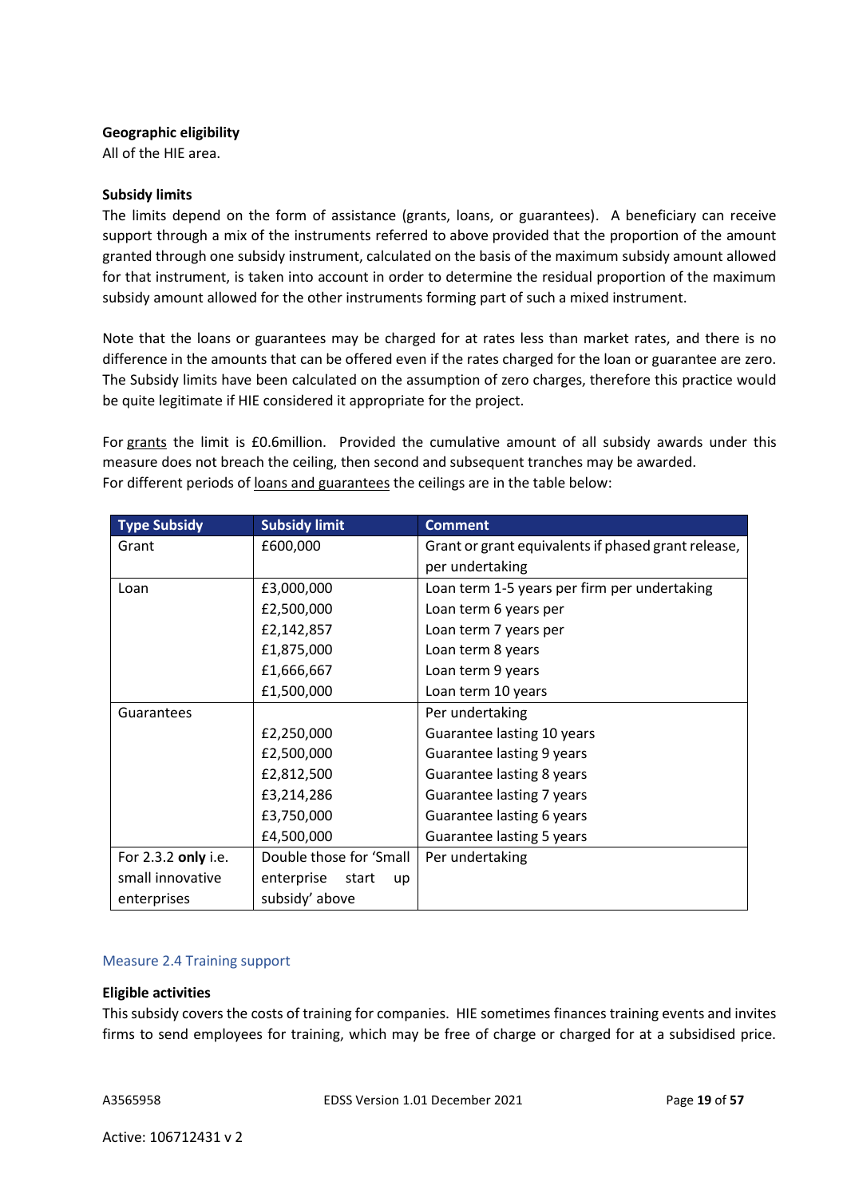**Geographic eligibility**
All of the HIE area.

**Subsidy limits**
The limits depend on the form of assistance (grants, loans, or guarantees). A beneficiary can receive support through a mix of the instruments referred to above provided that the proportion of the amount granted through one subsidy instrument, calculated on the basis of the maximum subsidy amount allowed for that instrument, is taken into account in order to determine the residual proportion of the maximum subsidy amount allowed for the other instruments forming part of such a mixed instrument.

Note that the loans or guarantees may be charged for at rates less than market rates, and there is no difference in the amounts that can be offered even if the rates charged for the loan or guarantee are zero. The Subsidy limits have been calculated on the assumption of zero charges, therefore this practice would be quite legitimate if HIE considered it appropriate for the project.

For grants the limit is £0.6million. Provided the cumulative amount of all subsidy awards under this measure does not breach the ceiling, then second and subsequent tranches may be awarded.
For different periods of loans and guarantees the ceilings are in the table below:

| Type Subsidy | Subsidy limit | Comment |
|---|---|---|
| Grant | £600,000 | Grant or grant equivalents if phased grant release, per undertaking |
| Loan | £3,000,000 | Loan term 1-5 years per firm per undertaking |
| | £2,500,000 | Loan term 6 years per |
| | £2,142,857 | Loan term 7 years per |
| | £1,875,000 | Loan term 8 years |
| | £1,666,667 | Loan term 9 years |
| | £1,500,000 | Loan term 10 years |
| Guarantees | | Per undertaking |
| | £2,250,000 | Guarantee lasting 10 years |
| | £2,500,000 | Guarantee lasting 9 years |
| | £2,812,500 | Guarantee lasting 8 years |
| | £3,214,286 | Guarantee lasting 7 years |
| | £3,750,000 | Guarantee lasting 6 years |
| | £4,500,000 | Guarantee lasting 5 years |
| For 2.3.2 **only** i.e. small innovative enterprises | Double those for 'Small enterprise start up subsidy' above | Per undertaking |

### Measure 2.4 Training support

**Eligible activities**
This subsidy covers the costs of training for companies. HIE sometimes finances training events and invites firms to send employees for training, which may be free of charge or charged for at a subsidised price.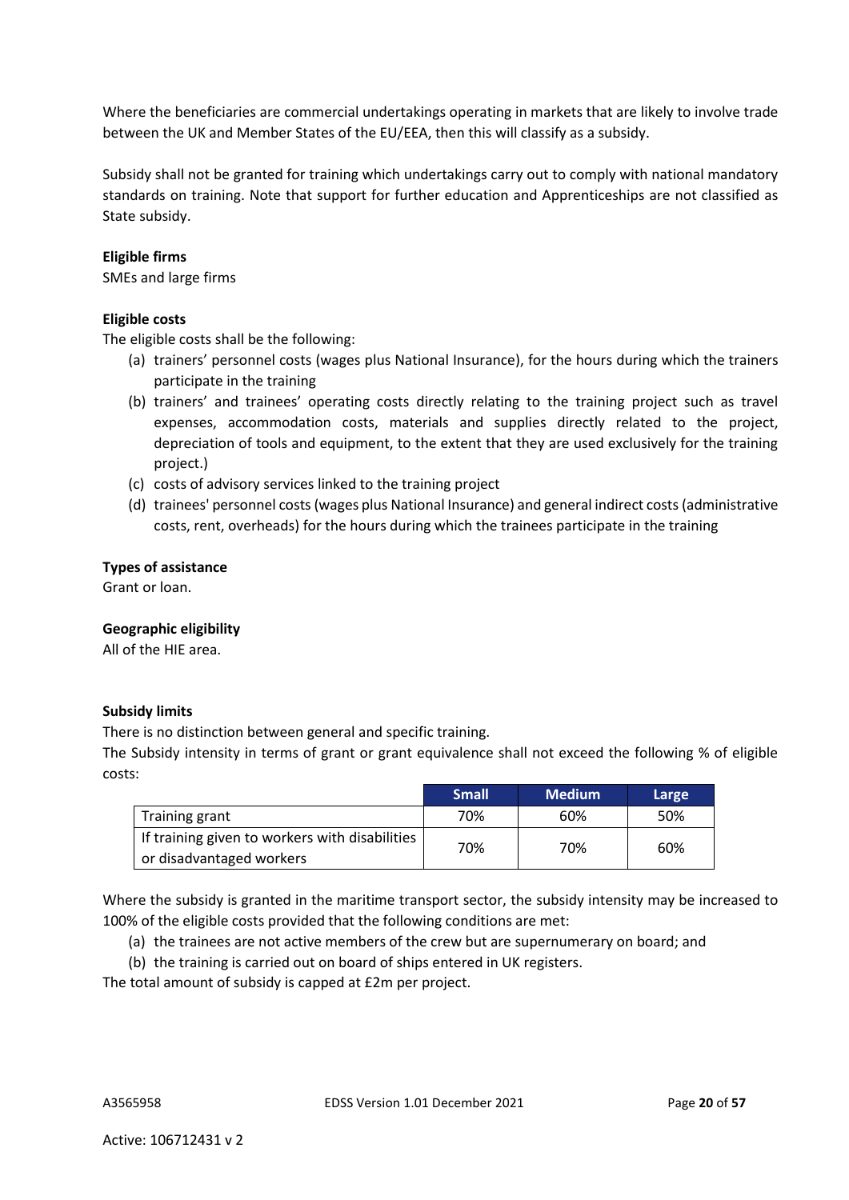Where the beneficiaries are commercial undertakings operating in markets that are likely to involve trade between the UK and Member States of the EU/EEA, then this will classify as a subsidy.

Subsidy shall not be granted for training which undertakings carry out to comply with national mandatory standards on training. Note that support for further education and Apprenticeships are not classified as State subsidy.

**Eligible firms**

SMEs and large firms

**Eligible costs**

The eligible costs shall be the following:

(a) trainers' personnel costs (wages plus National Insurance), for the hours during which the trainers participate in the training
(b) trainers' and trainees' operating costs directly relating to the training project such as travel expenses, accommodation costs, materials and supplies directly related to the project, depreciation of tools and equipment, to the extent that they are used exclusively for the training project.)
(c) costs of advisory services linked to the training project
(d) trainees' personnel costs (wages plus National Insurance) and general indirect costs (administrative costs, rent, overheads) for the hours during which the trainees participate in the training

**Types of assistance**

Grant or loan.

**Geographic eligibility**

All of the HIE area.

**Subsidy limits**

There is no distinction between general and specific training.

The Subsidy intensity in terms of grant or grant equivalence shall not exceed the following % of eligible costs:

| | Small | Medium | Large |
|---|---|---|---|
| Training grant | 70% | 60% | 50% |
| If training given to workers with disabilities or disadvantaged workers | 70% | 70% | 60% |

Where the subsidy is granted in the maritime transport sector, the subsidy intensity may be increased to 100% of the eligible costs provided that the following conditions are met:

(a) the trainees are not active members of the crew but are supernumerary on board; and
(b) the training is carried out on board of ships entered in UK registers.

The total amount of subsidy is capped at £2m per project.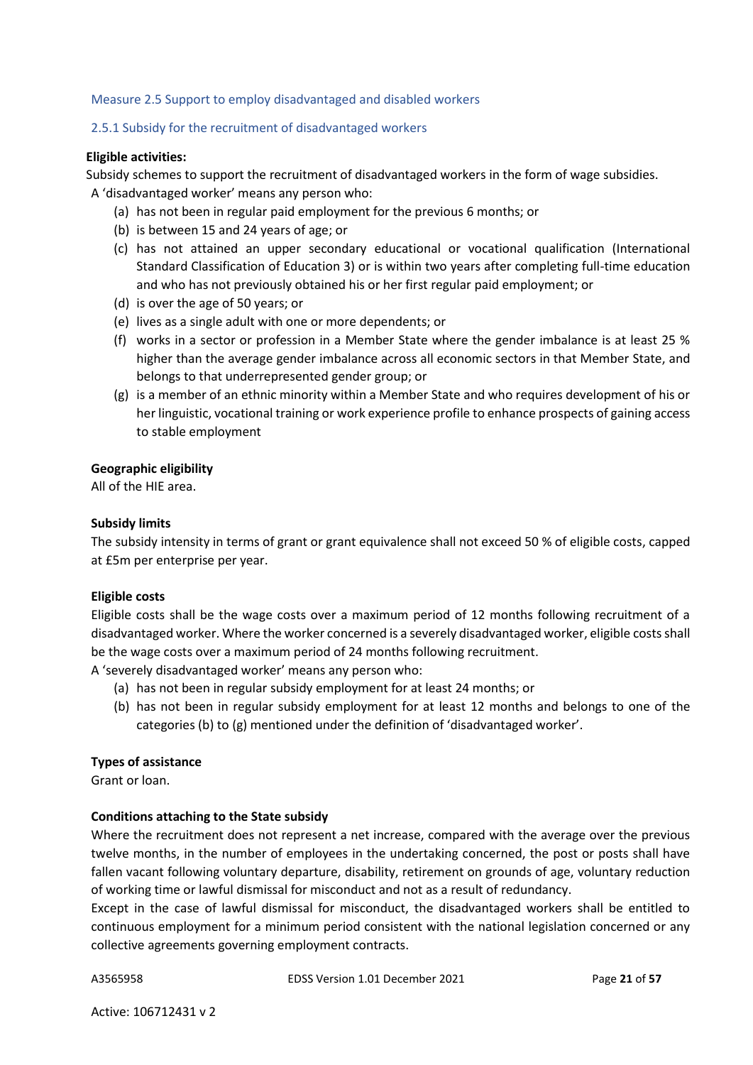### Measure 2.5 Support to employ disadvantaged and disabled workers

#### 2.5.1 Subsidy for the recruitment of disadvantaged workers

**Eligible activities:**

Subsidy schemes to support the recruitment of disadvantaged workers in the form of wage subsidies.

A 'disadvantaged worker' means any person who:

(a) has not been in regular paid employment for the previous 6 months; or
(b) is between 15 and 24 years of age; or
(c) has not attained an upper secondary educational or vocational qualification (International Standard Classification of Education 3) or is within two years after completing full-time education and who has not previously obtained his or her first regular paid employment; or
(d) is over the age of 50 years; or
(e) lives as a single adult with one or more dependents; or
(f) works in a sector or profession in a Member State where the gender imbalance is at least 25 % higher than the average gender imbalance across all economic sectors in that Member State, and belongs to that underrepresented gender group; or
(g) is a member of an ethnic minority within a Member State and who requires development of his or her linguistic, vocational training or work experience profile to enhance prospects of gaining access to stable employment

**Geographic eligibility**

All of the HIE area.

**Subsidy limits**

The subsidy intensity in terms of grant or grant equivalence shall not exceed 50 % of eligible costs, capped at £5m per enterprise per year.

**Eligible costs**

Eligible costs shall be the wage costs over a maximum period of 12 months following recruitment of a disadvantaged worker. Where the worker concerned is a severely disadvantaged worker, eligible costs shall be the wage costs over a maximum period of 24 months following recruitment.

A 'severely disadvantaged worker' means any person who:

(a) has not been in regular subsidy employment for at least 24 months; or
(b) has not been in regular subsidy employment for at least 12 months and belongs to one of the categories (b) to (g) mentioned under the definition of 'disadvantaged worker'.

**Types of assistance**

Grant or loan.

**Conditions attaching to the State subsidy**

Where the recruitment does not represent a net increase, compared with the average over the previous twelve months, in the number of employees in the undertaking concerned, the post or posts shall have fallen vacant following voluntary departure, disability, retirement on grounds of age, voluntary reduction of working time or lawful dismissal for misconduct and not as a result of redundancy.

Except in the case of lawful dismissal for misconduct, the disadvantaged workers shall be entitled to continuous employment for a minimum period consistent with the national legislation concerned or any collective agreements governing employment contracts.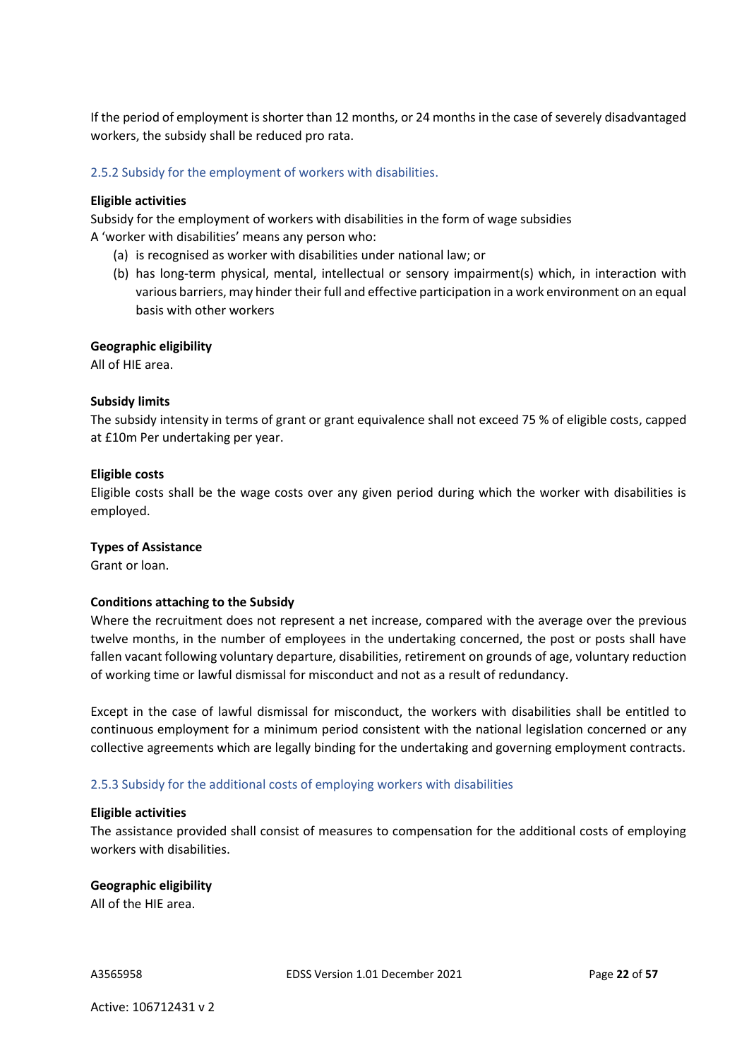If the period of employment is shorter than 12 months, or 24 months in the case of severely disadvantaged workers, the subsidy shall be reduced pro rata.

### 2.5.2 Subsidy for the employment of workers with disabilities.

**Eligible activities**

Subsidy for the employment of workers with disabilities in the form of wage subsidies

A 'worker with disabilities' means any person who:

(a) is recognised as worker with disabilities under national law; or

(b) has long-term physical, mental, intellectual or sensory impairment(s) which, in interaction with various barriers, may hinder their full and effective participation in a work environment on an equal basis with other workers

**Geographic eligibility**

All of HIE area.

**Subsidy limits**

The subsidy intensity in terms of grant or grant equivalence shall not exceed 75 % of eligible costs, capped at £10m Per undertaking per year.

**Eligible costs**

Eligible costs shall be the wage costs over any given period during which the worker with disabilities is employed.

**Types of Assistance**

Grant or loan.

**Conditions attaching to the Subsidy**

Where the recruitment does not represent a net increase, compared with the average over the previous twelve months, in the number of employees in the undertaking concerned, the post or posts shall have fallen vacant following voluntary departure, disabilities, retirement on grounds of age, voluntary reduction of working time or lawful dismissal for misconduct and not as a result of redundancy.

Except in the case of lawful dismissal for misconduct, the workers with disabilities shall be entitled to continuous employment for a minimum period consistent with the national legislation concerned or any collective agreements which are legally binding for the undertaking and governing employment contracts.

### 2.5.3 Subsidy for the additional costs of employing workers with disabilities

**Eligible activities**

The assistance provided shall consist of measures to compensation for the additional costs of employing workers with disabilities.

**Geographic eligibility**

All of the HIE area.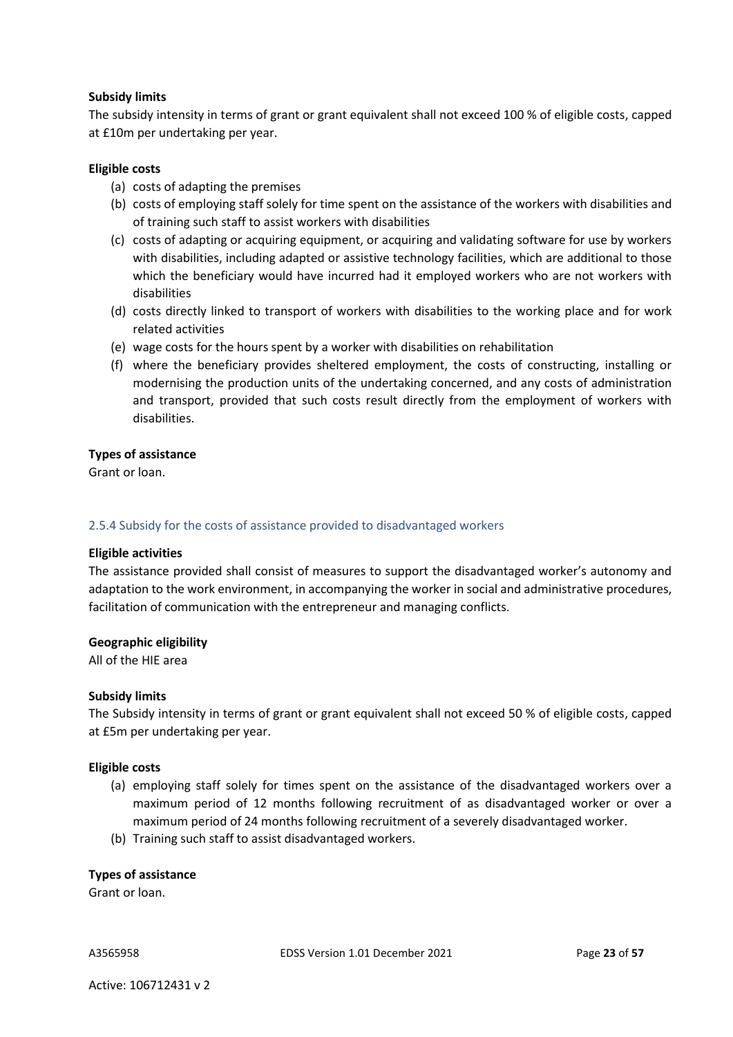**Subsidy limits**

The subsidy intensity in terms of grant or grant equivalent shall not exceed 100 % of eligible costs, capped at £10m per undertaking per year.

**Eligible costs**

(a) costs of adapting the premises
(b) costs of employing staff solely for time spent on the assistance of the workers with disabilities and of training such staff to assist workers with disabilities
(c) costs of adapting or acquiring equipment, or acquiring and validating software for use by workers with disabilities, including adapted or assistive technology facilities, which are additional to those which the beneficiary would have incurred had it employed workers who are not workers with disabilities
(d) costs directly linked to transport of workers with disabilities to the working place and for work related activities
(e) wage costs for the hours spent by a worker with disabilities on rehabilitation
(f) where the beneficiary provides sheltered employment, the costs of constructing, installing or modernising the production units of the undertaking concerned, and any costs of administration and transport, provided that such costs result directly from the employment of workers with disabilities.

**Types of assistance**

Grant or loan.

### 2.5.4 Subsidy for the costs of assistance provided to disadvantaged workers

**Eligible activities**

The assistance provided shall consist of measures to support the disadvantaged worker's autonomy and adaptation to the work environment, in accompanying the worker in social and administrative procedures, facilitation of communication with the entrepreneur and managing conflicts.

**Geographic eligibility**

All of the HIE area

**Subsidy limits**

The Subsidy intensity in terms of grant or grant equivalent shall not exceed 50 % of eligible costs, capped at £5m per undertaking per year.

**Eligible costs**

(a) employing staff solely for times spent on the assistance of the disadvantaged workers over a maximum period of 12 months following recruitment of as disadvantaged worker or over a maximum period of 24 months following recruitment of a severely disadvantaged worker.
(b) Training such staff to assist disadvantaged workers.

**Types of assistance**

Grant or loan.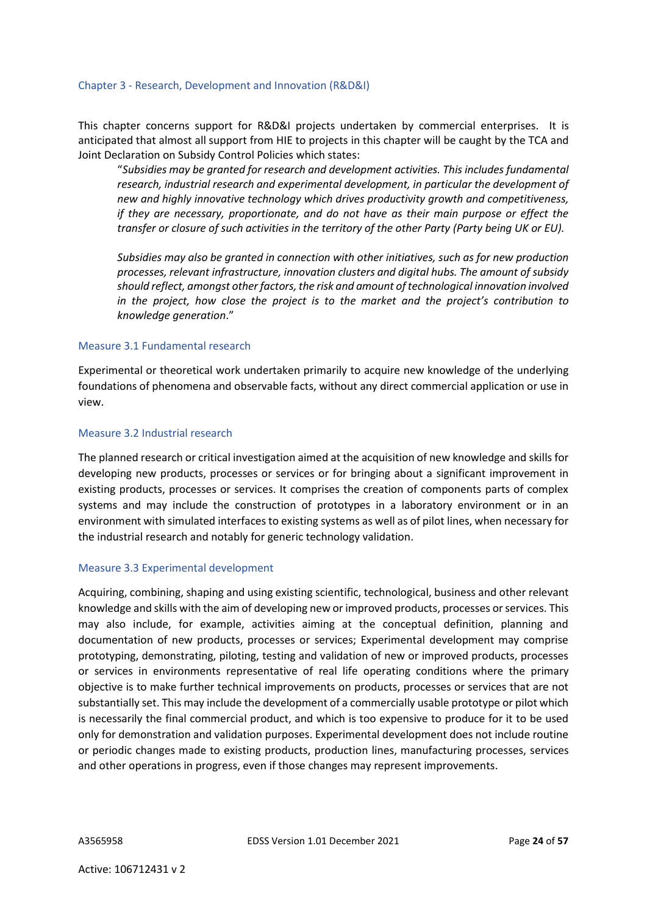## Chapter 3 - Research, Development and Innovation (R&D&I)

This chapter concerns support for R&D&I projects undertaken by commercial enterprises. It is anticipated that almost all support from HIE to projects in this chapter will be caught by the TCA and Joint Declaration on Subsidy Control Policies which states:

> "*Subsidies may be granted for research and development activities. This includes fundamental research, industrial research and experimental development, in particular the development of new and highly innovative technology which drives productivity growth and competitiveness, if they are necessary, proportionate, and do not have as their main purpose or effect the transfer or closure of such activities in the territory of the other Party (Party being UK or EU).*
>
> *Subsidies may also be granted in connection with other initiatives, such as for new production processes, relevant infrastructure, innovation clusters and digital hubs. The amount of subsidy should reflect, amongst other factors, the risk and amount of technological innovation involved in the project, how close the project is to the market and the project's contribution to knowledge generation*."

### Measure 3.1 Fundamental research

Experimental or theoretical work undertaken primarily to acquire new knowledge of the underlying foundations of phenomena and observable facts, without any direct commercial application or use in view.

### Measure 3.2 Industrial research

The planned research or critical investigation aimed at the acquisition of new knowledge and skills for developing new products, processes or services or for bringing about a significant improvement in existing products, processes or services. It comprises the creation of components parts of complex systems and may include the construction of prototypes in a laboratory environment or in an environment with simulated interfaces to existing systems as well as of pilot lines, when necessary for the industrial research and notably for generic technology validation.

### Measure 3.3 Experimental development

Acquiring, combining, shaping and using existing scientific, technological, business and other relevant knowledge and skills with the aim of developing new or improved products, processes or services. This may also include, for example, activities aiming at the conceptual definition, planning and documentation of new products, processes or services; Experimental development may comprise prototyping, demonstrating, piloting, testing and validation of new or improved products, processes or services in environments representative of real life operating conditions where the primary objective is to make further technical improvements on products, processes or services that are not substantially set. This may include the development of a commercially usable prototype or pilot which is necessarily the final commercial product, and which is too expensive to produce for it to be used only for demonstration and validation purposes. Experimental development does not include routine or periodic changes made to existing products, production lines, manufacturing processes, services and other operations in progress, even if those changes may represent improvements.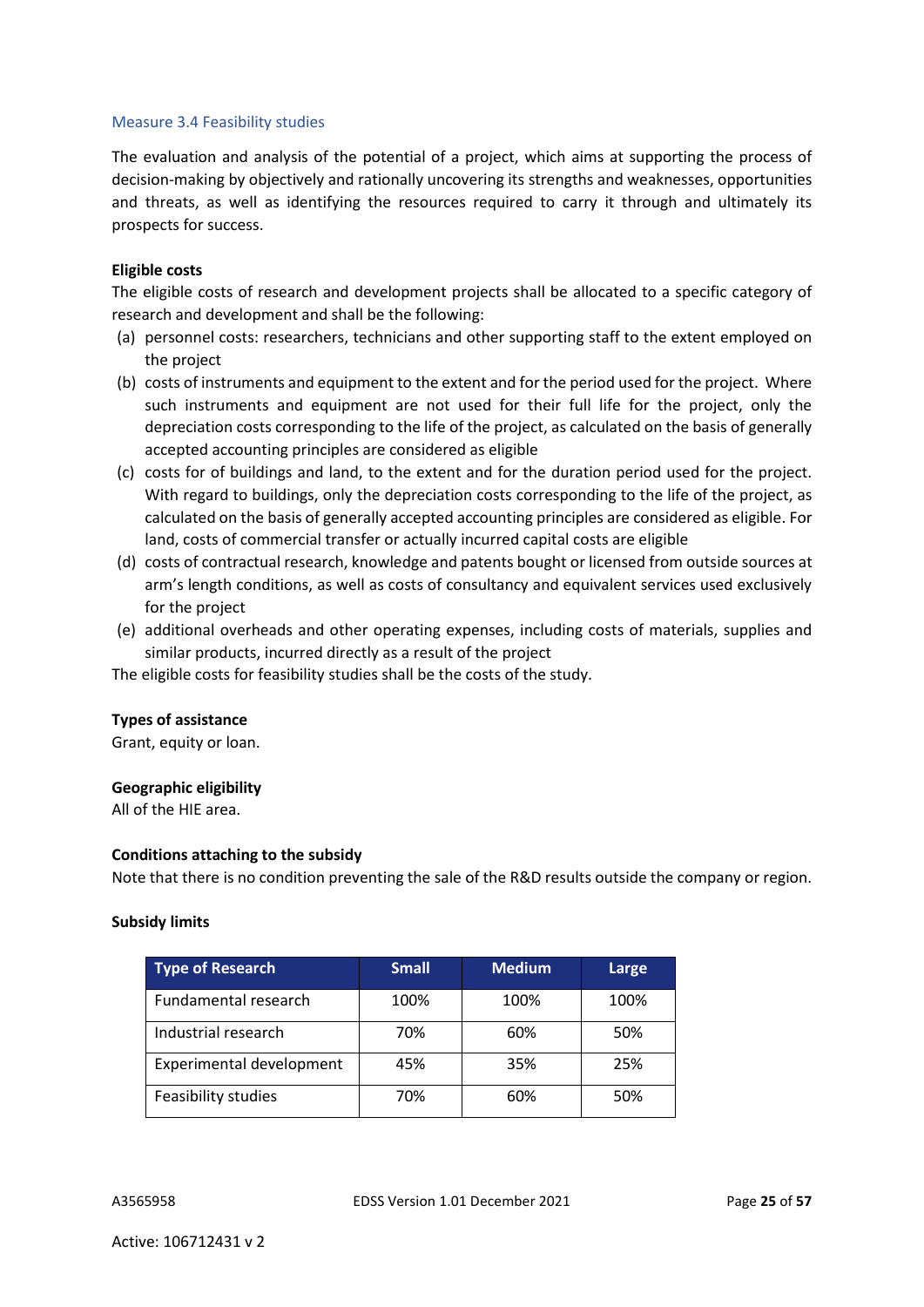### Measure 3.4 Feasibility studies

The evaluation and analysis of the potential of a project, which aims at supporting the process of decision-making by objectively and rationally uncovering its strengths and weaknesses, opportunities and threats, as well as identifying the resources required to carry it through and ultimately its prospects for success.

**Eligible costs**

The eligible costs of research and development projects shall be allocated to a specific category of research and development and shall be the following:

(a) personnel costs: researchers, technicians and other supporting staff to the extent employed on the project

(b) costs of instruments and equipment to the extent and for the period used for the project. Where such instruments and equipment are not used for their full life for the project, only the depreciation costs corresponding to the life of the project, as calculated on the basis of generally accepted accounting principles are considered as eligible

(c) costs for of buildings and land, to the extent and for the duration period used for the project. With regard to buildings, only the depreciation costs corresponding to the life of the project, as calculated on the basis of generally accepted accounting principles are considered as eligible. For land, costs of commercial transfer or actually incurred capital costs are eligible

(d) costs of contractual research, knowledge and patents bought or licensed from outside sources at arm's length conditions, as well as costs of consultancy and equivalent services used exclusively for the project

(e) additional overheads and other operating expenses, including costs of materials, supplies and similar products, incurred directly as a result of the project

The eligible costs for feasibility studies shall be the costs of the study.

**Types of assistance**

Grant, equity or loan.

**Geographic eligibility**

All of the HIE area.

**Conditions attaching to the subsidy**

Note that there is no condition preventing the sale of the R&D results outside the company or region.

**Subsidy limits**

| Type of Research | Small | Medium | Large |
|---|---|---|---|
| Fundamental research | 100% | 100% | 100% |
| Industrial research | 70% | 60% | 50% |
| Experimental development | 45% | 35% | 25% |
| Feasibility studies | 70% | 60% | 50% |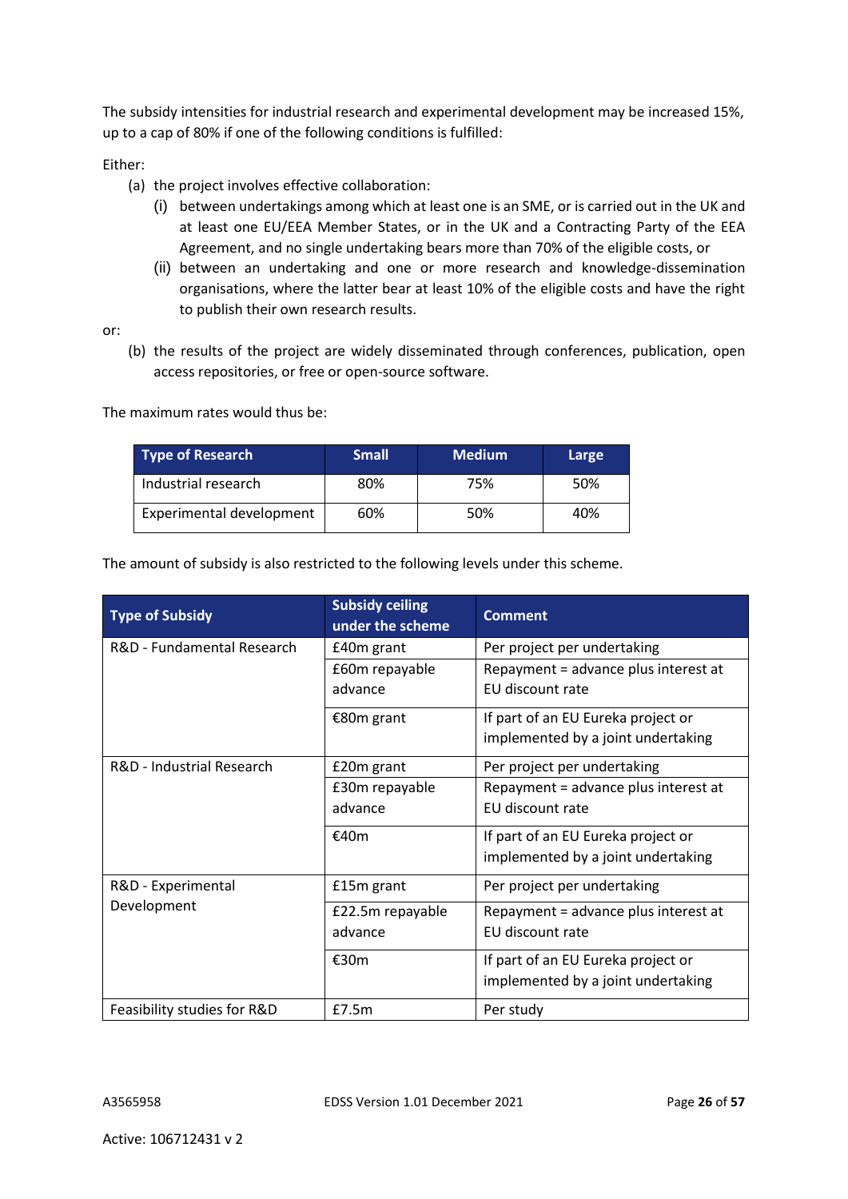The subsidy intensities for industrial research and experimental development may be increased 15%, up to a cap of 80% if one of the following conditions is fulfilled:

Either:

(a) the project involves effective collaboration:

  (i) between undertakings among which at least one is an SME, or is carried out in the UK and at least one EU/EEA Member States, or in the UK and a Contracting Party of the EEA Agreement, and no single undertaking bears more than 70% of the eligible costs, or

  (ii) between an undertaking and one or more research and knowledge-dissemination organisations, where the latter bear at least 10% of the eligible costs and have the right to publish their own research results.

or:

(b) the results of the project are widely disseminated through conferences, publication, open access repositories, or free or open-source software.

The maximum rates would thus be:

| Type of Research | Small | Medium | Large |
|---|---|---|---|
| Industrial research | 80% | 75% | 50% |
| Experimental development | 60% | 50% | 40% |

The amount of subsidy is also restricted to the following levels under this scheme.

| Type of Subsidy | Subsidy ceiling under the scheme | Comment |
|---|---|---|
| R&D - Fundamental Research | £40m grant | Per project per undertaking |
| | £60m repayable advance | Repayment = advance plus interest at EU discount rate |
| | €80m grant | If part of an EU Eureka project or implemented by a joint undertaking |
| R&D - Industrial Research | £20m grant | Per project per undertaking |
| | £30m repayable advance | Repayment = advance plus interest at EU discount rate |
| | €40m | If part of an EU Eureka project or implemented by a joint undertaking |
| R&D - Experimental Development | £15m grant | Per project per undertaking |
| | £22.5m repayable advance | Repayment = advance plus interest at EU discount rate |
| | €30m | If part of an EU Eureka project or implemented by a joint undertaking |
| Feasibility studies for R&D | £7.5m | Per study |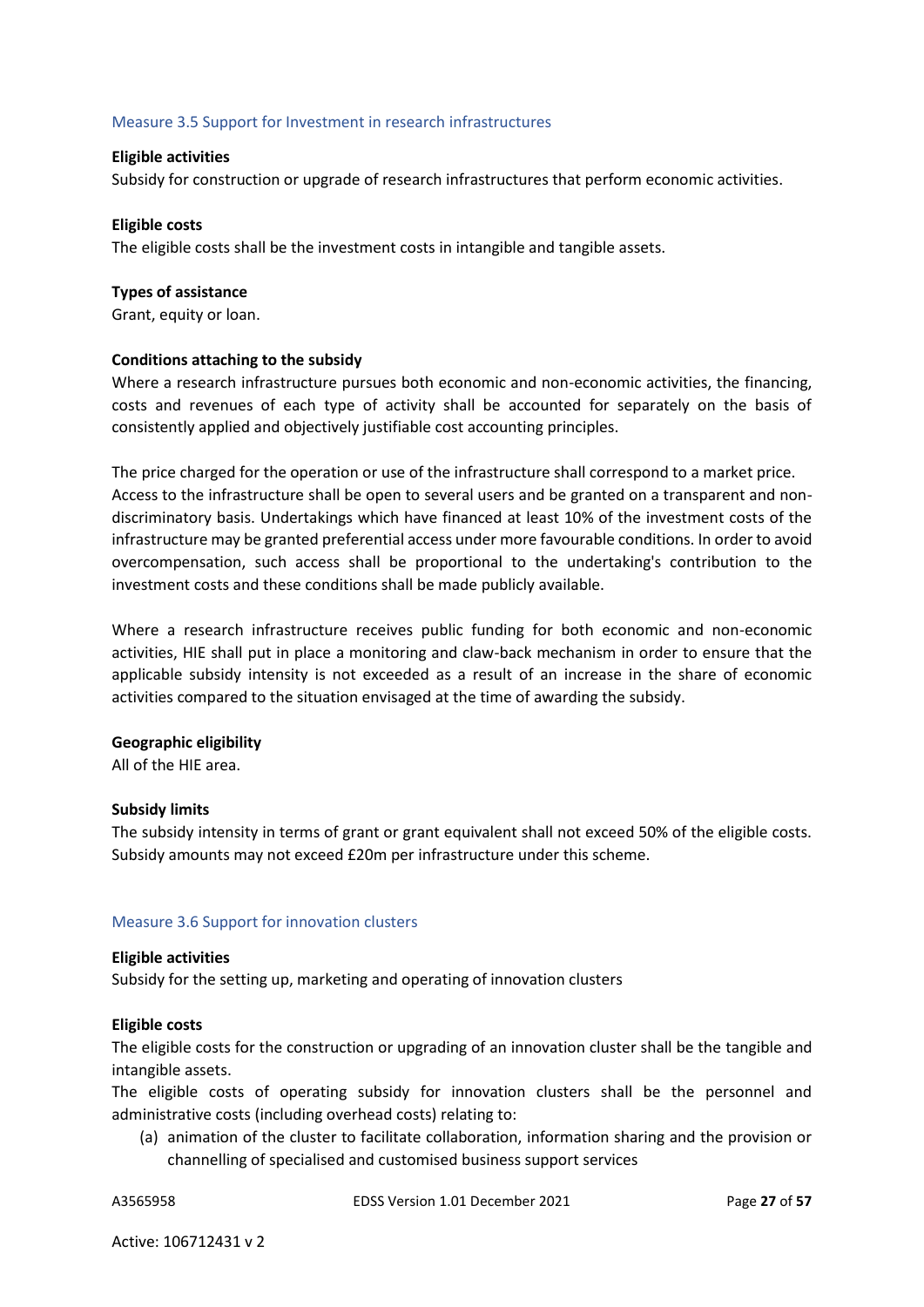### Measure 3.5 Support for Investment in research infrastructures

**Eligible activities**

Subsidy for construction or upgrade of research infrastructures that perform economic activities.

**Eligible costs**

The eligible costs shall be the investment costs in intangible and tangible assets.

**Types of assistance**

Grant, equity or loan.

**Conditions attaching to the subsidy**

Where a research infrastructure pursues both economic and non-economic activities, the financing, costs and revenues of each type of activity shall be accounted for separately on the basis of consistently applied and objectively justifiable cost accounting principles.

The price charged for the operation or use of the infrastructure shall correspond to a market price. Access to the infrastructure shall be open to several users and be granted on a transparent and non-discriminatory basis. Undertakings which have financed at least 10% of the investment costs of the infrastructure may be granted preferential access under more favourable conditions. In order to avoid overcompensation, such access shall be proportional to the undertaking's contribution to the investment costs and these conditions shall be made publicly available.

Where a research infrastructure receives public funding for both economic and non-economic activities, HIE shall put in place a monitoring and claw-back mechanism in order to ensure that the applicable subsidy intensity is not exceeded as a result of an increase in the share of economic activities compared to the situation envisaged at the time of awarding the subsidy.

**Geographic eligibility**

All of the HIE area.

**Subsidy limits**

The subsidy intensity in terms of grant or grant equivalent shall not exceed 50% of the eligible costs. Subsidy amounts may not exceed £20m per infrastructure under this scheme.

### Measure 3.6 Support for innovation clusters

**Eligible activities**

Subsidy for the setting up, marketing and operating of innovation clusters

**Eligible costs**

The eligible costs for the construction or upgrading of an innovation cluster shall be the tangible and intangible assets.

The eligible costs of operating subsidy for innovation clusters shall be the personnel and administrative costs (including overhead costs) relating to:

(a) animation of the cluster to facilitate collaboration, information sharing and the provision or channelling of specialised and customised business support services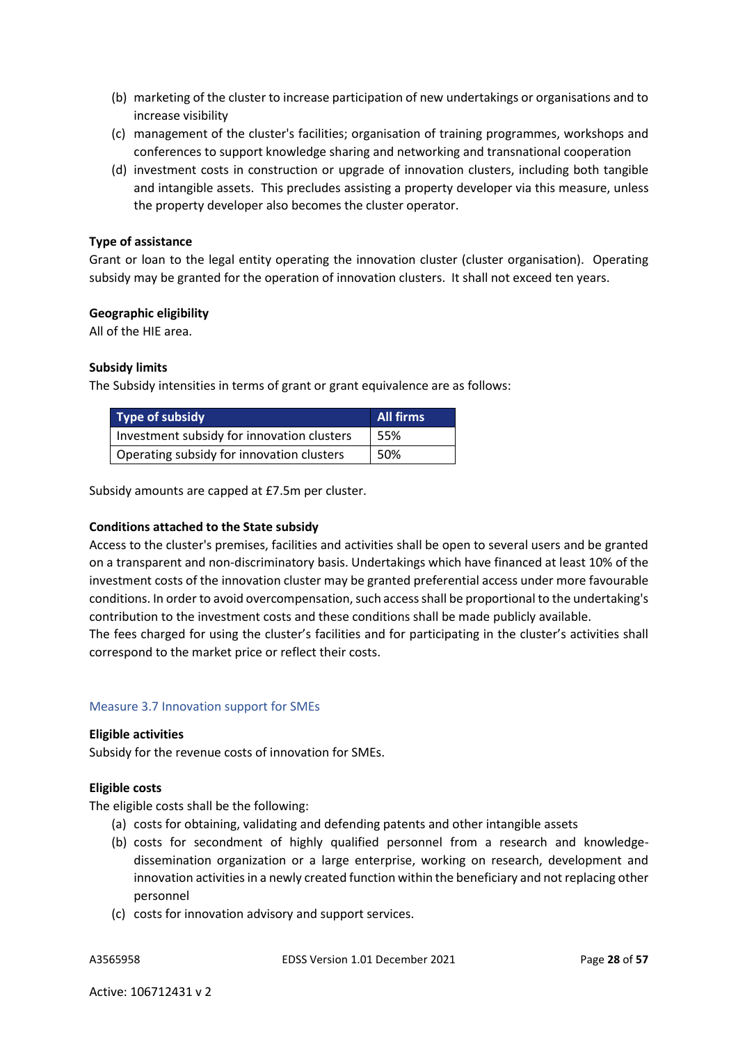(b) marketing of the cluster to increase participation of new undertakings or organisations and to increase visibility
(c) management of the cluster's facilities; organisation of training programmes, workshops and conferences to support knowledge sharing and networking and transnational cooperation
(d) investment costs in construction or upgrade of innovation clusters, including both tangible and intangible assets. This precludes assisting a property developer via this measure, unless the property developer also becomes the cluster operator.

**Type of assistance**

Grant or loan to the legal entity operating the innovation cluster (cluster organisation). Operating subsidy may be granted for the operation of innovation clusters. It shall not exceed ten years.

**Geographic eligibility**

All of the HIE area.

**Subsidy limits**

The Subsidy intensities in terms of grant or grant equivalence are as follows:

| Type of subsidy | All firms |
|---|---|
| Investment subsidy for innovation clusters | 55% |
| Operating subsidy for innovation clusters | 50% |

Subsidy amounts are capped at £7.5m per cluster.

**Conditions attached to the State subsidy**

Access to the cluster's premises, facilities and activities shall be open to several users and be granted on a transparent and non-discriminatory basis. Undertakings which have financed at least 10% of the investment costs of the innovation cluster may be granted preferential access under more favourable conditions. In order to avoid overcompensation, such access shall be proportional to the undertaking's contribution to the investment costs and these conditions shall be made publicly available.

The fees charged for using the cluster's facilities and for participating in the cluster's activities shall correspond to the market price or reflect their costs.

### Measure 3.7 Innovation support for SMEs

**Eligible activities**

Subsidy for the revenue costs of innovation for SMEs.

**Eligible costs**

The eligible costs shall be the following:

(a) costs for obtaining, validating and defending patents and other intangible assets
(b) costs for secondment of highly qualified personnel from a research and knowledge-dissemination organization or a large enterprise, working on research, development and innovation activities in a newly created function within the beneficiary and not replacing other personnel
(c) costs for innovation advisory and support services.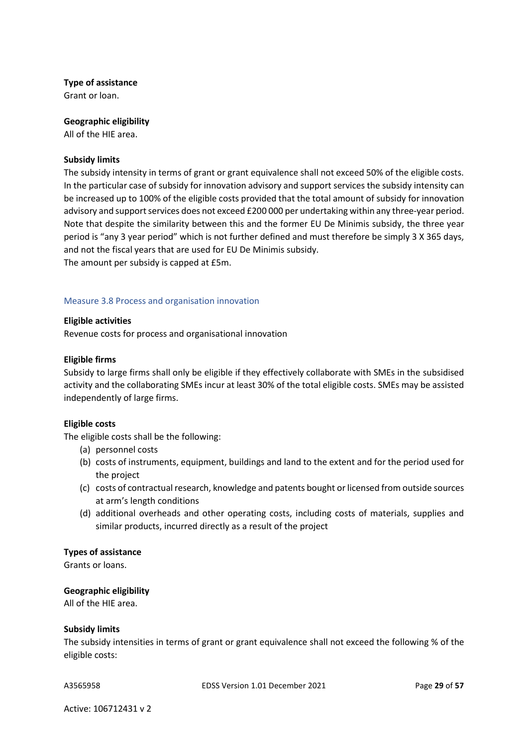**Type of assistance**
Grant or loan.

**Geographic eligibility**
All of the HIE area.

**Subsidy limits**
The subsidy intensity in terms of grant or grant equivalence shall not exceed 50% of the eligible costs. In the particular case of subsidy for innovation advisory and support services the subsidy intensity can be increased up to 100% of the eligible costs provided that the total amount of subsidy for innovation advisory and support services does not exceed £200 000 per undertaking within any three-year period. Note that despite the similarity between this and the former EU De Minimis subsidy, the three year period is "any 3 year period" which is not further defined and must therefore be simply 3 X 365 days, and not the fiscal years that are used for EU De Minimis subsidy.
The amount per subsidy is capped at £5m.

### Measure 3.8 Process and organisation innovation

**Eligible activities**
Revenue costs for process and organisational innovation

**Eligible firms**
Subsidy to large firms shall only be eligible if they effectively collaborate with SMEs in the subsidised activity and the collaborating SMEs incur at least 30% of the total eligible costs. SMEs may be assisted independently of large firms.

**Eligible costs**
The eligible costs shall be the following:

(a) personnel costs
(b) costs of instruments, equipment, buildings and land to the extent and for the period used for the project
(c) costs of contractual research, knowledge and patents bought or licensed from outside sources at arm's length conditions
(d) additional overheads and other operating costs, including costs of materials, supplies and similar products, incurred directly as a result of the project

**Types of assistance**
Grants or loans.

**Geographic eligibility**
All of the HIE area.

**Subsidy limits**
The subsidy intensities in terms of grant or grant equivalence shall not exceed the following % of the eligible costs: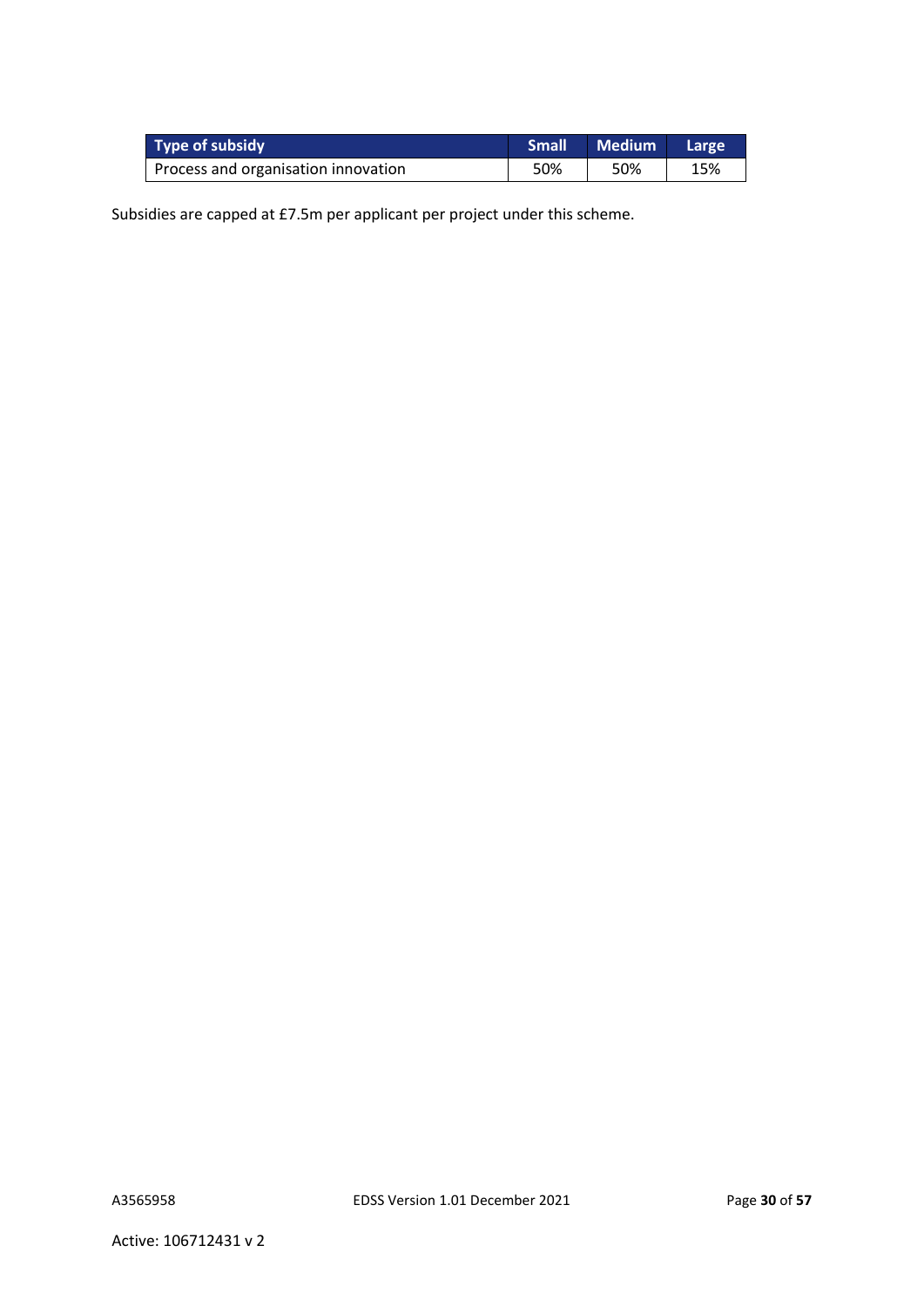| Type of subsidy | Small | Medium | Large |
| --- | --- | --- | --- |
| Process and organisation innovation | 50% | 50% | 15% |

Subsidies are capped at £7.5m per applicant per project under this scheme.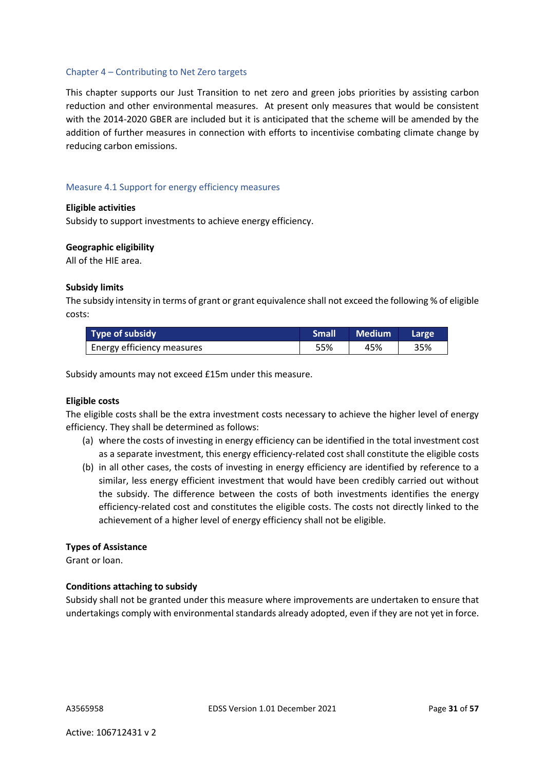## Chapter 4 – Contributing to Net Zero targets

This chapter supports our Just Transition to net zero and green jobs priorities by assisting carbon reduction and other environmental measures. At present only measures that would be consistent with the 2014-2020 GBER are included but it is anticipated that the scheme will be amended by the addition of further measures in connection with efforts to incentivise combating climate change by reducing carbon emissions.

### Measure 4.1 Support for energy efficiency measures

**Eligible activities**
Subsidy to support investments to achieve energy efficiency.

**Geographic eligibility**
All of the HIE area.

**Subsidy limits**
The subsidy intensity in terms of grant or grant equivalence shall not exceed the following % of eligible costs:

| Type of subsidy | Small | Medium | Large |
|---|---|---|---|
| Energy efficiency measures | 55% | 45% | 35% |

Subsidy amounts may not exceed £15m under this measure.

**Eligible costs**
The eligible costs shall be the extra investment costs necessary to achieve the higher level of energy efficiency. They shall be determined as follows:

(a) where the costs of investing in energy efficiency can be identified in the total investment cost as a separate investment, this energy efficiency-related cost shall constitute the eligible costs

(b) in all other cases, the costs of investing in energy efficiency are identified by reference to a similar, less energy efficient investment that would have been credibly carried out without the subsidy. The difference between the costs of both investments identifies the energy efficiency-related cost and constitutes the eligible costs. The costs not directly linked to the achievement of a higher level of energy efficiency shall not be eligible.

**Types of Assistance**
Grant or loan.

**Conditions attaching to subsidy**
Subsidy shall not be granted under this measure where improvements are undertaken to ensure that undertakings comply with environmental standards already adopted, even if they are not yet in force.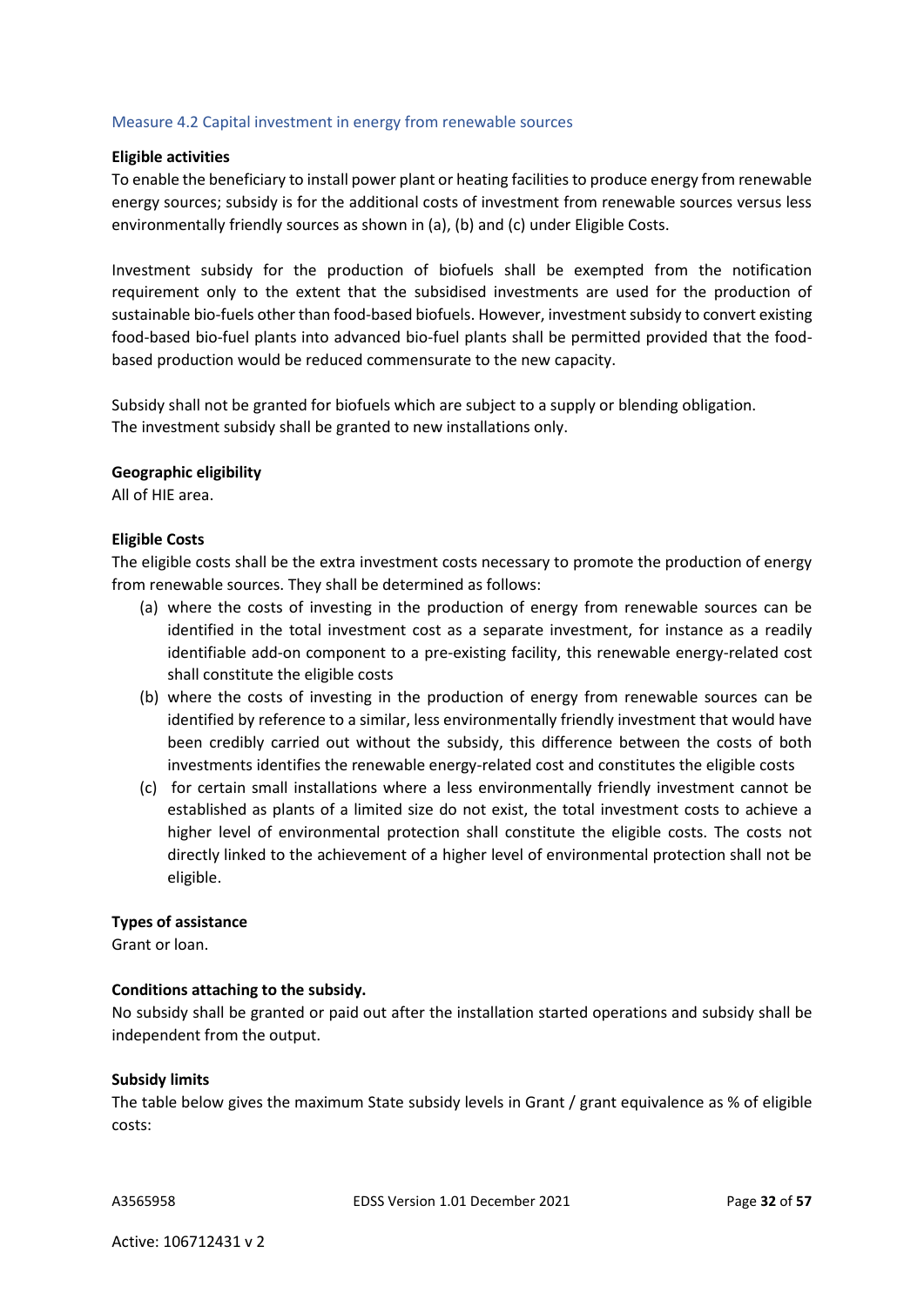## Measure 4.2 Capital investment in energy from renewable sources

**Eligible activities**

To enable the beneficiary to install power plant or heating facilities to produce energy from renewable energy sources; subsidy is for the additional costs of investment from renewable sources versus less environmentally friendly sources as shown in (a), (b) and (c) under Eligible Costs.

Investment subsidy for the production of biofuels shall be exempted from the notification requirement only to the extent that the subsidised investments are used for the production of sustainable bio-fuels other than food-based biofuels. However, investment subsidy to convert existing food-based bio-fuel plants into advanced bio-fuel plants shall be permitted provided that the food-based production would be reduced commensurate to the new capacity.

Subsidy shall not be granted for biofuels which are subject to a supply or blending obligation.
The investment subsidy shall be granted to new installations only.

**Geographic eligibility**

All of HIE area.

**Eligible Costs**

The eligible costs shall be the extra investment costs necessary to promote the production of energy from renewable sources. They shall be determined as follows:

(a) where the costs of investing in the production of energy from renewable sources can be identified in the total investment cost as a separate investment, for instance as a readily identifiable add-on component to a pre-existing facility, this renewable energy-related cost shall constitute the eligible costs

(b) where the costs of investing in the production of energy from renewable sources can be identified by reference to a similar, less environmentally friendly investment that would have been credibly carried out without the subsidy, this difference between the costs of both investments identifies the renewable energy-related cost and constitutes the eligible costs

(c) for certain small installations where a less environmentally friendly investment cannot be established as plants of a limited size do not exist, the total investment costs to achieve a higher level of environmental protection shall constitute the eligible costs. The costs not directly linked to the achievement of a higher level of environmental protection shall not be eligible.

**Types of assistance**

Grant or loan.

**Conditions attaching to the subsidy.**

No subsidy shall be granted or paid out after the installation started operations and subsidy shall be independent from the output.

**Subsidy limits**

The table below gives the maximum State subsidy levels in Grant / grant equivalence as % of eligible costs: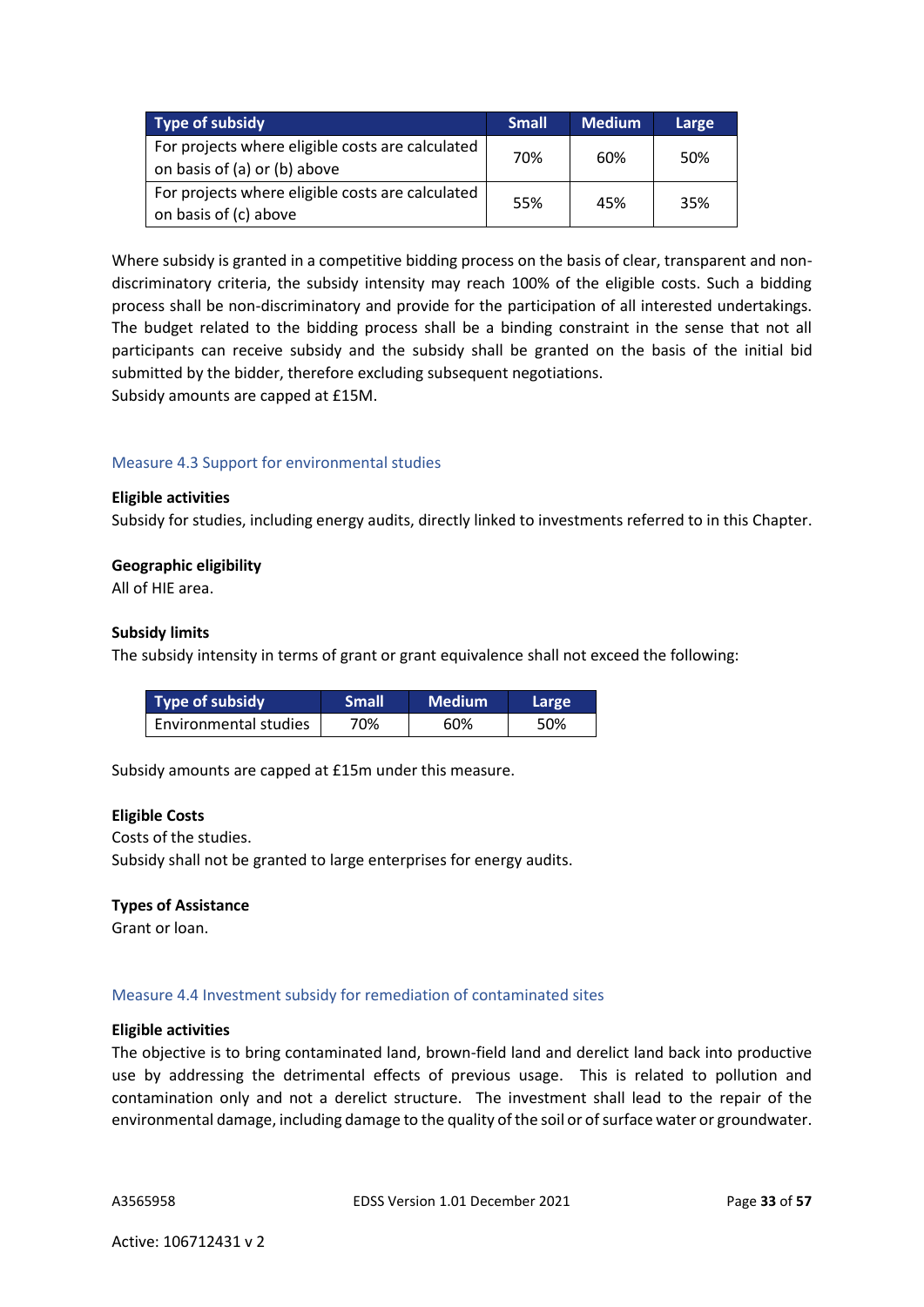| Type of subsidy | Small | Medium | Large |
|---|---|---|---|
| For projects where eligible costs are calculated on basis of (a) or (b) above | 70% | 60% | 50% |
| For projects where eligible costs are calculated on basis of (c) above | 55% | 45% | 35% |

Where subsidy is granted in a competitive bidding process on the basis of clear, transparent and non-discriminatory criteria, the subsidy intensity may reach 100% of the eligible costs. Such a bidding process shall be non-discriminatory and provide for the participation of all interested undertakings. The budget related to the bidding process shall be a binding constraint in the sense that not all participants can receive subsidy and the subsidy shall be granted on the basis of the initial bid submitted by the bidder, therefore excluding subsequent negotiations.
Subsidy amounts are capped at £15M.

### Measure 4.3 Support for environmental studies

**Eligible activities**
Subsidy for studies, including energy audits, directly linked to investments referred to in this Chapter.

**Geographic eligibility**
All of HIE area.

**Subsidy limits**
The subsidy intensity in terms of grant or grant equivalence shall not exceed the following:

| Type of subsidy | Small | Medium | Large |
|---|---|---|---|
| Environmental studies | 70% | 60% | 50% |

Subsidy amounts are capped at £15m under this measure.

**Eligible Costs**
Costs of the studies.
Subsidy shall not be granted to large enterprises for energy audits.

**Types of Assistance**
Grant or loan.

### Measure 4.4 Investment subsidy for remediation of contaminated sites

**Eligible activities**
The objective is to bring contaminated land, brown-field land and derelict land back into productive use by addressing the detrimental effects of previous usage. This is related to pollution and contamination only and not a derelict structure. The investment shall lead to the repair of the environmental damage, including damage to the quality of the soil or of surface water or groundwater.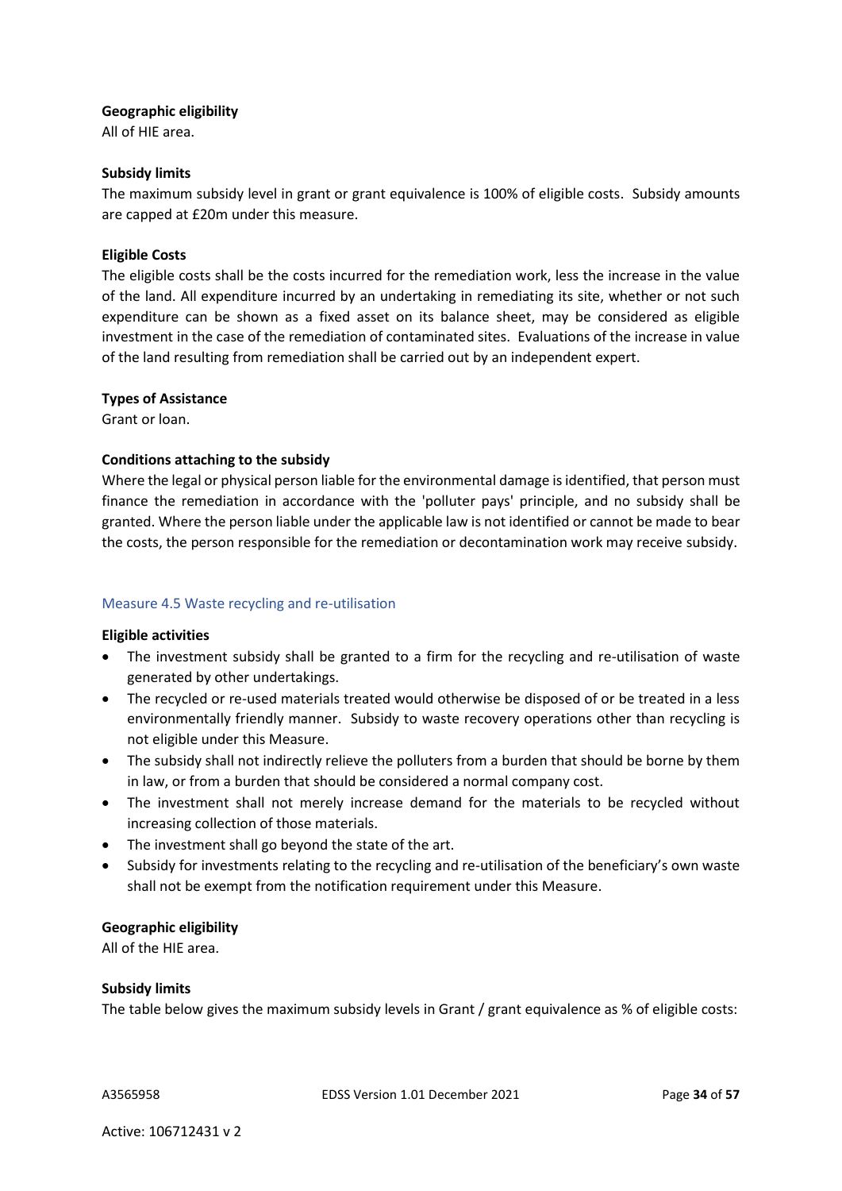**Geographic eligibility**

All of HIE area.

**Subsidy limits**

The maximum subsidy level in grant or grant equivalence is 100% of eligible costs. Subsidy amounts are capped at £20m under this measure.

**Eligible Costs**

The eligible costs shall be the costs incurred for the remediation work, less the increase in the value of the land. All expenditure incurred by an undertaking in remediating its site, whether or not such expenditure can be shown as a fixed asset on its balance sheet, may be considered as eligible investment in the case of the remediation of contaminated sites. Evaluations of the increase in value of the land resulting from remediation shall be carried out by an independent expert.

**Types of Assistance**

Grant or loan.

**Conditions attaching to the subsidy**

Where the legal or physical person liable for the environmental damage is identified, that person must finance the remediation in accordance with the 'polluter pays' principle, and no subsidy shall be granted. Where the person liable under the applicable law is not identified or cannot be made to bear the costs, the person responsible for the remediation or decontamination work may receive subsidy.

### Measure 4.5 Waste recycling and re-utilisation

**Eligible activities**

- The investment subsidy shall be granted to a firm for the recycling and re-utilisation of waste generated by other undertakings.
- The recycled or re-used materials treated would otherwise be disposed of or be treated in a less environmentally friendly manner. Subsidy to waste recovery operations other than recycling is not eligible under this Measure.
- The subsidy shall not indirectly relieve the polluters from a burden that should be borne by them in law, or from a burden that should be considered a normal company cost.
- The investment shall not merely increase demand for the materials to be recycled without increasing collection of those materials.
- The investment shall go beyond the state of the art.
- Subsidy for investments relating to the recycling and re-utilisation of the beneficiary's own waste shall not be exempt from the notification requirement under this Measure.

**Geographic eligibility**

All of the HIE area.

**Subsidy limits**

The table below gives the maximum subsidy levels in Grant / grant equivalence as % of eligible costs: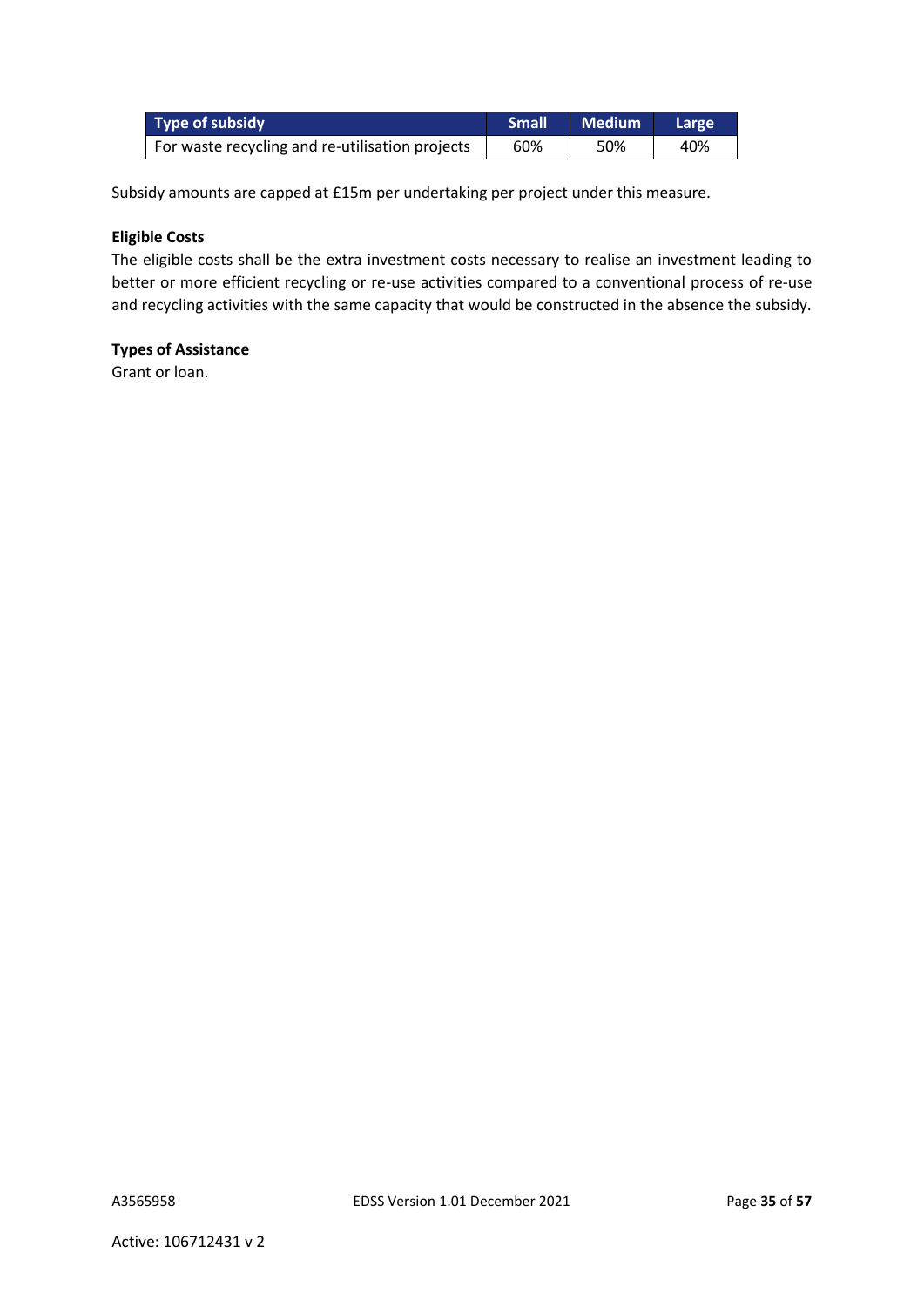| Type of subsidy | Small | Medium | Large |
|---|---|---|---|
| For waste recycling and re-utilisation projects | 60% | 50% | 40% |

Subsidy amounts are capped at £15m per undertaking per project under this measure.

**Eligible Costs**

The eligible costs shall be the extra investment costs necessary to realise an investment leading to better or more efficient recycling or re-use activities compared to a conventional process of re-use and recycling activities with the same capacity that would be constructed in the absence the subsidy.

**Types of Assistance**

Grant or loan.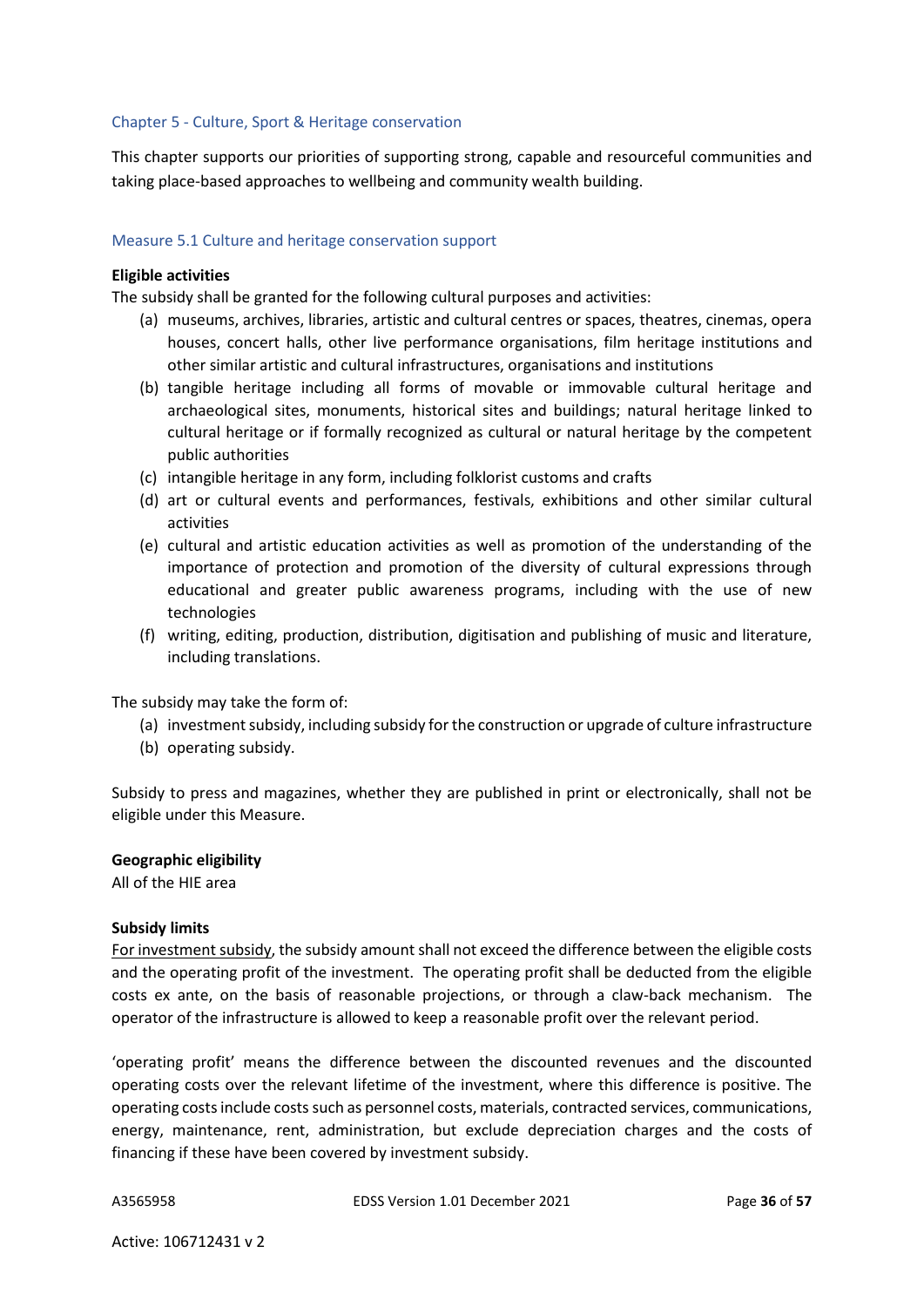## Chapter 5 - Culture, Sport & Heritage conservation

This chapter supports our priorities of supporting strong, capable and resourceful communities and taking place-based approaches to wellbeing and community wealth building.

### Measure 5.1 Culture and heritage conservation support

**Eligible activities**

The subsidy shall be granted for the following cultural purposes and activities:

(a) museums, archives, libraries, artistic and cultural centres or spaces, theatres, cinemas, opera houses, concert halls, other live performance organisations, film heritage institutions and other similar artistic and cultural infrastructures, organisations and institutions

(b) tangible heritage including all forms of movable or immovable cultural heritage and archaeological sites, monuments, historical sites and buildings; natural heritage linked to cultural heritage or if formally recognized as cultural or natural heritage by the competent public authorities

(c) intangible heritage in any form, including folklorist customs and crafts

(d) art or cultural events and performances, festivals, exhibitions and other similar cultural activities

(e) cultural and artistic education activities as well as promotion of the understanding of the importance of protection and promotion of the diversity of cultural expressions through educational and greater public awareness programs, including with the use of new technologies

(f) writing, editing, production, distribution, digitisation and publishing of music and literature, including translations.

The subsidy may take the form of:

(a) investment subsidy, including subsidy for the construction or upgrade of culture infrastructure

(b) operating subsidy.

Subsidy to press and magazines, whether they are published in print or electronically, shall not be eligible under this Measure.

**Geographic eligibility**

All of the HIE area

**Subsidy limits**

For investment subsidy, the subsidy amount shall not exceed the difference between the eligible costs and the operating profit of the investment. The operating profit shall be deducted from the eligible costs ex ante, on the basis of reasonable projections, or through a claw-back mechanism. The operator of the infrastructure is allowed to keep a reasonable profit over the relevant period.

'operating profit' means the difference between the discounted revenues and the discounted operating costs over the relevant lifetime of the investment, where this difference is positive. The operating costs include costs such as personnel costs, materials, contracted services, communications, energy, maintenance, rent, administration, but exclude depreciation charges and the costs of financing if these have been covered by investment subsidy.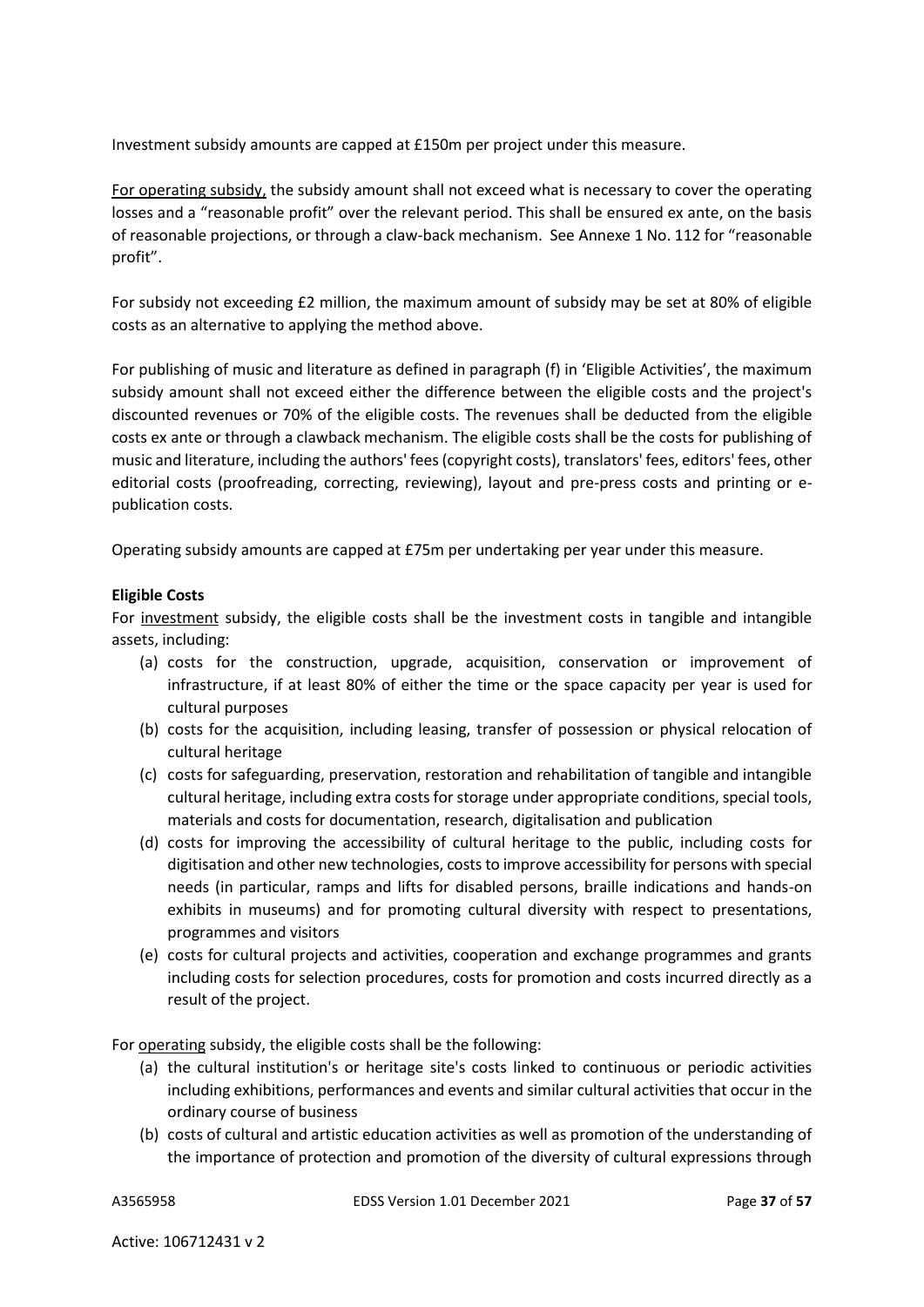Investment subsidy amounts are capped at £150m per project under this measure.

<u>For operating subsidy,</u> the subsidy amount shall not exceed what is necessary to cover the operating losses and a "reasonable profit" over the relevant period. This shall be ensured ex ante, on the basis of reasonable projections, or through a claw-back mechanism. See Annexe 1 No. 112 for "reasonable profit".

For subsidy not exceeding £2 million, the maximum amount of subsidy may be set at 80% of eligible costs as an alternative to applying the method above.

For publishing of music and literature as defined in paragraph (f) in 'Eligible Activities', the maximum subsidy amount shall not exceed either the difference between the eligible costs and the project's discounted revenues or 70% of the eligible costs. The revenues shall be deducted from the eligible costs ex ante or through a clawback mechanism. The eligible costs shall be the costs for publishing of music and literature, including the authors' fees (copyright costs), translators' fees, editors' fees, other editorial costs (proofreading, correcting, reviewing), layout and pre-press costs and printing or e-publication costs.

Operating subsidy amounts are capped at £75m per undertaking per year under this measure.

**Eligible Costs**

For <u>investment</u> subsidy, the eligible costs shall be the investment costs in tangible and intangible assets, including:

(a) costs for the construction, upgrade, acquisition, conservation or improvement of infrastructure, if at least 80% of either the time or the space capacity per year is used for cultural purposes
(b) costs for the acquisition, including leasing, transfer of possession or physical relocation of cultural heritage
(c) costs for safeguarding, preservation, restoration and rehabilitation of tangible and intangible cultural heritage, including extra costs for storage under appropriate conditions, special tools, materials and costs for documentation, research, digitalisation and publication
(d) costs for improving the accessibility of cultural heritage to the public, including costs for digitisation and other new technologies, costs to improve accessibility for persons with special needs (in particular, ramps and lifts for disabled persons, braille indications and hands-on exhibits in museums) and for promoting cultural diversity with respect to presentations, programmes and visitors
(e) costs for cultural projects and activities, cooperation and exchange programmes and grants including costs for selection procedures, costs for promotion and costs incurred directly as a result of the project.

For <u>operating</u> subsidy, the eligible costs shall be the following:

(a) the cultural institution's or heritage site's costs linked to continuous or periodic activities including exhibitions, performances and events and similar cultural activities that occur in the ordinary course of business
(b) costs of cultural and artistic education activities as well as promotion of the understanding of the importance of protection and promotion of the diversity of cultural expressions through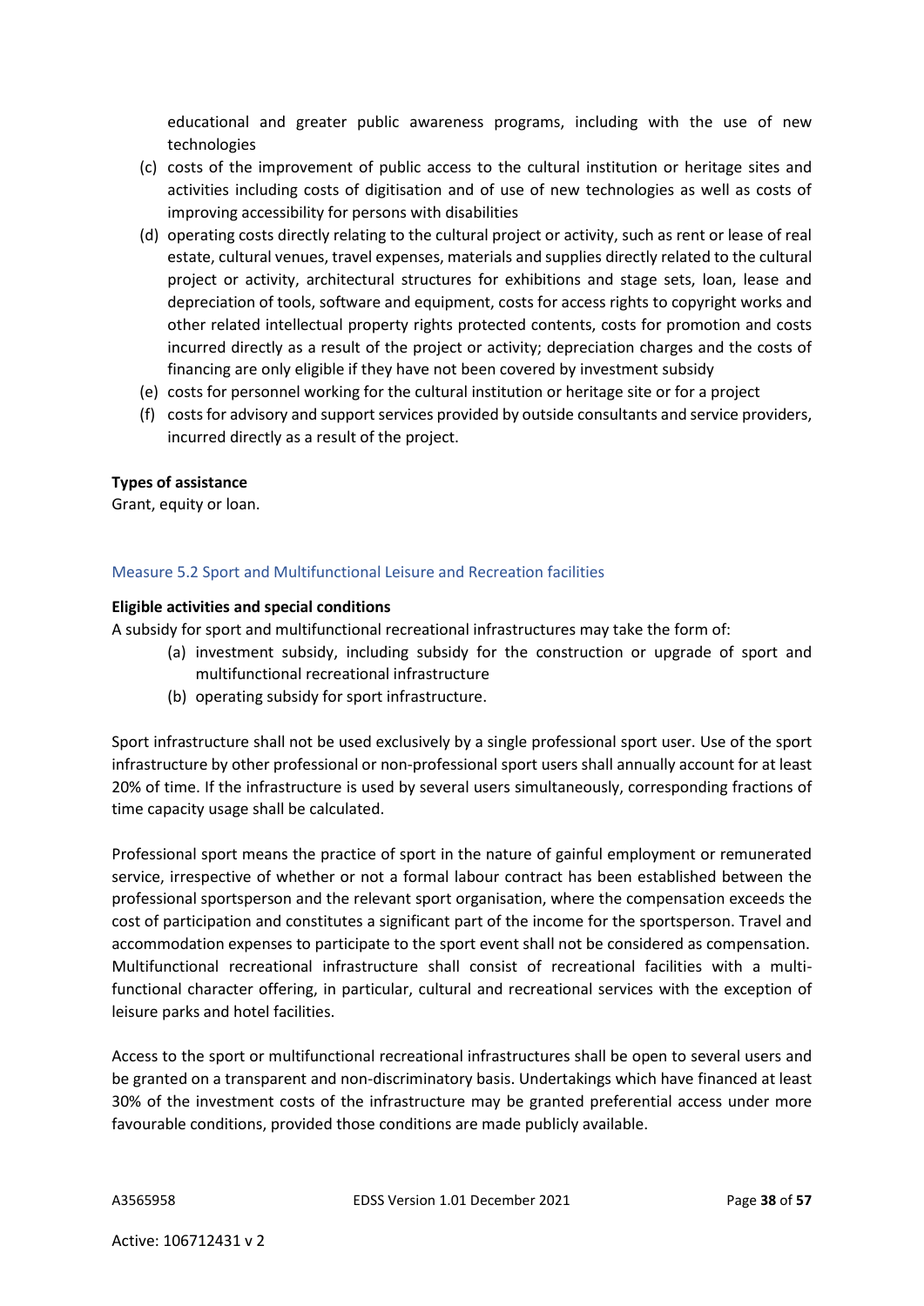educational and greater public awareness programs, including with the use of new technologies

(c) costs of the improvement of public access to the cultural institution or heritage sites and activities including costs of digitisation and of use of new technologies as well as costs of improving accessibility for persons with disabilities
(d) operating costs directly relating to the cultural project or activity, such as rent or lease of real estate, cultural venues, travel expenses, materials and supplies directly related to the cultural project or activity, architectural structures for exhibitions and stage sets, loan, lease and depreciation of tools, software and equipment, costs for access rights to copyright works and other related intellectual property rights protected contents, costs for promotion and costs incurred directly as a result of the project or activity; depreciation charges and the costs of financing are only eligible if they have not been covered by investment subsidy
(e) costs for personnel working for the cultural institution or heritage site or for a project
(f) costs for advisory and support services provided by outside consultants and service providers, incurred directly as a result of the project.

**Types of assistance**

Grant, equity or loan.

### Measure 5.2 Sport and Multifunctional Leisure and Recreation facilities

**Eligible activities and special conditions**

A subsidy for sport and multifunctional recreational infrastructures may take the form of:

(a) investment subsidy, including subsidy for the construction or upgrade of sport and multifunctional recreational infrastructure
(b) operating subsidy for sport infrastructure.

Sport infrastructure shall not be used exclusively by a single professional sport user. Use of the sport infrastructure by other professional or non-professional sport users shall annually account for at least 20% of time. If the infrastructure is used by several users simultaneously, corresponding fractions of time capacity usage shall be calculated.

Professional sport means the practice of sport in the nature of gainful employment or remunerated service, irrespective of whether or not a formal labour contract has been established between the professional sportsperson and the relevant sport organisation, where the compensation exceeds the cost of participation and constitutes a significant part of the income for the sportsperson. Travel and accommodation expenses to participate to the sport event shall not be considered as compensation. Multifunctional recreational infrastructure shall consist of recreational facilities with a multi-functional character offering, in particular, cultural and recreational services with the exception of leisure parks and hotel facilities.

Access to the sport or multifunctional recreational infrastructures shall be open to several users and be granted on a transparent and non-discriminatory basis. Undertakings which have financed at least 30% of the investment costs of the infrastructure may be granted preferential access under more favourable conditions, provided those conditions are made publicly available.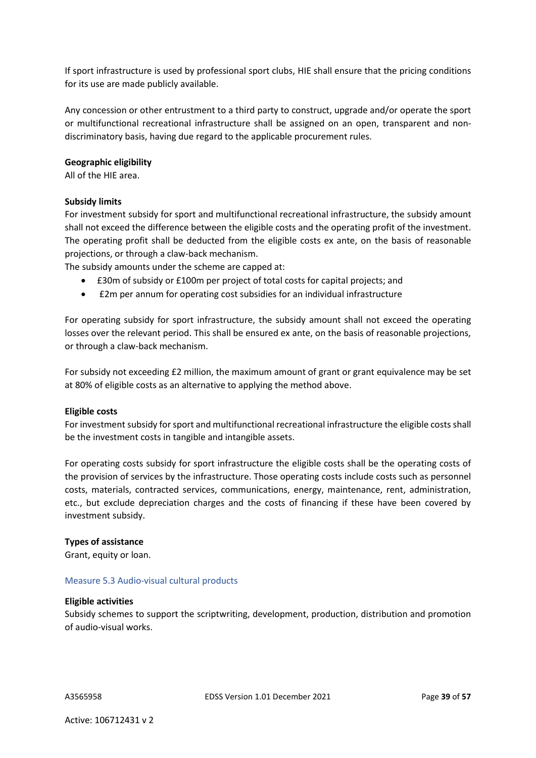If sport infrastructure is used by professional sport clubs, HIE shall ensure that the pricing conditions for its use are made publicly available.

Any concession or other entrustment to a third party to construct, upgrade and/or operate the sport or multifunctional recreational infrastructure shall be assigned on an open, transparent and non-discriminatory basis, having due regard to the applicable procurement rules.

**Geographic eligibility**

All of the HIE area.

**Subsidy limits**

For investment subsidy for sport and multifunctional recreational infrastructure, the subsidy amount shall not exceed the difference between the eligible costs and the operating profit of the investment. The operating profit shall be deducted from the eligible costs ex ante, on the basis of reasonable projections, or through a claw-back mechanism.

The subsidy amounts under the scheme are capped at:

- £30m of subsidy or £100m per project of total costs for capital projects; and
- £2m per annum for operating cost subsidies for an individual infrastructure

For operating subsidy for sport infrastructure, the subsidy amount shall not exceed the operating losses over the relevant period. This shall be ensured ex ante, on the basis of reasonable projections, or through a claw-back mechanism.

For subsidy not exceeding £2 million, the maximum amount of grant or grant equivalence may be set at 80% of eligible costs as an alternative to applying the method above.

**Eligible costs**

For investment subsidy for sport and multifunctional recreational infrastructure the eligible costs shall be the investment costs in tangible and intangible assets.

For operating costs subsidy for sport infrastructure the eligible costs shall be the operating costs of the provision of services by the infrastructure. Those operating costs include costs such as personnel costs, materials, contracted services, communications, energy, maintenance, rent, administration, etc., but exclude depreciation charges and the costs of financing if these have been covered by investment subsidy.

**Types of assistance**

Grant, equity or loan.

### Measure 5.3 Audio-visual cultural products

**Eligible activities**

Subsidy schemes to support the scriptwriting, development, production, distribution and promotion of audio-visual works.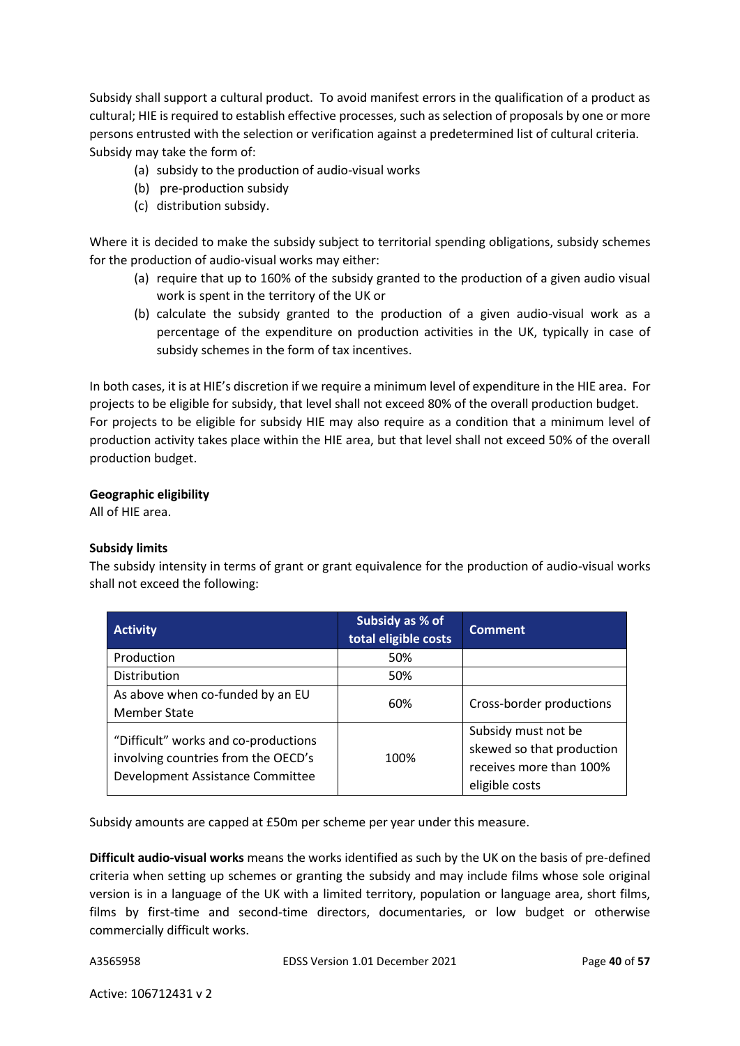Subsidy shall support a cultural product. To avoid manifest errors in the qualification of a product as cultural; HIE is required to establish effective processes, such as selection of proposals by one or more persons entrusted with the selection or verification against a predetermined list of cultural criteria. Subsidy may take the form of:

(a) subsidy to the production of audio-visual works
(b) pre-production subsidy
(c) distribution subsidy.

Where it is decided to make the subsidy subject to territorial spending obligations, subsidy schemes for the production of audio-visual works may either:

(a) require that up to 160% of the subsidy granted to the production of a given audio visual work is spent in the territory of the UK or
(b) calculate the subsidy granted to the production of a given audio-visual work as a percentage of the expenditure on production activities in the UK, typically in case of subsidy schemes in the form of tax incentives.

In both cases, it is at HIE's discretion if we require a minimum level of expenditure in the HIE area. For projects to be eligible for subsidy, that level shall not exceed 80% of the overall production budget. For projects to be eligible for subsidy HIE may also require as a condition that a minimum level of production activity takes place within the HIE area, but that level shall not exceed 50% of the overall production budget.

**Geographic eligibility**
All of HIE area.

**Subsidy limits**
The subsidy intensity in terms of grant or grant equivalence for the production of audio-visual works shall not exceed the following:

| Activity | Subsidy as % of total eligible costs | Comment |
|---|---|---|
| Production | 50% | |
| Distribution | 50% | |
| As above when co-funded by an EU Member State | 60% | Cross-border productions |
| "Difficult" works and co-productions involving countries from the OECD's Development Assistance Committee | 100% | Subsidy must not be skewed so that production receives more than 100% eligible costs |

Subsidy amounts are capped at £50m per scheme per year under this measure.

**Difficult audio-visual works** means the works identified as such by the UK on the basis of pre-defined criteria when setting up schemes or granting the subsidy and may include films whose sole original version is in a language of the UK with a limited territory, population or language area, short films, films by first-time and second-time directors, documentaries, or low budget or otherwise commercially difficult works.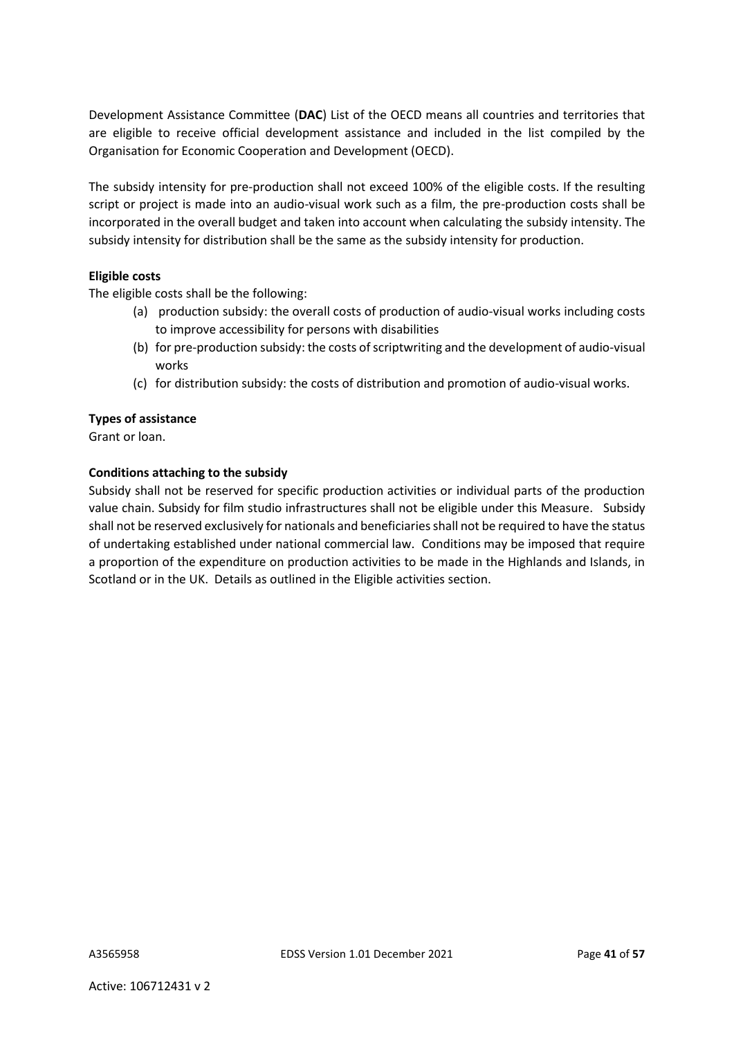Development Assistance Committee (**DAC**) List of the OECD means all countries and territories that are eligible to receive official development assistance and included in the list compiled by the Organisation for Economic Cooperation and Development (OECD).

The subsidy intensity for pre-production shall not exceed 100% of the eligible costs. If the resulting script or project is made into an audio-visual work such as a film, the pre-production costs shall be incorporated in the overall budget and taken into account when calculating the subsidy intensity. The subsidy intensity for distribution shall be the same as the subsidy intensity for production.

**Eligible costs**

The eligible costs shall be the following:

(a) production subsidy: the overall costs of production of audio-visual works including costs to improve accessibility for persons with disabilities

(b) for pre-production subsidy: the costs of scriptwriting and the development of audio-visual works

(c) for distribution subsidy: the costs of distribution and promotion of audio-visual works.

**Types of assistance**

Grant or loan.

**Conditions attaching to the subsidy**

Subsidy shall not be reserved for specific production activities or individual parts of the production value chain. Subsidy for film studio infrastructures shall not be eligible under this Measure. Subsidy shall not be reserved exclusively for nationals and beneficiaries shall not be required to have the status of undertaking established under national commercial law. Conditions may be imposed that require a proportion of the expenditure on production activities to be made in the Highlands and Islands, in Scotland or in the UK. Details as outlined in the Eligible activities section.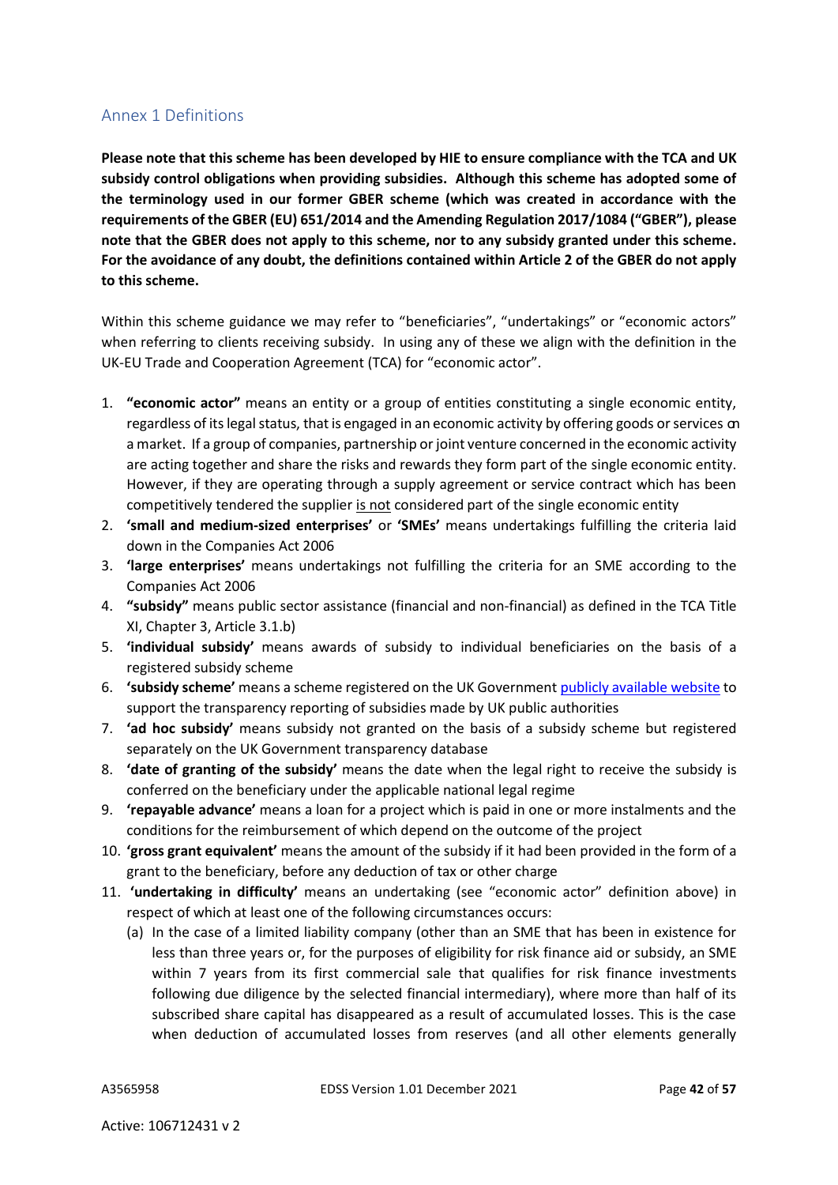## Annex 1 Definitions

**Please note that this scheme has been developed by HIE to ensure compliance with the TCA and UK subsidy control obligations when providing subsidies. Although this scheme has adopted some of the terminology used in our former GBER scheme (which was created in accordance with the requirements of the GBER (EU) 651/2014 and the Amending Regulation 2017/1084 ("GBER"), please note that the GBER does not apply to this scheme, nor to any subsidy granted under this scheme. For the avoidance of any doubt, the definitions contained within Article 2 of the GBER do not apply to this scheme.**

Within this scheme guidance we may refer to "beneficiaries", "undertakings" or "economic actors" when referring to clients receiving subsidy. In using any of these we align with the definition in the UK-EU Trade and Cooperation Agreement (TCA) for "economic actor".

1. **"economic actor"** means an entity or a group of entities constituting a single economic entity, regardless of its legal status, that is engaged in an economic activity by offering goods or services on a market. If a group of companies, partnership or joint venture concerned in the economic activity are acting together and share the risks and rewards they form part of the single economic entity. However, if they are operating through a supply agreement or service contract which has been competitively tendered the supplier is not considered part of the single economic entity
2. **'small and medium-sized enterprises'** or **'SMEs'** means undertakings fulfilling the criteria laid down in the Companies Act 2006
3. **'large enterprises'** means undertakings not fulfilling the criteria for an SME according to the Companies Act 2006
4. **"subsidy"** means public sector assistance (financial and non-financial) as defined in the TCA Title XI, Chapter 3, Article 3.1.b)
5. **'individual subsidy'** means awards of subsidy to individual beneficiaries on the basis of a registered subsidy scheme
6. **'subsidy scheme'** means a scheme registered on the UK Government publicly available website to support the transparency reporting of subsidies made by UK public authorities
7. **'ad hoc subsidy'** means subsidy not granted on the basis of a subsidy scheme but registered separately on the UK Government transparency database
8. **'date of granting of the subsidy'** means the date when the legal right to receive the subsidy is conferred on the beneficiary under the applicable national legal regime
9. **'repayable advance'** means a loan for a project which is paid in one or more instalments and the conditions for the reimbursement of which depend on the outcome of the project
10. **'gross grant equivalent'** means the amount of the subsidy if it had been provided in the form of a grant to the beneficiary, before any deduction of tax or other charge
11. **'undertaking in difficulty'** means an undertaking (see "economic actor" definition above) in respect of which at least one of the following circumstances occurs:
    (a) In the case of a limited liability company (other than an SME that has been in existence for less than three years or, for the purposes of eligibility for risk finance aid or subsidy, an SME within 7 years from its first commercial sale that qualifies for risk finance investments following due diligence by the selected financial intermediary), where more than half of its subscribed share capital has disappeared as a result of accumulated losses. This is the case when deduction of accumulated losses from reserves (and all other elements generally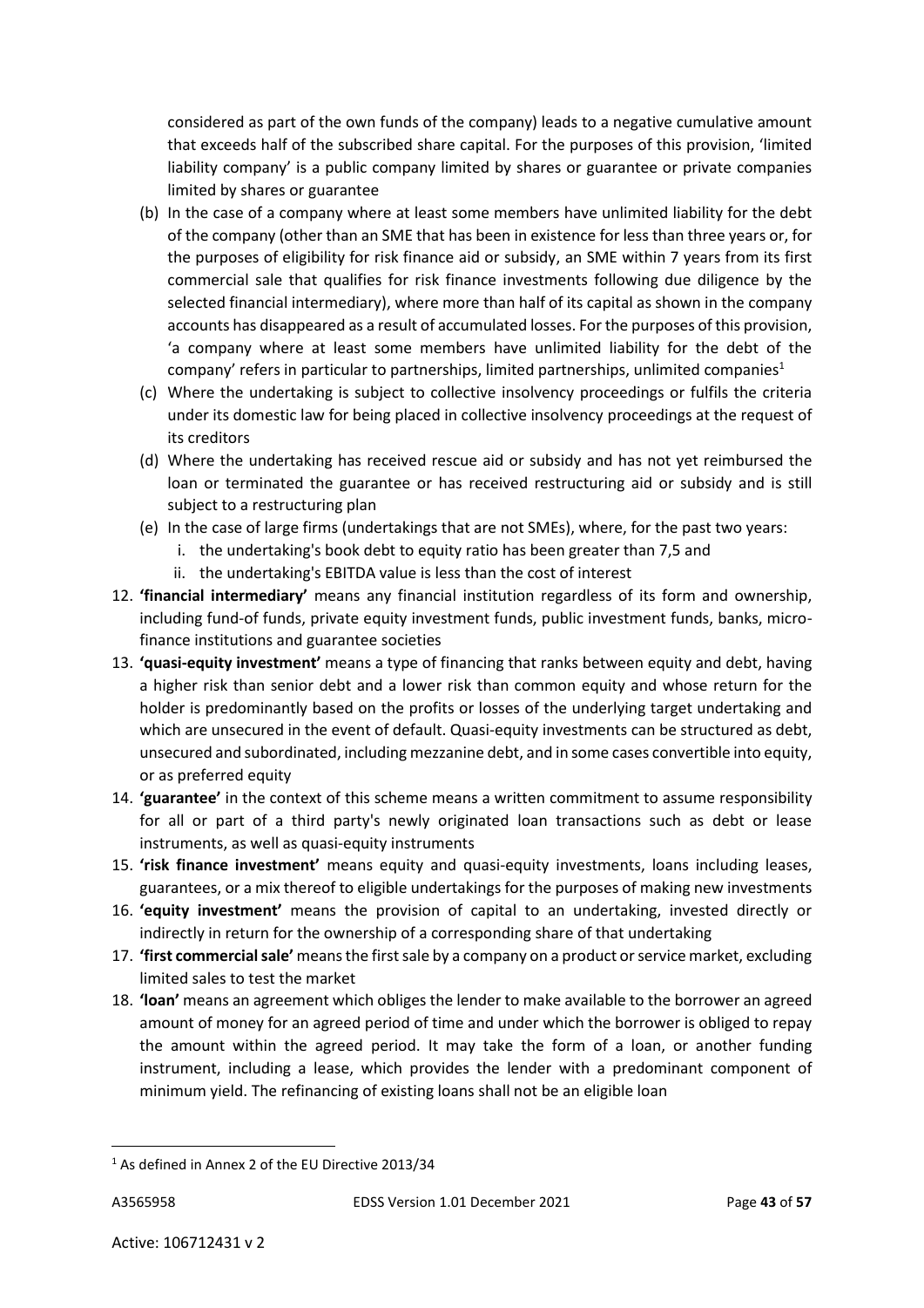considered as part of the own funds of the company) leads to a negative cumulative amount that exceeds half of the subscribed share capital. For the purposes of this provision, 'limited liability company' is a public company limited by shares or guarantee or private companies limited by shares or guarantee

(b) In the case of a company where at least some members have unlimited liability for the debt of the company (other than an SME that has been in existence for less than three years or, for the purposes of eligibility for risk finance aid or subsidy, an SME within 7 years from its first commercial sale that qualifies for risk finance investments following due diligence by the selected financial intermediary), where more than half of its capital as shown in the company accounts has disappeared as a result of accumulated losses. For the purposes of this provision, 'a company where at least some members have unlimited liability for the debt of the company' refers in particular to partnerships, limited partnerships, unlimited companies[1]

(c) Where the undertaking is subject to collective insolvency proceedings or fulfils the criteria under its domestic law for being placed in collective insolvency proceedings at the request of its creditors

(d) Where the undertaking has received rescue aid or subsidy and has not yet reimbursed the loan or terminated the guarantee or has received restructuring aid or subsidy and is still subject to a restructuring plan

(e) In the case of large firms (undertakings that are not SMEs), where, for the past two years:
   i. the undertaking's book debt to equity ratio has been greater than 7,5 and
   ii. the undertaking's EBITDA value is less than the cost of interest

12. **'financial intermediary'** means any financial institution regardless of its form and ownership, including fund-of funds, private equity investment funds, public investment funds, banks, micro-finance institutions and guarantee societies
13. **'quasi-equity investment'** means a type of financing that ranks between equity and debt, having a higher risk than senior debt and a lower risk than common equity and whose return for the holder is predominantly based on the profits or losses of the underlying target undertaking and which are unsecured in the event of default. Quasi-equity investments can be structured as debt, unsecured and subordinated, including mezzanine debt, and in some cases convertible into equity, or as preferred equity
14. **'guarantee'** in the context of this scheme means a written commitment to assume responsibility for all or part of a third party's newly originated loan transactions such as debt or lease instruments, as well as quasi-equity instruments
15. **'risk finance investment'** means equity and quasi-equity investments, loans including leases, guarantees, or a mix thereof to eligible undertakings for the purposes of making new investments
16. **'equity investment'** means the provision of capital to an undertaking, invested directly or indirectly in return for the ownership of a corresponding share of that undertaking
17. **'first commercial sale'** means the first sale by a company on a product or service market, excluding limited sales to test the market
18. **'loan'** means an agreement which obliges the lender to make available to the borrower an agreed amount of money for an agreed period of time and under which the borrower is obliged to repay the amount within the agreed period. It may take the form of a loan, or another funding instrument, including a lease, which provides the lender with a predominant component of minimum yield. The refinancing of existing loans shall not be an eligible loan

[1] As defined in Annex 2 of the EU Directive 2013/34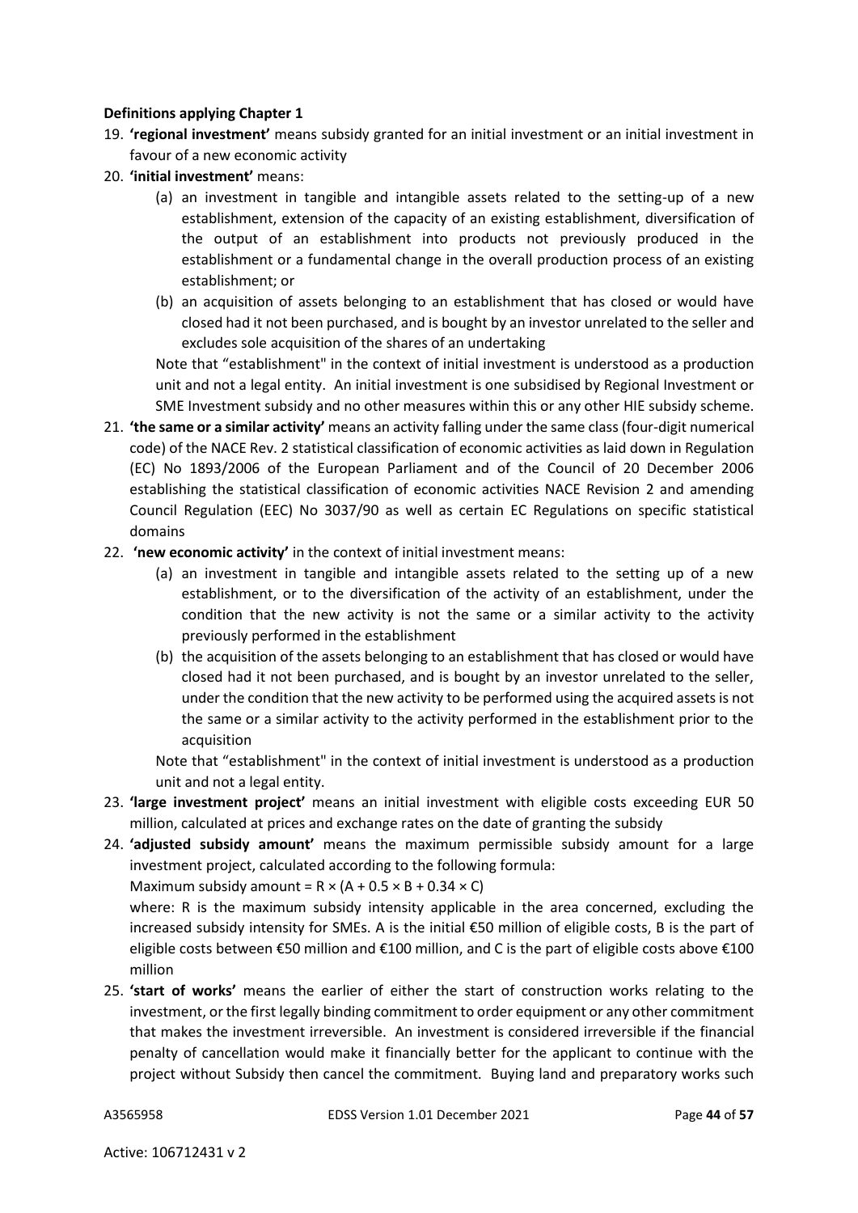**Definitions applying Chapter 1**

19. **'regional investment'** means subsidy granted for an initial investment or an initial investment in favour of a new economic activity
20. **'initial investment'** means:
    (a) an investment in tangible and intangible assets related to the setting-up of a new establishment, extension of the capacity of an existing establishment, diversification of the output of an establishment into products not previously produced in the establishment or a fundamental change in the overall production process of an existing establishment; or
    (b) an acquisition of assets belonging to an establishment that has closed or would have closed had it not been purchased, and is bought by an investor unrelated to the seller and excludes sole acquisition of the shares of an undertaking

    Note that "establishment" in the context of initial investment is understood as a production unit and not a legal entity. An initial investment is one subsidised by Regional Investment or SME Investment subsidy and no other measures within this or any other HIE subsidy scheme.
21. **'the same or a similar activity'** means an activity falling under the same class (four-digit numerical code) of the NACE Rev. 2 statistical classification of economic activities as laid down in Regulation (EC) No 1893/2006 of the European Parliament and of the Council of 20 December 2006 establishing the statistical classification of economic activities NACE Revision 2 and amending Council Regulation (EEC) No 3037/90 as well as certain EC Regulations on specific statistical domains
22. **'new economic activity'** in the context of initial investment means:
    (a) an investment in tangible and intangible assets related to the setting up of a new establishment, or to the diversification of the activity of an establishment, under the condition that the new activity is not the same or a similar activity to the activity previously performed in the establishment
    (b) the acquisition of the assets belonging to an establishment that has closed or would have closed had it not been purchased, and is bought by an investor unrelated to the seller, under the condition that the new activity to be performed using the acquired assets is not the same or a similar activity to the activity performed in the establishment prior to the acquisition

    Note that "establishment" in the context of initial investment is understood as a production unit and not a legal entity.
23. **'large investment project'** means an initial investment with eligible costs exceeding EUR 50 million, calculated at prices and exchange rates on the date of granting the subsidy
24. **'adjusted subsidy amount'** means the maximum permissible subsidy amount for a large investment project, calculated according to the following formula:

    Maximum subsidy amount = $R \times (A + 0.5 \times B + 0.34 \times C)$

    where: R is the maximum subsidy intensity applicable in the area concerned, excluding the increased subsidy intensity for SMEs. A is the initial €50 million of eligible costs, B is the part of eligible costs between €50 million and €100 million, and C is the part of eligible costs above €100 million
25. **'start of works'** means the earlier of either the start of construction works relating to the investment, or the first legally binding commitment to order equipment or any other commitment that makes the investment irreversible. An investment is considered irreversible if the financial penalty of cancellation would make it financially better for the applicant to continue with the project without Subsidy then cancel the commitment. Buying land and preparatory works such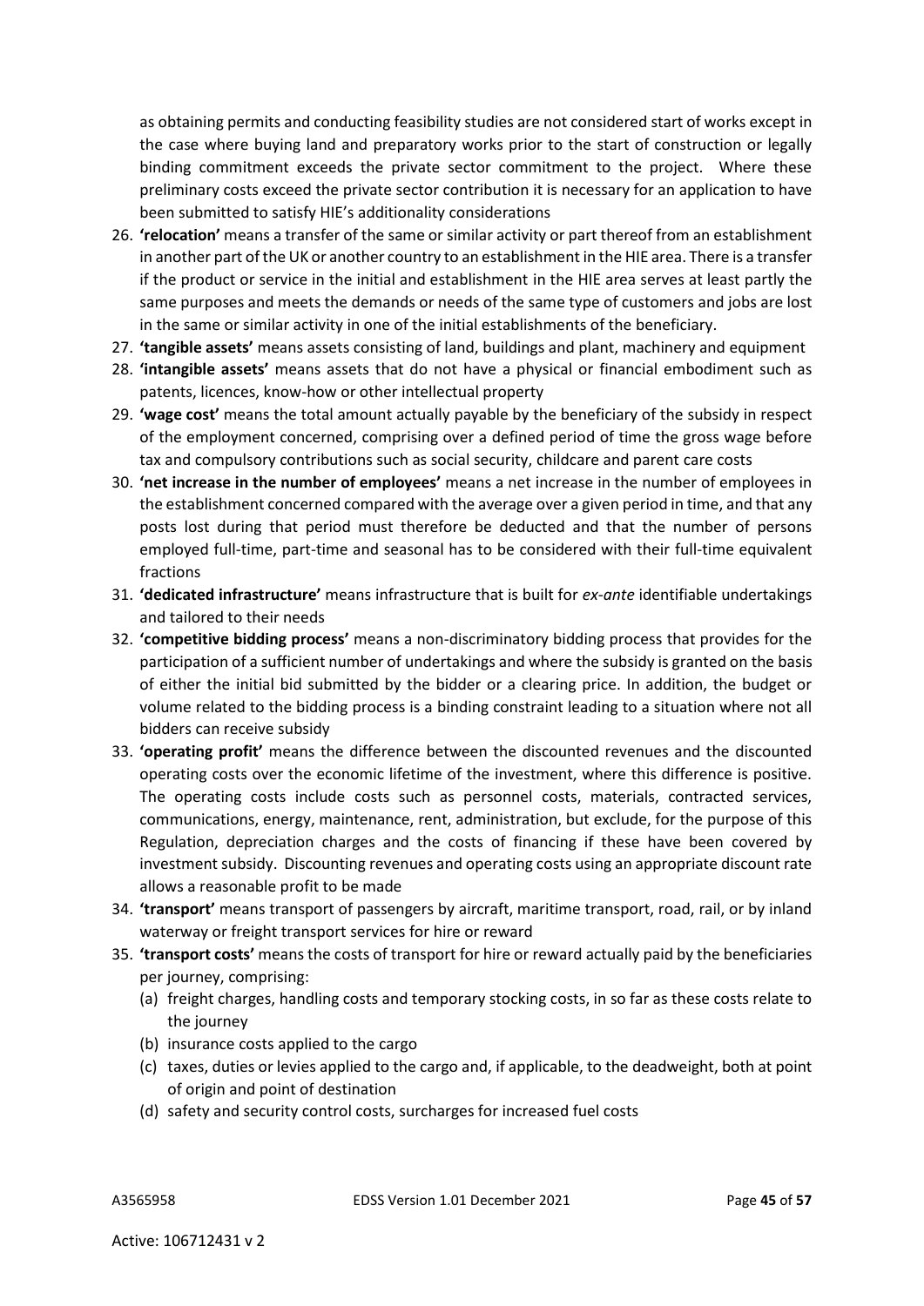as obtaining permits and conducting feasibility studies are not considered start of works except in the case where buying land and preparatory works prior to the start of construction or legally binding commitment exceeds the private sector commitment to the project. Where these preliminary costs exceed the private sector contribution it is necessary for an application to have been submitted to satisfy HIE's additionality considerations

26. **'relocation'** means a transfer of the same or similar activity or part thereof from an establishment in another part of the UK or another country to an establishment in the HIE area. There is a transfer if the product or service in the initial and establishment in the HIE area serves at least partly the same purposes and meets the demands or needs of the same type of customers and jobs are lost in the same or similar activity in one of the initial establishments of the beneficiary.
27. **'tangible assets'** means assets consisting of land, buildings and plant, machinery and equipment
28. **'intangible assets'** means assets that do not have a physical or financial embodiment such as patents, licences, know-how or other intellectual property
29. **'wage cost'** means the total amount actually payable by the beneficiary of the subsidy in respect of the employment concerned, comprising over a defined period of time the gross wage before tax and compulsory contributions such as social security, childcare and parent care costs
30. **'net increase in the number of employees'** means a net increase in the number of employees in the establishment concerned compared with the average over a given period in time, and that any posts lost during that period must therefore be deducted and that the number of persons employed full-time, part-time and seasonal has to be considered with their full-time equivalent fractions
31. **'dedicated infrastructure'** means infrastructure that is built for *ex-ante* identifiable undertakings and tailored to their needs
32. **'competitive bidding process'** means a non-discriminatory bidding process that provides for the participation of a sufficient number of undertakings and where the subsidy is granted on the basis of either the initial bid submitted by the bidder or a clearing price. In addition, the budget or volume related to the bidding process is a binding constraint leading to a situation where not all bidders can receive subsidy
33. **'operating profit'** means the difference between the discounted revenues and the discounted operating costs over the economic lifetime of the investment, where this difference is positive. The operating costs include costs such as personnel costs, materials, contracted services, communications, energy, maintenance, rent, administration, but exclude, for the purpose of this Regulation, depreciation charges and the costs of financing if these have been covered by investment subsidy. Discounting revenues and operating costs using an appropriate discount rate allows a reasonable profit to be made
34. **'transport'** means transport of passengers by aircraft, maritime transport, road, rail, or by inland waterway or freight transport services for hire or reward
35. **'transport costs'** means the costs of transport for hire or reward actually paid by the beneficiaries per journey, comprising:
    (a) freight charges, handling costs and temporary stocking costs, in so far as these costs relate to the journey
    (b) insurance costs applied to the cargo
    (c) taxes, duties or levies applied to the cargo and, if applicable, to the deadweight, both at point of origin and point of destination
    (d) safety and security control costs, surcharges for increased fuel costs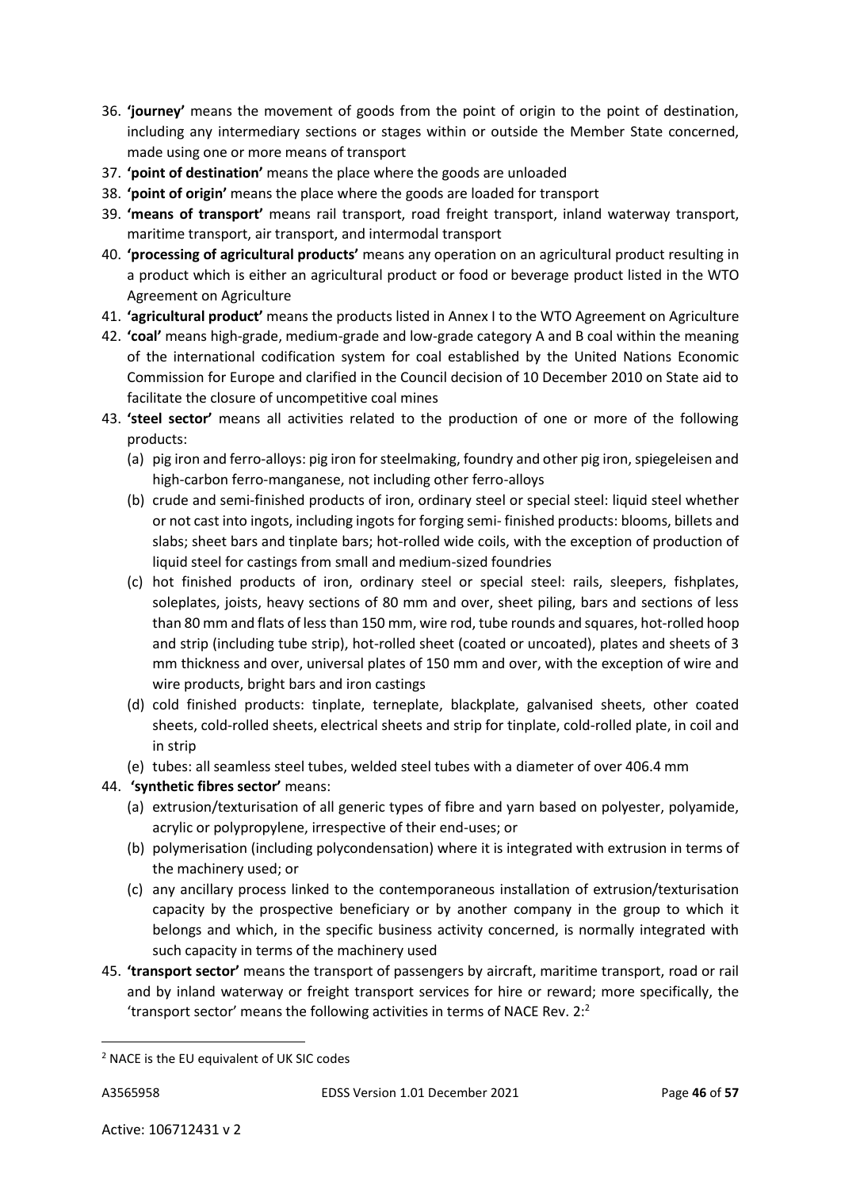36. **'journey'** means the movement of goods from the point of origin to the point of destination, including any intermediary sections or stages within or outside the Member State concerned, made using one or more means of transport
37. **'point of destination'** means the place where the goods are unloaded
38. **'point of origin'** means the place where the goods are loaded for transport
39. **'means of transport'** means rail transport, road freight transport, inland waterway transport, maritime transport, air transport, and intermodal transport
40. **'processing of agricultural products'** means any operation on an agricultural product resulting in a product which is either an agricultural product or food or beverage product listed in the WTO Agreement on Agriculture
41. **'agricultural product'** means the products listed in Annex I to the WTO Agreement on Agriculture
42. **'coal'** means high-grade, medium-grade and low-grade category A and B coal within the meaning of the international codification system for coal established by the United Nations Economic Commission for Europe and clarified in the Council decision of 10 December 2010 on State aid to facilitate the closure of uncompetitive coal mines
43. **'steel sector'** means all activities related to the production of one or more of the following products:
    (a) pig iron and ferro-alloys: pig iron for steelmaking, foundry and other pig iron, spiegeleisen and high-carbon ferro-manganese, not including other ferro-alloys
    (b) crude and semi-finished products of iron, ordinary steel or special steel: liquid steel whether or not cast into ingots, including ingots for forging semi- finished products: blooms, billets and slabs; sheet bars and tinplate bars; hot-rolled wide coils, with the exception of production of liquid steel for castings from small and medium-sized foundries
    (c) hot finished products of iron, ordinary steel or special steel: rails, sleepers, fishplates, soleplates, joists, heavy sections of 80 mm and over, sheet piling, bars and sections of less than 80 mm and flats of less than 150 mm, wire rod, tube rounds and squares, hot-rolled hoop and strip (including tube strip), hot-rolled sheet (coated or uncoated), plates and sheets of 3 mm thickness and over, universal plates of 150 mm and over, with the exception of wire and wire products, bright bars and iron castings
    (d) cold finished products: tinplate, terneplate, blackplate, galvanised sheets, other coated sheets, cold-rolled sheets, electrical sheets and strip for tinplate, cold-rolled plate, in coil and in strip
    (e) tubes: all seamless steel tubes, welded steel tubes with a diameter of over 406.4 mm
44. **'synthetic fibres sector'** means:
    (a) extrusion/texturisation of all generic types of fibre and yarn based on polyester, polyamide, acrylic or polypropylene, irrespective of their end-uses; or
    (b) polymerisation (including polycondensation) where it is integrated with extrusion in terms of the machinery used; or
    (c) any ancillary process linked to the contemporaneous installation of extrusion/texturisation capacity by the prospective beneficiary or by another company in the group to which it belongs and which, in the specific business activity concerned, is normally integrated with such capacity in terms of the machinery used
45. **'transport sector'** means the transport of passengers by aircraft, maritime transport, road or rail and by inland waterway or freight transport services for hire or reward; more specifically, the 'transport sector' means the following activities in terms of NACE Rev. 2:[2]

[2] NACE is the EU equivalent of UK SIC codes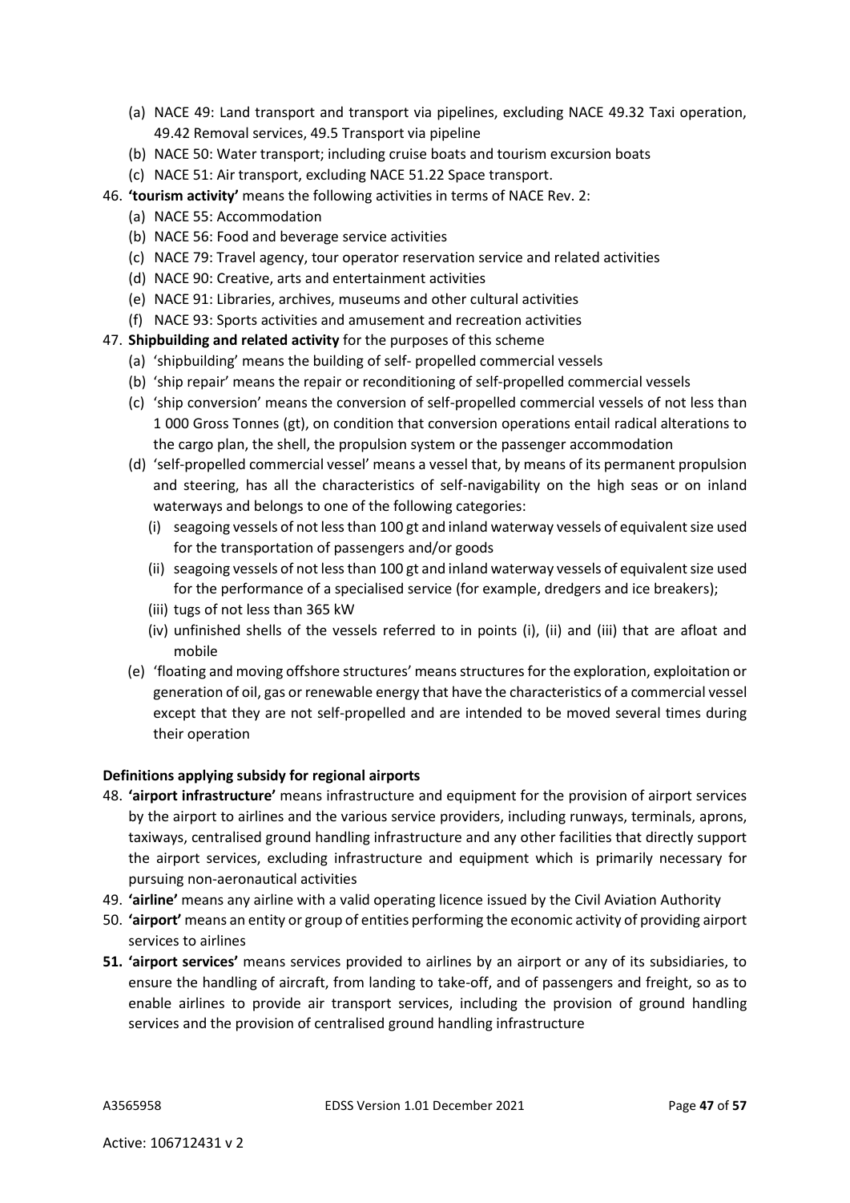(a) NACE 49: Land transport and transport via pipelines, excluding NACE 49.32 Taxi operation, 49.42 Removal services, 49.5 Transport via pipeline

(b) NACE 50: Water transport; including cruise boats and tourism excursion boats

(c) NACE 51: Air transport, excluding NACE 51.22 Space transport.

46. **'tourism activity'** means the following activities in terms of NACE Rev. 2:

    (a) NACE 55: Accommodation

    (b) NACE 56: Food and beverage service activities

    (c) NACE 79: Travel agency, tour operator reservation service and related activities

    (d) NACE 90: Creative, arts and entertainment activities

    (e) NACE 91: Libraries, archives, museums and other cultural activities

    (f) NACE 93: Sports activities and amusement and recreation activities

47. **Shipbuilding and related activity** for the purposes of this scheme

    (a) 'shipbuilding' means the building of self- propelled commercial vessels

    (b) 'ship repair' means the repair or reconditioning of self-propelled commercial vessels

    (c) 'ship conversion' means the conversion of self-propelled commercial vessels of not less than 1 000 Gross Tonnes (gt), on condition that conversion operations entail radical alterations to the cargo plan, the shell, the propulsion system or the passenger accommodation

    (d) 'self-propelled commercial vessel' means a vessel that, by means of its permanent propulsion and steering, has all the characteristics of self-navigability on the high seas or on inland waterways and belongs to one of the following categories:

        (i) seagoing vessels of not less than 100 gt and inland waterway vessels of equivalent size used for the transportation of passengers and/or goods

        (ii) seagoing vessels of not less than 100 gt and inland waterway vessels of equivalent size used for the performance of a specialised service (for example, dredgers and ice breakers);

        (iii) tugs of not less than 365 kW

        (iv) unfinished shells of the vessels referred to in points (i), (ii) and (iii) that are afloat and mobile

    (e) 'floating and moving offshore structures' means structures for the exploration, exploitation or generation of oil, gas or renewable energy that have the characteristics of a commercial vessel except that they are not self-propelled and are intended to be moved several times during their operation

**Definitions applying subsidy for regional airports**

48. **'airport infrastructure'** means infrastructure and equipment for the provision of airport services by the airport to airlines and the various service providers, including runways, terminals, aprons, taxiways, centralised ground handling infrastructure and any other facilities that directly support the airport services, excluding infrastructure and equipment which is primarily necessary for pursuing non-aeronautical activities

49. **'airline'** means any airline with a valid operating licence issued by the Civil Aviation Authority

50. **'airport'** means an entity or group of entities performing the economic activity of providing airport services to airlines

51. **'airport services'** means services provided to airlines by an airport or any of its subsidiaries, to ensure the handling of aircraft, from landing to take-off, and of passengers and freight, so as to enable airlines to provide air transport services, including the provision of ground handling services and the provision of centralised ground handling infrastructure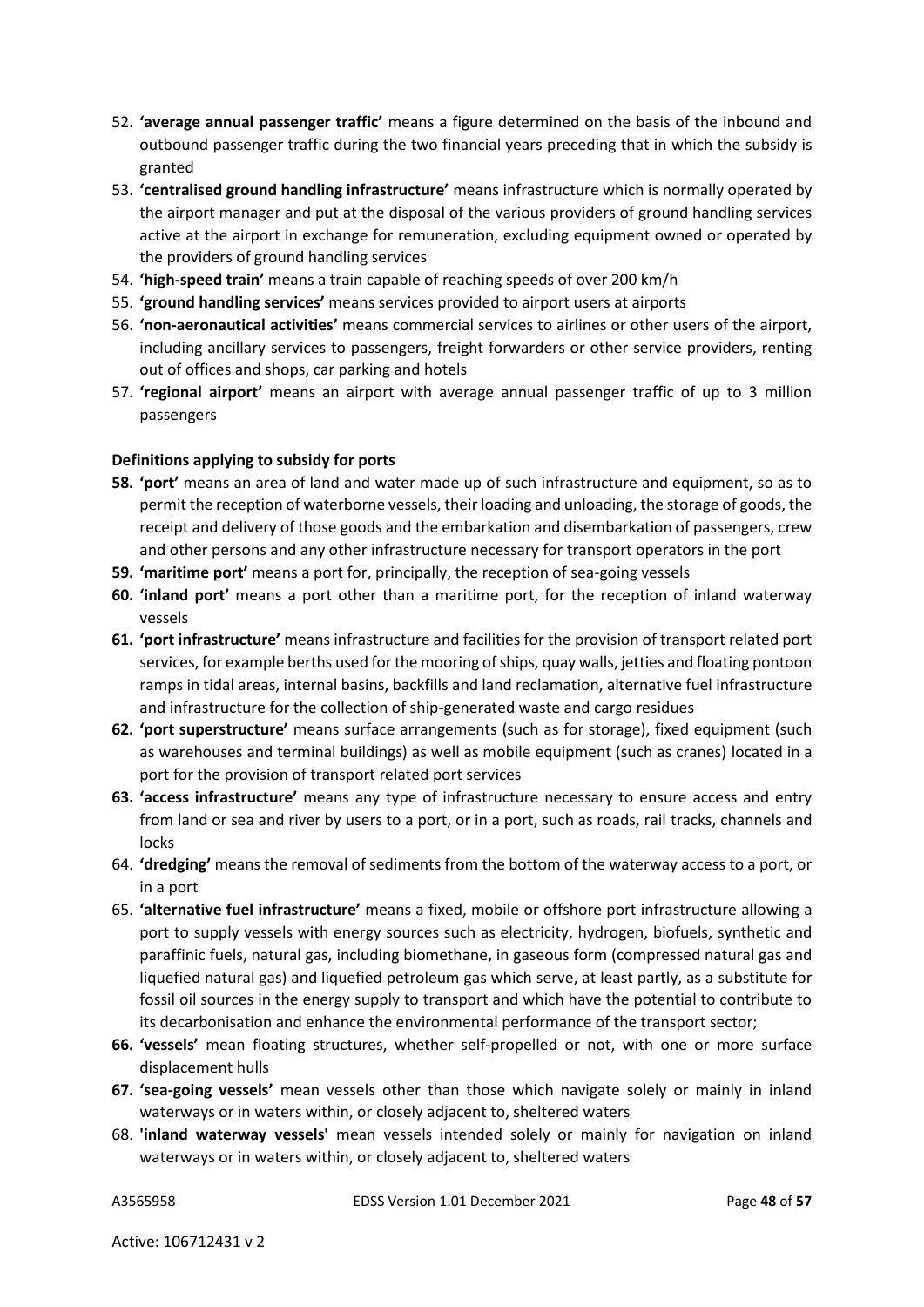52. **'average annual passenger traffic'** means a figure determined on the basis of the inbound and outbound passenger traffic during the two financial years preceding that in which the subsidy is granted
53. **'centralised ground handling infrastructure'** means infrastructure which is normally operated by the airport manager and put at the disposal of the various providers of ground handling services active at the airport in exchange for remuneration, excluding equipment owned or operated by the providers of ground handling services
54. **'high-speed train'** means a train capable of reaching speeds of over 200 km/h
55. **'ground handling services'** means services provided to airport users at airports
56. **'non-aeronautical activities'** means commercial services to airlines or other users of the airport, including ancillary services to passengers, freight forwarders or other service providers, renting out of offices and shops, car parking and hotels
57. **'regional airport'** means an airport with average annual passenger traffic of up to 3 million passengers

**Definitions applying to subsidy for ports**

58. **'port'** means an area of land and water made up of such infrastructure and equipment, so as to permit the reception of waterborne vessels, their loading and unloading, the storage of goods, the receipt and delivery of those goods and the embarkation and disembarkation of passengers, crew and other persons and any other infrastructure necessary for transport operators in the port
59. **'maritime port'** means a port for, principally, the reception of sea-going vessels
60. **'inland port'** means a port other than a maritime port, for the reception of inland waterway vessels
61. **'port infrastructure'** means infrastructure and facilities for the provision of transport related port services, for example berths used for the mooring of ships, quay walls, jetties and floating pontoon ramps in tidal areas, internal basins, backfills and land reclamation, alternative fuel infrastructure and infrastructure for the collection of ship-generated waste and cargo residues
62. **'port superstructure'** means surface arrangements (such as for storage), fixed equipment (such as warehouses and terminal buildings) as well as mobile equipment (such as cranes) located in a port for the provision of transport related port services
63. **'access infrastructure'** means any type of infrastructure necessary to ensure access and entry from land or sea and river by users to a port, or in a port, such as roads, rail tracks, channels and locks
64. **'dredging'** means the removal of sediments from the bottom of the waterway access to a port, or in a port
65. **'alternative fuel infrastructure'** means a fixed, mobile or offshore port infrastructure allowing a port to supply vessels with energy sources such as electricity, hydrogen, biofuels, synthetic and paraffinic fuels, natural gas, including biomethane, in gaseous form (compressed natural gas and liquefied natural gas) and liquefied petroleum gas which serve, at least partly, as a substitute for fossil oil sources in the energy supply to transport and which have the potential to contribute to its decarbonisation and enhance the environmental performance of the transport sector;
66. **'vessels'** mean floating structures, whether self-propelled or not, with one or more surface displacement hulls
67. **'sea-going vessels'** mean vessels other than those which navigate solely or mainly in inland waterways or in waters within, or closely adjacent to, sheltered waters
68. **'inland waterway vessels'** mean vessels intended solely or mainly for navigation on inland waterways or in waters within, or closely adjacent to, sheltered waters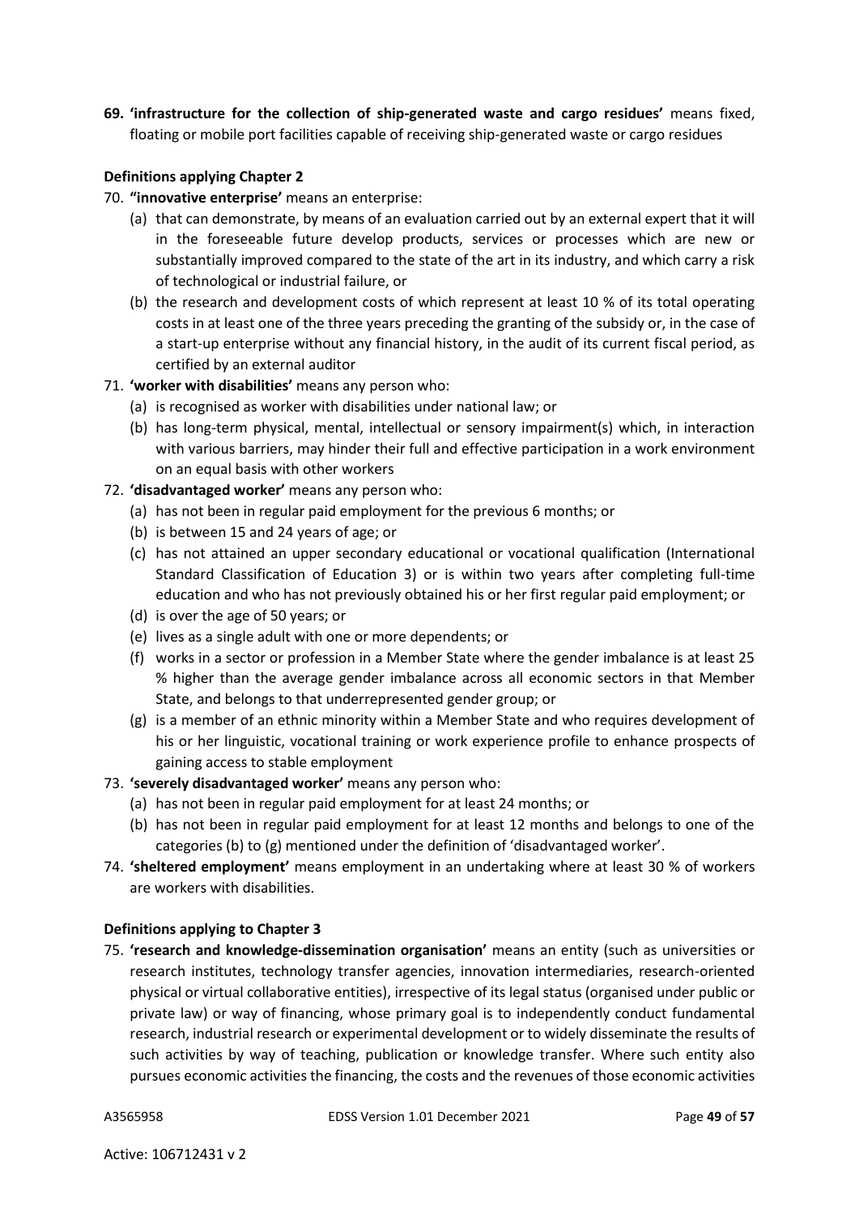**69. 'infrastructure for the collection of ship-generated waste and cargo residues'** means fixed, floating or mobile port facilities capable of receiving ship-generated waste or cargo residues

**Definitions applying Chapter 2**

70. **"innovative enterprise'** means an enterprise:
    (a) that can demonstrate, by means of an evaluation carried out by an external expert that it will in the foreseeable future develop products, services or processes which are new or substantially improved compared to the state of the art in its industry, and which carry a risk of technological or industrial failure, or
    (b) the research and development costs of which represent at least 10 % of its total operating costs in at least one of the three years preceding the granting of the subsidy or, in the case of a start-up enterprise without any financial history, in the audit of its current fiscal period, as certified by an external auditor
71. **'worker with disabilities'** means any person who:
    (a) is recognised as worker with disabilities under national law; or
    (b) has long-term physical, mental, intellectual or sensory impairment(s) which, in interaction with various barriers, may hinder their full and effective participation in a work environment on an equal basis with other workers
72. **'disadvantaged worker'** means any person who:
    (a) has not been in regular paid employment for the previous 6 months; or
    (b) is between 15 and 24 years of age; or
    (c) has not attained an upper secondary educational or vocational qualification (International Standard Classification of Education 3) or is within two years after completing full-time education and who has not previously obtained his or her first regular paid employment; or
    (d) is over the age of 50 years; or
    (e) lives as a single adult with one or more dependents; or
    (f) works in a sector or profession in a Member State where the gender imbalance is at least 25 % higher than the average gender imbalance across all economic sectors in that Member State, and belongs to that underrepresented gender group; or
    (g) is a member of an ethnic minority within a Member State and who requires development of his or her linguistic, vocational training or work experience profile to enhance prospects of gaining access to stable employment
73. **'severely disadvantaged worker'** means any person who:
    (a) has not been in regular paid employment for at least 24 months; or
    (b) has not been in regular paid employment for at least 12 months and belongs to one of the categories (b) to (g) mentioned under the definition of 'disadvantaged worker'.
74. **'sheltered employment'** means employment in an undertaking where at least 30 % of workers are workers with disabilities.

**Definitions applying to Chapter 3**

75. **'research and knowledge-dissemination organisation'** means an entity (such as universities or research institutes, technology transfer agencies, innovation intermediaries, research-oriented physical or virtual collaborative entities), irrespective of its legal status (organised under public or private law) or way of financing, whose primary goal is to independently conduct fundamental research, industrial research or experimental development or to widely disseminate the results of such activities by way of teaching, publication or knowledge transfer. Where such entity also pursues economic activities the financing, the costs and the revenues of those economic activities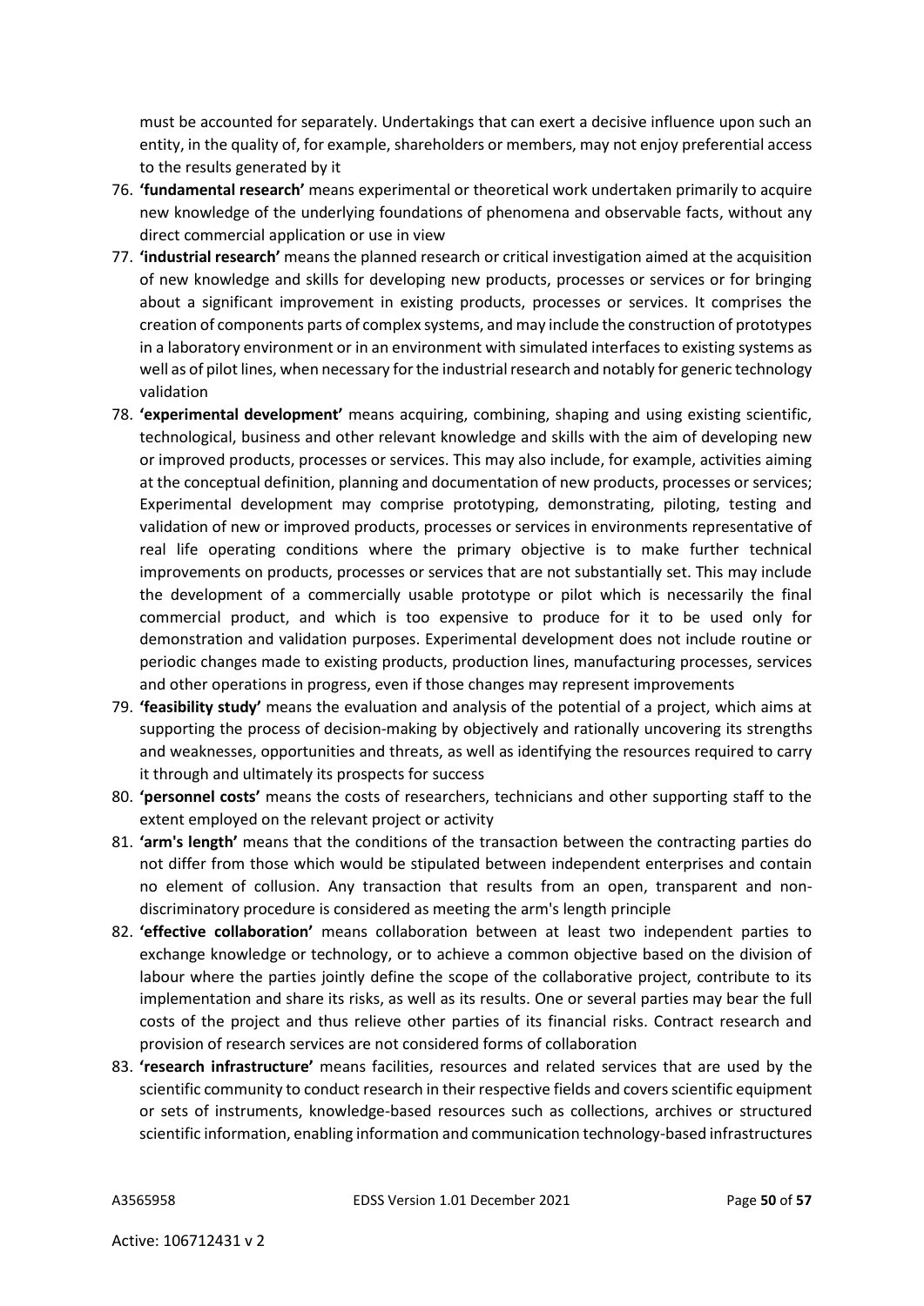must be accounted for separately. Undertakings that can exert a decisive influence upon such an entity, in the quality of, for example, shareholders or members, may not enjoy preferential access to the results generated by it

76. **'fundamental research'** means experimental or theoretical work undertaken primarily to acquire new knowledge of the underlying foundations of phenomena and observable facts, without any direct commercial application or use in view
77. **'industrial research'** means the planned research or critical investigation aimed at the acquisition of new knowledge and skills for developing new products, processes or services or for bringing about a significant improvement in existing products, processes or services. It comprises the creation of components parts of complex systems, and may include the construction of prototypes in a laboratory environment or in an environment with simulated interfaces to existing systems as well as of pilot lines, when necessary for the industrial research and notably for generic technology validation
78. **'experimental development'** means acquiring, combining, shaping and using existing scientific, technological, business and other relevant knowledge and skills with the aim of developing new or improved products, processes or services. This may also include, for example, activities aiming at the conceptual definition, planning and documentation of new products, processes or services; Experimental development may comprise prototyping, demonstrating, piloting, testing and validation of new or improved products, processes or services in environments representative of real life operating conditions where the primary objective is to make further technical improvements on products, processes or services that are not substantially set. This may include the development of a commercially usable prototype or pilot which is necessarily the final commercial product, and which is too expensive to produce for it to be used only for demonstration and validation purposes. Experimental development does not include routine or periodic changes made to existing products, production lines, manufacturing processes, services and other operations in progress, even if those changes may represent improvements
79. **'feasibility study'** means the evaluation and analysis of the potential of a project, which aims at supporting the process of decision-making by objectively and rationally uncovering its strengths and weaknesses, opportunities and threats, as well as identifying the resources required to carry it through and ultimately its prospects for success
80. **'personnel costs'** means the costs of researchers, technicians and other supporting staff to the extent employed on the relevant project or activity
81. **'arm's length'** means that the conditions of the transaction between the contracting parties do not differ from those which would be stipulated between independent enterprises and contain no element of collusion. Any transaction that results from an open, transparent and non-discriminatory procedure is considered as meeting the arm's length principle
82. **'effective collaboration'** means collaboration between at least two independent parties to exchange knowledge or technology, or to achieve a common objective based on the division of labour where the parties jointly define the scope of the collaborative project, contribute to its implementation and share its risks, as well as its results. One or several parties may bear the full costs of the project and thus relieve other parties of its financial risks. Contract research and provision of research services are not considered forms of collaboration
83. **'research infrastructure'** means facilities, resources and related services that are used by the scientific community to conduct research in their respective fields and covers scientific equipment or sets of instruments, knowledge-based resources such as collections, archives or structured scientific information, enabling information and communication technology-based infrastructures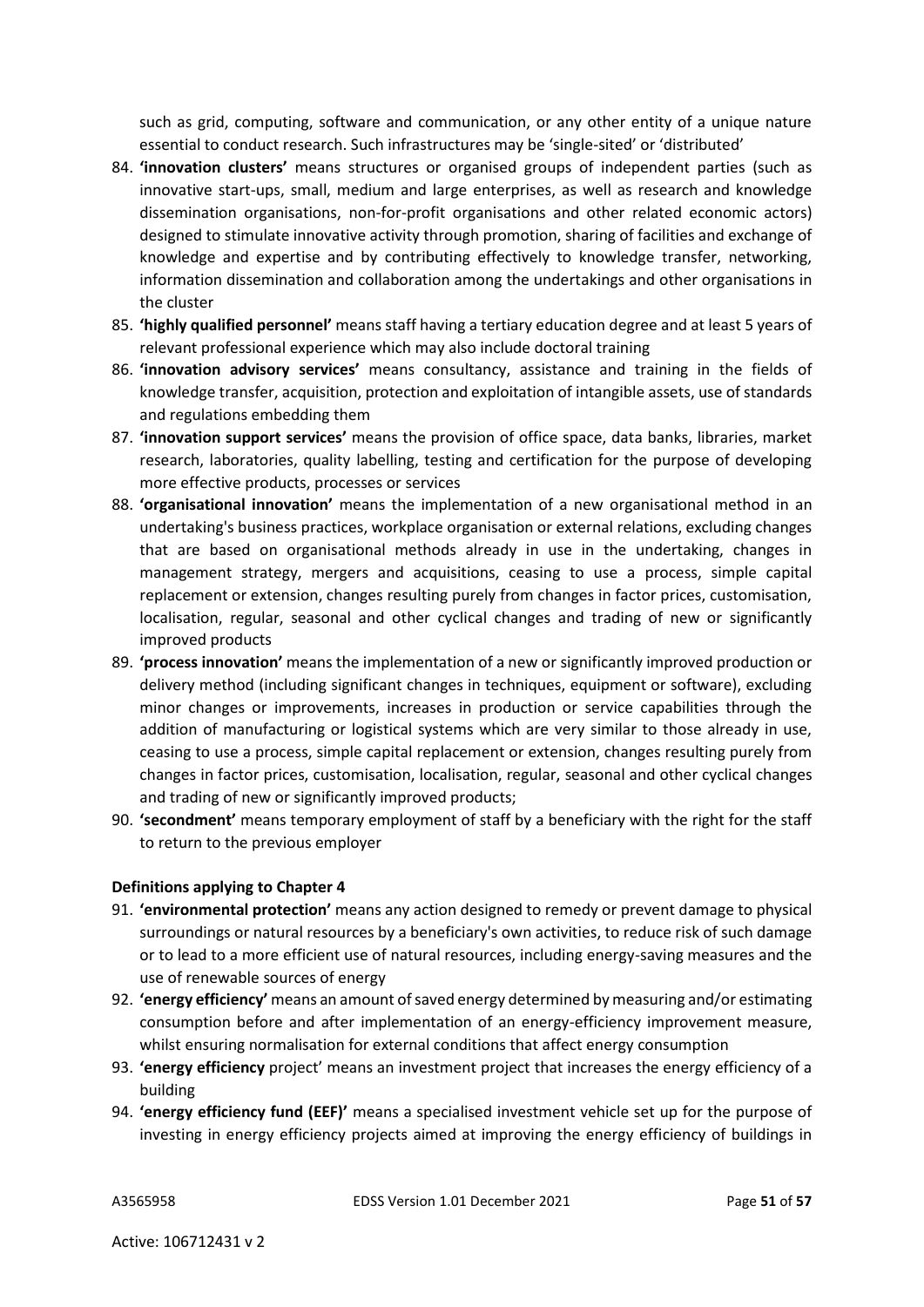such as grid, computing, software and communication, or any other entity of a unique nature essential to conduct research. Such infrastructures may be 'single-sited' or 'distributed'

84. **'innovation clusters'** means structures or organised groups of independent parties (such as innovative start-ups, small, medium and large enterprises, as well as research and knowledge dissemination organisations, non-for-profit organisations and other related economic actors) designed to stimulate innovative activity through promotion, sharing of facilities and exchange of knowledge and expertise and by contributing effectively to knowledge transfer, networking, information dissemination and collaboration among the undertakings and other organisations in the cluster
85. **'highly qualified personnel'** means staff having a tertiary education degree and at least 5 years of relevant professional experience which may also include doctoral training
86. **'innovation advisory services'** means consultancy, assistance and training in the fields of knowledge transfer, acquisition, protection and exploitation of intangible assets, use of standards and regulations embedding them
87. **'innovation support services'** means the provision of office space, data banks, libraries, market research, laboratories, quality labelling, testing and certification for the purpose of developing more effective products, processes or services
88. **'organisational innovation'** means the implementation of a new organisational method in an undertaking's business practices, workplace organisation or external relations, excluding changes that are based on organisational methods already in use in the undertaking, changes in management strategy, mergers and acquisitions, ceasing to use a process, simple capital replacement or extension, changes resulting purely from changes in factor prices, customisation, localisation, regular, seasonal and other cyclical changes and trading of new or significantly improved products
89. **'process innovation'** means the implementation of a new or significantly improved production or delivery method (including significant changes in techniques, equipment or software), excluding minor changes or improvements, increases in production or service capabilities through the addition of manufacturing or logistical systems which are very similar to those already in use, ceasing to use a process, simple capital replacement or extension, changes resulting purely from changes in factor prices, customisation, localisation, regular, seasonal and other cyclical changes and trading of new or significantly improved products;
90. **'secondment'** means temporary employment of staff by a beneficiary with the right for the staff to return to the previous employer

**Definitions applying to Chapter 4**

91. **'environmental protection'** means any action designed to remedy or prevent damage to physical surroundings or natural resources by a beneficiary's own activities, to reduce risk of such damage or to lead to a more efficient use of natural resources, including energy-saving measures and the use of renewable sources of energy
92. **'energy efficiency'** means an amount of saved energy determined by measuring and/or estimating consumption before and after implementation of an energy-efficiency improvement measure, whilst ensuring normalisation for external conditions that affect energy consumption
93. **'energy efficiency** project' means an investment project that increases the energy efficiency of a building
94. **'energy efficiency fund (EEF)'** means a specialised investment vehicle set up for the purpose of investing in energy efficiency projects aimed at improving the energy efficiency of buildings in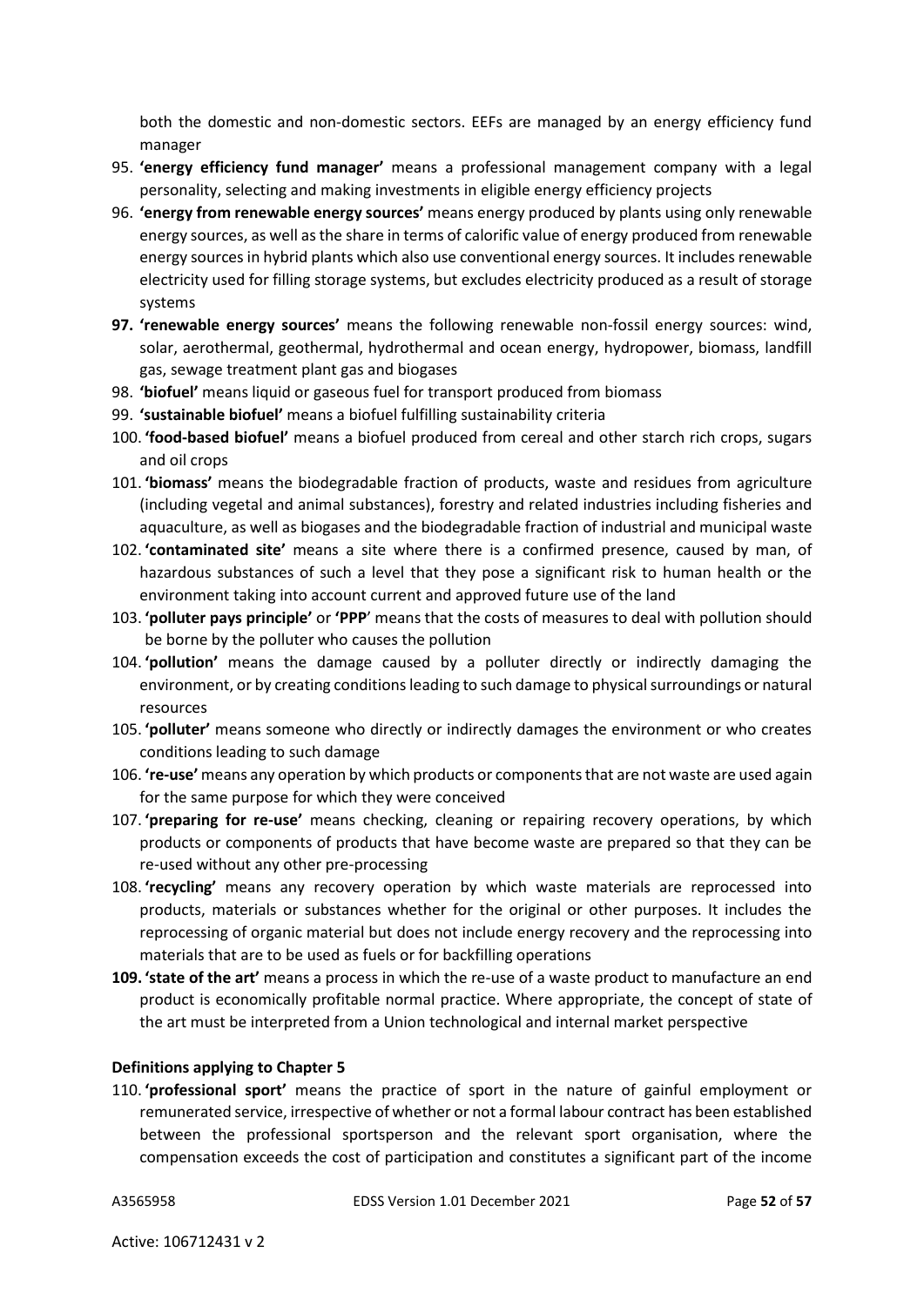both the domestic and non-domestic sectors. EEFs are managed by an energy efficiency fund manager

95. **'energy efficiency fund manager'** means a professional management company with a legal personality, selecting and making investments in eligible energy efficiency projects
96. **'energy from renewable energy sources'** means energy produced by plants using only renewable energy sources, as well as the share in terms of calorific value of energy produced from renewable energy sources in hybrid plants which also use conventional energy sources. It includes renewable electricity used for filling storage systems, but excludes electricity produced as a result of storage systems
97. **'renewable energy sources'** means the following renewable non-fossil energy sources: wind, solar, aerothermal, geothermal, hydrothermal and ocean energy, hydropower, biomass, landfill gas, sewage treatment plant gas and biogases
98. **'biofuel'** means liquid or gaseous fuel for transport produced from biomass
99. **'sustainable biofuel'** means a biofuel fulfilling sustainability criteria
100. **'food-based biofuel'** means a biofuel produced from cereal and other starch rich crops, sugars and oil crops
101. **'biomass'** means the biodegradable fraction of products, waste and residues from agriculture (including vegetal and animal substances), forestry and related industries including fisheries and aquaculture, as well as biogases and the biodegradable fraction of industrial and municipal waste
102. **'contaminated site'** means a site where there is a confirmed presence, caused by man, of hazardous substances of such a level that they pose a significant risk to human health or the environment taking into account current and approved future use of the land
103. **'polluter pays principle'** or **'PPP'** means that the costs of measures to deal with pollution should be borne by the polluter who causes the pollution
104. **'pollution'** means the damage caused by a polluter directly or indirectly damaging the environment, or by creating conditions leading to such damage to physical surroundings or natural resources
105. **'polluter'** means someone who directly or indirectly damages the environment or who creates conditions leading to such damage
106. **'re-use'** means any operation by which products or components that are not waste are used again for the same purpose for which they were conceived
107. **'preparing for re-use'** means checking, cleaning or repairing recovery operations, by which products or components of products that have become waste are prepared so that they can be re-used without any other pre-processing
108. **'recycling'** means any recovery operation by which waste materials are reprocessed into products, materials or substances whether for the original or other purposes. It includes the reprocessing of organic material but does not include energy recovery and the reprocessing into materials that are to be used as fuels or for backfilling operations
109. **'state of the art'** means a process in which the re-use of a waste product to manufacture an end product is economically profitable normal practice. Where appropriate, the concept of state of the art must be interpreted from a Union technological and internal market perspective

**Definitions applying to Chapter 5**

110. **'professional sport'** means the practice of sport in the nature of gainful employment or remunerated service, irrespective of whether or not a formal labour contract has been established between the professional sportsperson and the relevant sport organisation, where the compensation exceeds the cost of participation and constitutes a significant part of the income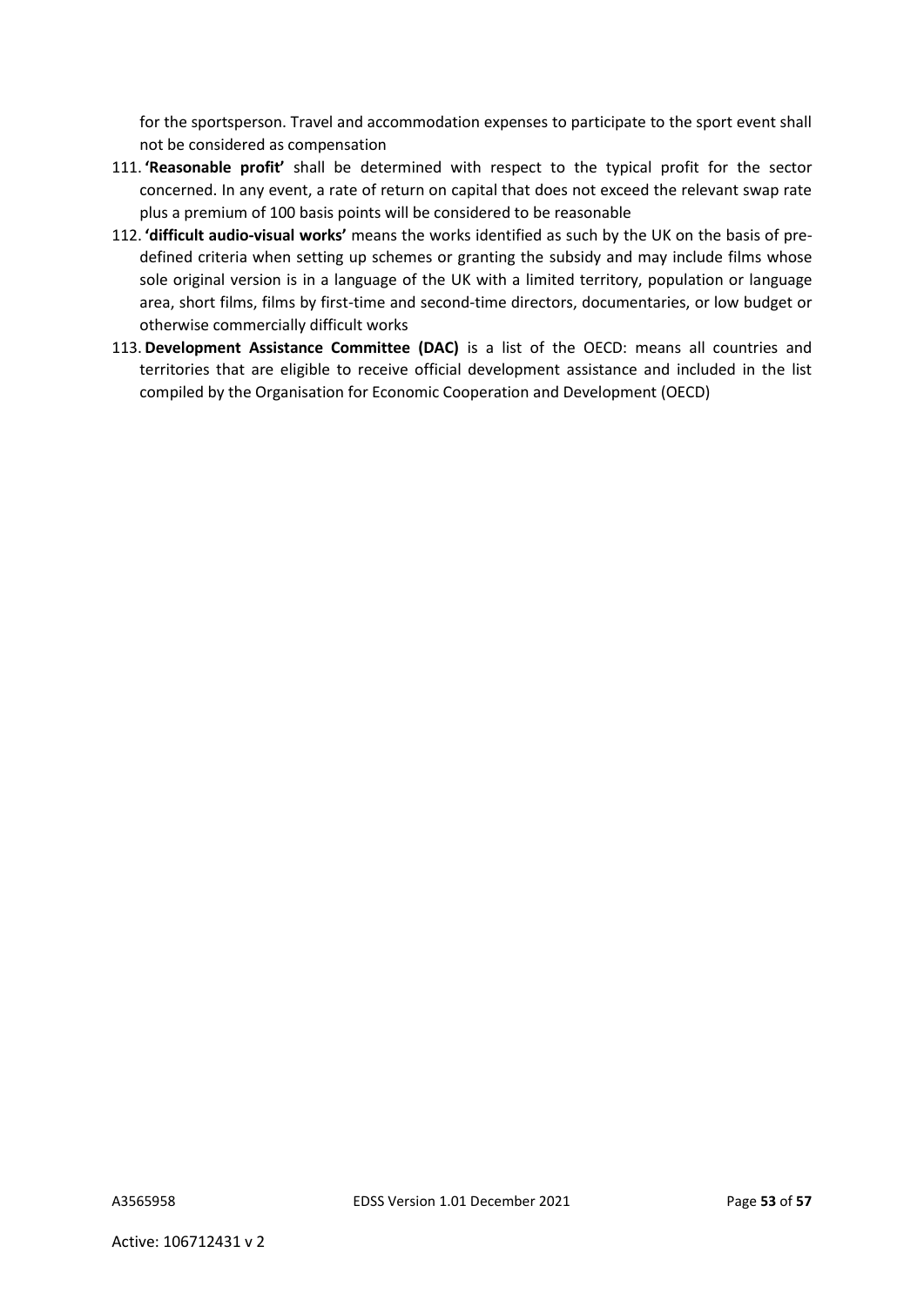for the sportsperson. Travel and accommodation expenses to participate to the sport event shall not be considered as compensation

111. **'Reasonable profit'** shall be determined with respect to the typical profit for the sector concerned. In any event, a rate of return on capital that does not exceed the relevant swap rate plus a premium of 100 basis points will be considered to be reasonable
112. **'difficult audio-visual works'** means the works identified as such by the UK on the basis of pre-defined criteria when setting up schemes or granting the subsidy and may include films whose sole original version is in a language of the UK with a limited territory, population or language area, short films, films by first-time and second-time directors, documentaries, or low budget or otherwise commercially difficult works
113. **Development Assistance Committee (DAC)** is a list of the OECD: means all countries and territories that are eligible to receive official development assistance and included in the list compiled by the Organisation for Economic Cooperation and Development (OECD)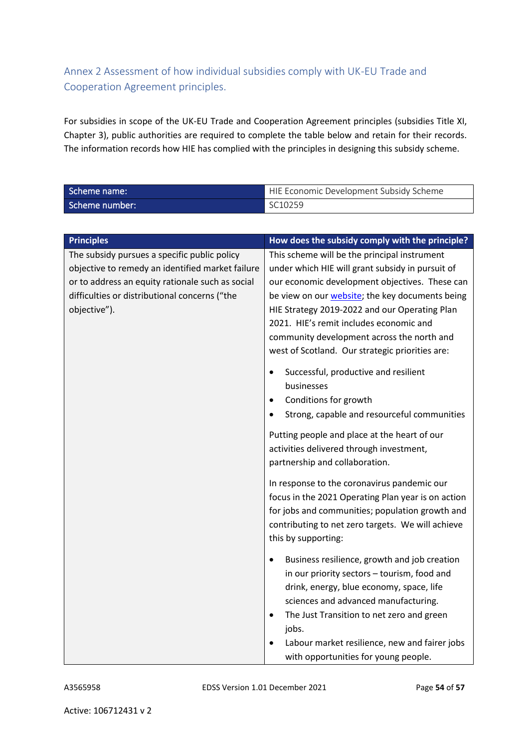## Annex 2 Assessment of how individual subsidies comply with UK-EU Trade and Cooperation Agreement principles.

For subsidies in scope of the UK-EU Trade and Cooperation Agreement principles (subsidies Title XI, Chapter 3), public authorities are required to complete the table below and retain for their records. The information records how HIE has complied with the principles in designing this subsidy scheme.

| Scheme name: | HIE Economic Development Subsidy Scheme |
|---|---|
| Scheme number: | SC10259 |

| Principles | How does the subsidy comply with the principle? |
|---|---|
| The subsidy pursues a specific public policy objective to remedy an identified market failure or to address an equity rationale such as social difficulties or distributional concerns ("the objective"). | This scheme will be the principal instrument under which HIE will grant subsidy in pursuit of our economic development objectives. These can be view on our website; the key documents being HIE Strategy 2019-2022 and our Operating Plan 2021. HIE's remit includes economic and community development across the north and west of Scotland. Our strategic priorities are:<br><br>• Successful, productive and resilient businesses<br>• Conditions for growth<br>• Strong, capable and resourceful communities<br><br>Putting people and place at the heart of our activities delivered through investment, partnership and collaboration.<br><br>In response to the coronavirus pandemic our focus in the 2021 Operating Plan year is on action for jobs and communities; population growth and contributing to net zero targets. We will achieve this by supporting:<br><br>• Business resilience, growth and job creation in our priority sectors – tourism, food and drink, energy, blue economy, space, life sciences and advanced manufacturing.<br>• The Just Transition to net zero and green jobs.<br>• Labour market resilience, new and fairer jobs with opportunities for young people. |

A3565958 EDSS Version 1.01 December 2021

Active: 106712431 v 2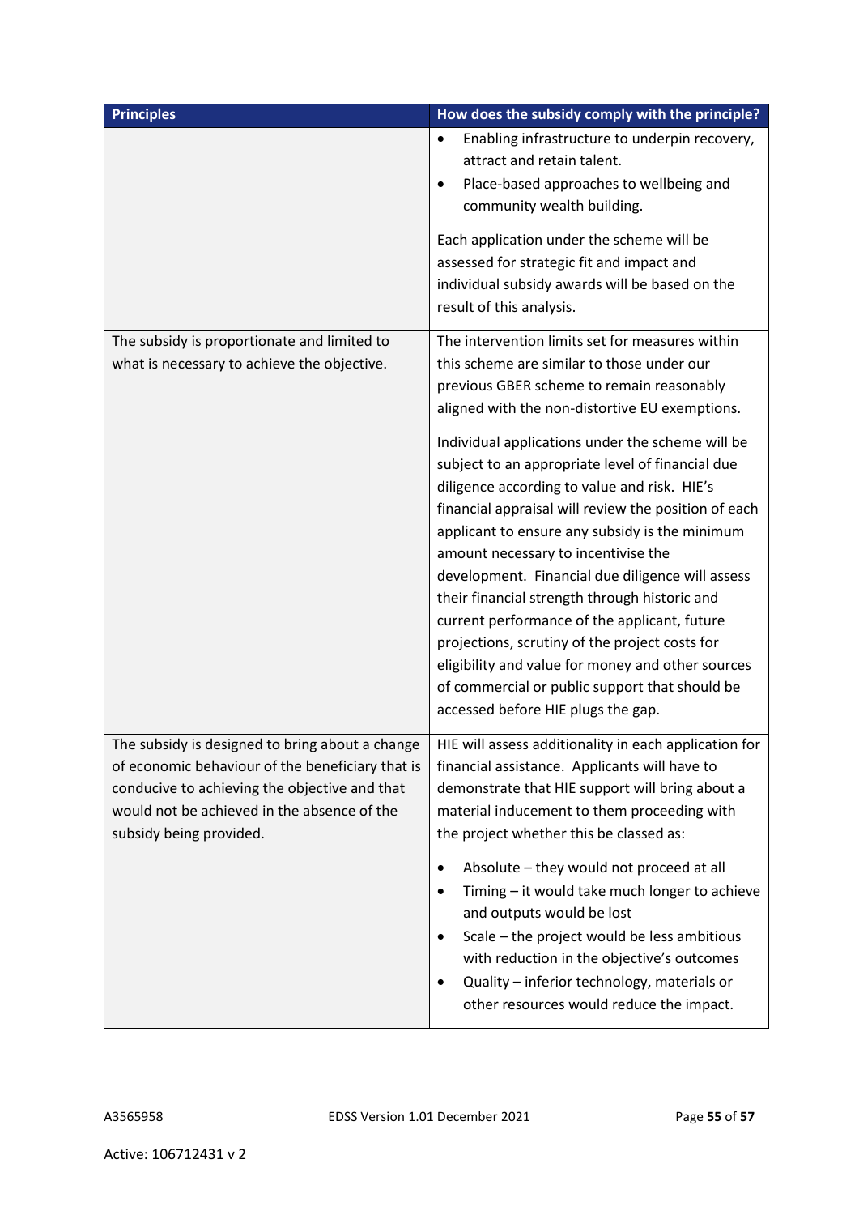| Principles | How does the subsidy comply with the principle? |
| --- | --- |
| | • Enabling infrastructure to underpin recovery, attract and retain talent.<br>• Place-based approaches to wellbeing and community wealth building.<br><br>Each application under the scheme will be assessed for strategic fit and impact and individual subsidy awards will be based on the result of this analysis. |
| The subsidy is proportionate and limited to what is necessary to achieve the objective. | The intervention limits set for measures within this scheme are similar to those under our previous GBER scheme to remain reasonably aligned with the non-distortive EU exemptions.<br><br>Individual applications under the scheme will be subject to an appropriate level of financial due diligence according to value and risk. HIE's financial appraisal will review the position of each applicant to ensure any subsidy is the minimum amount necessary to incentivise the development. Financial due diligence will assess their financial strength through historic and current performance of the applicant, future projections, scrutiny of the project costs for eligibility and value for money and other sources of commercial or public support that should be accessed before HIE plugs the gap. |
| The subsidy is designed to bring about a change of economic behaviour of the beneficiary that is conducive to achieving the objective and that would not be achieved in the absence of the subsidy being provided. | HIE will assess additionality in each application for financial assistance. Applicants will have to demonstrate that HIE support will bring about a material inducement to them proceeding with the project whether this be classed as:<br><br>• Absolute – they would not proceed at all<br>• Timing – it would take much longer to achieve and outputs would be lost<br>• Scale – the project would be less ambitious with reduction in the objective's outcomes<br>• Quality – inferior technology, materials or other resources would reduce the impact. |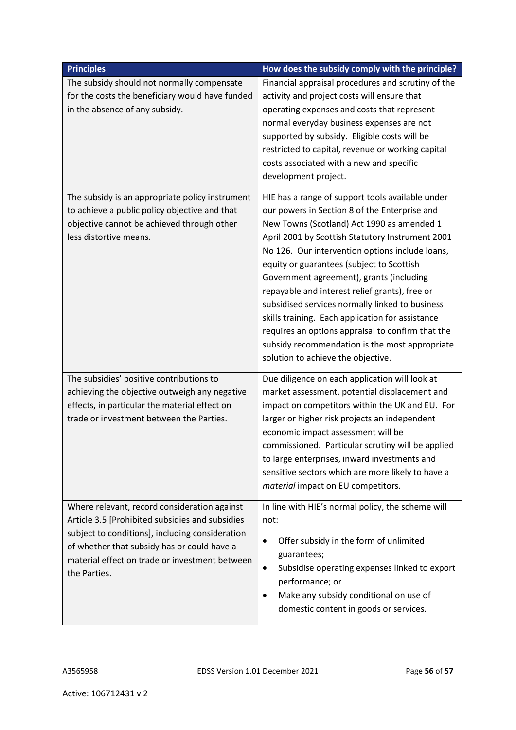| Principles | How does the subsidy comply with the principle? |
|---|---|
| The subsidy should not normally compensate for the costs the beneficiary would have funded in the absence of any subsidy. | Financial appraisal procedures and scrutiny of the activity and project costs will ensure that operating expenses and costs that represent normal everyday business expenses are not supported by subsidy. Eligible costs will be restricted to capital, revenue or working capital costs associated with a new and specific development project. |
| The subsidy is an appropriate policy instrument to achieve a public policy objective and that objective cannot be achieved through other less distortive means. | HIE has a range of support tools available under our powers in Section 8 of the Enterprise and New Towns (Scotland) Act 1990 as amended 1 April 2001 by Scottish Statutory Instrument 2001 No 126. Our intervention options include loans, equity or guarantees (subject to Scottish Government agreement), grants (including repayable and interest relief grants), free or subsidised services normally linked to business skills training. Each application for assistance requires an options appraisal to confirm that the subsidy recommendation is the most appropriate solution to achieve the objective. |
| The subsidies' positive contributions to achieving the objective outweigh any negative effects, in particular the material effect on trade or investment between the Parties. | Due diligence on each application will look at market assessment, potential displacement and impact on competitors within the UK and EU. For larger or higher risk projects an independent economic impact assessment will be commissioned. Particular scrutiny will be applied to large enterprises, inward investments and sensitive sectors which are more likely to have a *material* impact on EU competitors. |
| Where relevant, record consideration against Article 3.5 [Prohibited subsidies and subsidies subject to conditions], including consideration of whether that subsidy has or could have a material effect on trade or investment between the Parties. | In line with HIE's normal policy, the scheme will not:<br>• Offer subsidy in the form of unlimited guarantees;<br>• Subsidise operating expenses linked to export performance; or<br>• Make any subsidy conditional on use of domestic content in goods or services. |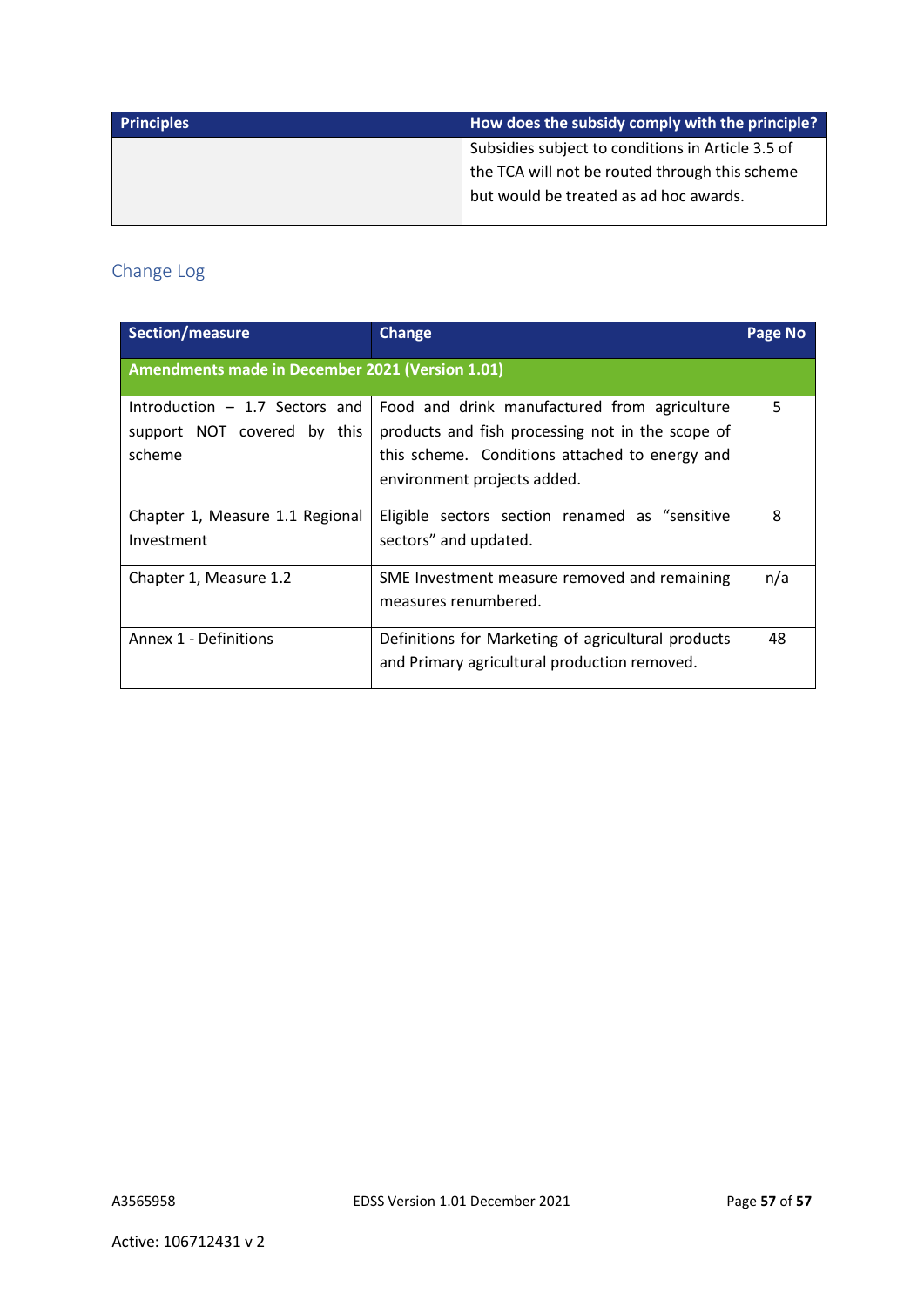| Principles | How does the subsidy comply with the principle? |
| --- | --- |
| | Subsidies subject to conditions in Article 3.5 of the TCA will not be routed through this scheme but would be treated as ad hoc awards. |

## Change Log

| Section/measure | Change | Page No |
| --- | --- | --- |
| **Amendments made in December 2021 (Version 1.01)** | | |
| Introduction – 1.7 Sectors and support NOT covered by this scheme | Food and drink manufactured from agriculture products and fish processing not in the scope of this scheme. Conditions attached to energy and environment projects added. | 5 |
| Chapter 1, Measure 1.1 Regional Investment | Eligible sectors section renamed as "sensitive sectors" and updated. | 8 |
| Chapter 1, Measure 1.2 | SME Investment measure removed and remaining measures renumbered. | n/a |
| Annex 1 - Definitions | Definitions for Marketing of agricultural products and Primary agricultural production removed. | 48 |